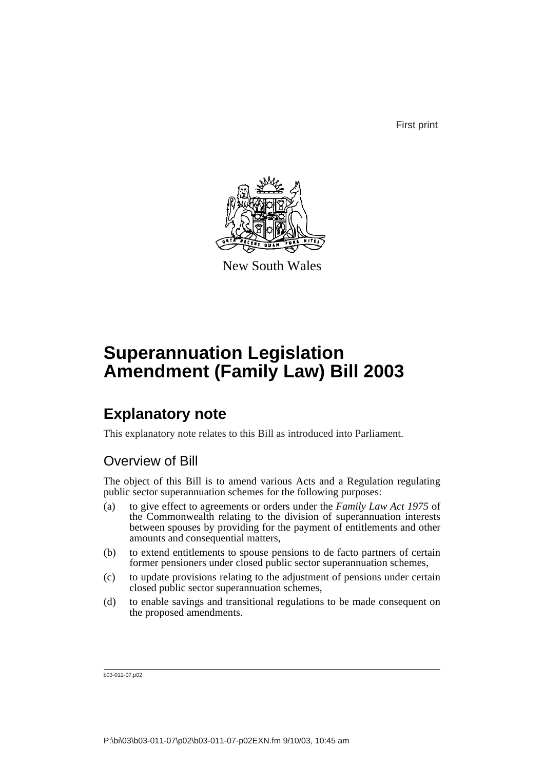First print

New South Wales

# Superannuation Legislation Amendment (Family Law) Bill 2003

## Explanatory note

This explanatory note relates to this Bill as introduced into Parliament.

### Overview of Bill

The object of this Bill is to amend various Acts and a Regulation regulating public sector superannuation schemes for the following purposes:

(a) to give effect to agreements or orders under the *Family Law Act 1975* of the Commonwealth relating to the division of superannuation interests between spouses by providing for the payment of entitlements and other amounts and consequential matters,

(b) to extend entitlements to spouse pensions to de facto partners of certain former pensioners under closed public sector superannuation schemes,

(c) to update provisions relating to the adjustment of pensions under certain closed public sector superannuation schemes,

(d) to enable savings and transitional regulations to be made consequent on the proposed amendments.

b03-011-07.p02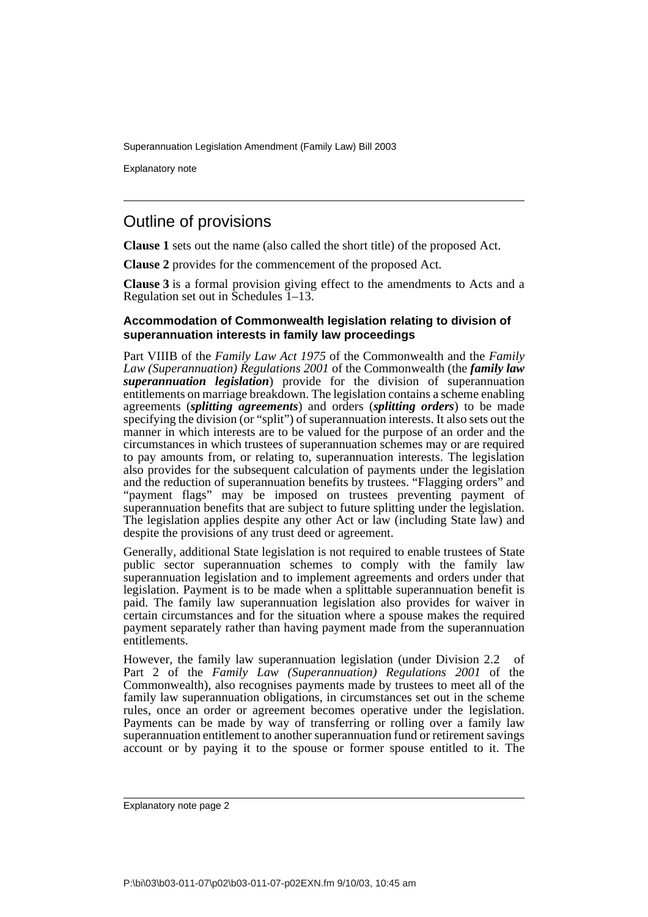## Outline of provisions

**Clause 1** sets out the name (also called the short title) of the proposed Act.

**Clause 2** provides for the commencement of the proposed Act.

**Clause 3** is a formal provision giving effect to the amendments to Acts and a Regulation set out in Schedules 1–13.

### Accommodation of Commonwealth legislation relating to division of superannuation interests in family law proceedings

Part VIIIB of the *Family Law Act 1975* of the Commonwealth and the *Family Law (Superannuation) Regulations 2001* of the Commonwealth (the ***family law superannuation legislation***) provide for the division of superannuation entitlements on marriage breakdown. The legislation contains a scheme enabling agreements (***splitting agreements***) and orders (***splitting orders***) to be made specifying the division (or "split") of superannuation interests. It also sets out the manner in which interests are to be valued for the purpose of an order and the circumstances in which trustees of superannuation schemes may or are required to pay amounts from, or relating to, superannuation interests. The legislation also provides for the subsequent calculation of payments under the legislation and the reduction of superannuation benefits by trustees. "Flagging orders" and "payment flags" may be imposed on trustees preventing payment of superannuation benefits that are subject to future splitting under the legislation. The legislation applies despite any other Act or law (including State law) and despite the provisions of any trust deed or agreement.

Generally, additional State legislation is not required to enable trustees of State public sector superannuation schemes to comply with the family law superannuation legislation and to implement agreements and orders under that legislation. Payment is to be made when a splittable superannuation benefit is paid. The family law superannuation legislation also provides for waiver in certain circumstances and for the situation where a spouse makes the required payment separately rather than having payment made from the superannuation entitlements.

However, the family law superannuation legislation (under Division 2.2 of Part 2 of the *Family Law (Superannuation) Regulations 2001* of the Commonwealth), also recognises payments made by trustees to meet all of the family law superannuation obligations, in circumstances set out in the scheme rules, once an order or agreement becomes operative under the legislation. Payments can be made by way of transferring or rolling over a family law superannuation entitlement to another superannuation fund or retirement savings account or by paying it to the spouse or former spouse entitled to it. The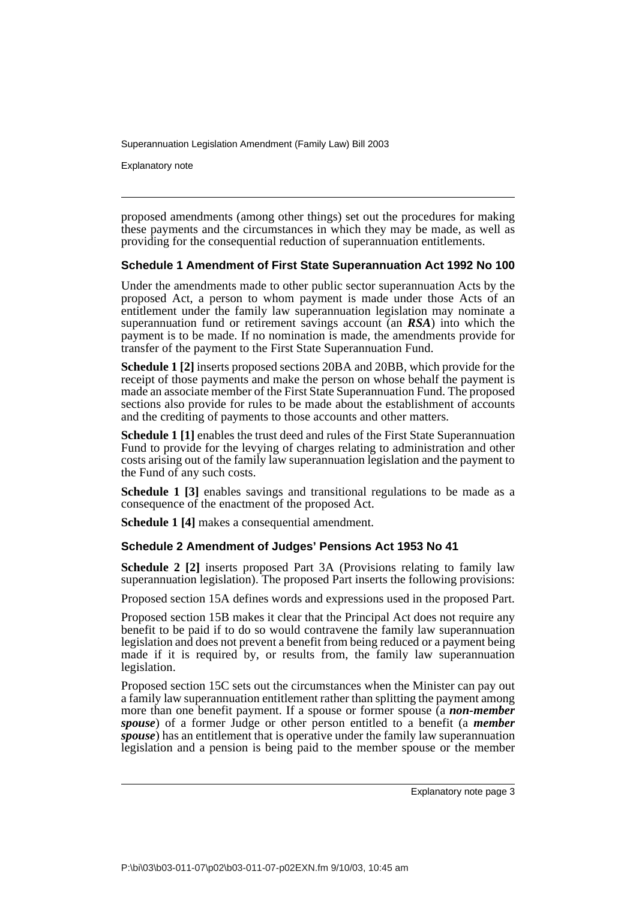proposed amendments (among other things) set out the procedures for making these payments and the circumstances in which they may be made, as well as providing for the consequential reduction of superannuation entitlements.

### Schedule 1 Amendment of First State Superannuation Act 1992 No 100

Under the amendments made to other public sector superannuation Acts by the proposed Act, a person to whom payment is made under those Acts of an entitlement under the family law superannuation legislation may nominate a superannuation fund or retirement savings account (an ***RSA***) into which the payment is to be made. If no nomination is made, the amendments provide for transfer of the payment to the First State Superannuation Fund.

**Schedule 1 [2]** inserts proposed sections 20BA and 20BB, which provide for the receipt of those payments and make the person on whose behalf the payment is made an associate member of the First State Superannuation Fund. The proposed sections also provide for rules to be made about the establishment of accounts and the crediting of payments to those accounts and other matters.

**Schedule 1 [1]** enables the trust deed and rules of the First State Superannuation Fund to provide for the levying of charges relating to administration and other costs arising out of the family law superannuation legislation and the payment to the Fund of any such costs.

**Schedule 1 [3]** enables savings and transitional regulations to be made as a consequence of the enactment of the proposed Act.

**Schedule 1 [4]** makes a consequential amendment.

### Schedule 2 Amendment of Judges' Pensions Act 1953 No 41

**Schedule 2 [2]** inserts proposed Part 3A (Provisions relating to family law superannuation legislation). The proposed Part inserts the following provisions:

Proposed section 15A defines words and expressions used in the proposed Part.

Proposed section 15B makes it clear that the Principal Act does not require any benefit to be paid if to do so would contravene the family law superannuation legislation and does not prevent a benefit from being reduced or a payment being made if it is required by, or results from, the family law superannuation legislation.

Proposed section 15C sets out the circumstances when the Minister can pay out a family law superannuation entitlement rather than splitting the payment among more than one benefit payment. If a spouse or former spouse (a ***non-member spouse***) of a former Judge or other person entitled to a benefit (a ***member spouse***) has an entitlement that is operative under the family law superannuation legislation and a pension is being paid to the member spouse or the member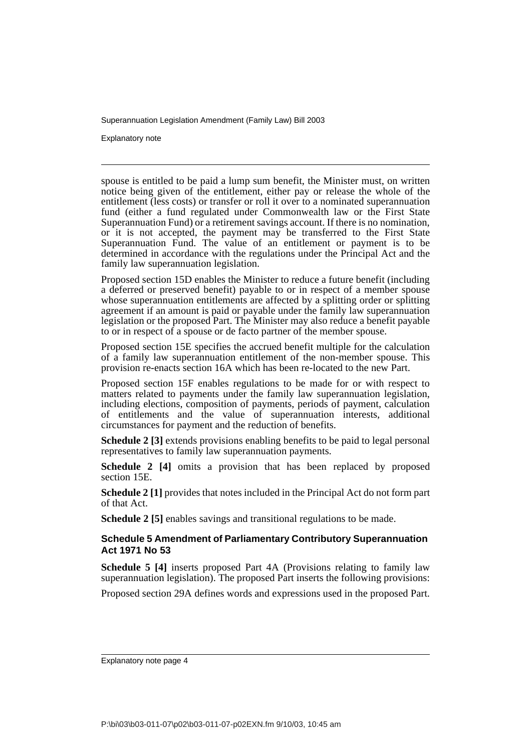spouse is entitled to be paid a lump sum benefit, the Minister must, on written notice being given of the entitlement, either pay or release the whole of the entitlement (less costs) or transfer or roll it over to a nominated superannuation fund (either a fund regulated under Commonwealth law or the First State Superannuation Fund) or a retirement savings account. If there is no nomination, or it is not accepted, the payment may be transferred to the First State Superannuation Fund. The value of an entitlement or payment is to be determined in accordance with the regulations under the Principal Act and the family law superannuation legislation.

Proposed section 15D enables the Minister to reduce a future benefit (including a deferred or preserved benefit) payable to or in respect of a member spouse whose superannuation entitlements are affected by a splitting order or splitting agreement if an amount is paid or payable under the family law superannuation legislation or the proposed Part. The Minister may also reduce a benefit payable to or in respect of a spouse or de facto partner of the member spouse.

Proposed section 15E specifies the accrued benefit multiple for the calculation of a family law superannuation entitlement of the non-member spouse. This provision re-enacts section 16A which has been re-located to the new Part.

Proposed section 15F enables regulations to be made for or with respect to matters related to payments under the family law superannuation legislation, including elections, composition of payments, periods of payment, calculation of entitlements and the value of superannuation interests, additional circumstances for payment and the reduction of benefits.

**Schedule 2 [3]** extends provisions enabling benefits to be paid to legal personal representatives to family law superannuation payments.

**Schedule 2 [4]** omits a provision that has been replaced by proposed section 15E.

**Schedule 2 [1]** provides that notes included in the Principal Act do not form part of that Act.

**Schedule 2 [5]** enables savings and transitional regulations to be made.

### Schedule 5 Amendment of Parliamentary Contributory Superannuation Act 1971 No 53

**Schedule 5 [4]** inserts proposed Part 4A (Provisions relating to family law superannuation legislation). The proposed Part inserts the following provisions:

Proposed section 29A defines words and expressions used in the proposed Part.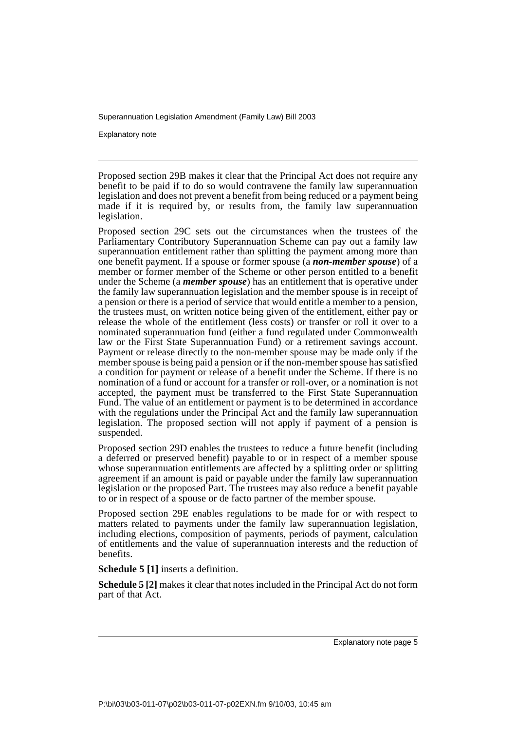Proposed section 29B makes it clear that the Principal Act does not require any benefit to be paid if to do so would contravene the family law superannuation legislation and does not prevent a benefit from being reduced or a payment being made if it is required by, or results from, the family law superannuation legislation.

Proposed section 29C sets out the circumstances when the trustees of the Parliamentary Contributory Superannuation Scheme can pay out a family law superannuation entitlement rather than splitting the payment among more than one benefit payment. If a spouse or former spouse (a ***non-member spouse***) of a member or former member of the Scheme or other person entitled to a benefit under the Scheme (a ***member spouse***) has an entitlement that is operative under the family law superannuation legislation and the member spouse is in receipt of a pension or there is a period of service that would entitle a member to a pension, the trustees must, on written notice being given of the entitlement, either pay or release the whole of the entitlement (less costs) or transfer or roll it over to a nominated superannuation fund (either a fund regulated under Commonwealth law or the First State Superannuation Fund) or a retirement savings account. Payment or release directly to the non-member spouse may be made only if the member spouse is being paid a pension or if the non-member spouse has satisfied a condition for payment or release of a benefit under the Scheme. If there is no nomination of a fund or account for a transfer or roll-over, or a nomination is not accepted, the payment must be transferred to the First State Superannuation Fund. The value of an entitlement or payment is to be determined in accordance with the regulations under the Principal Act and the family law superannuation legislation. The proposed section will not apply if payment of a pension is suspended.

Proposed section 29D enables the trustees to reduce a future benefit (including a deferred or preserved benefit) payable to or in respect of a member spouse whose superannuation entitlements are affected by a splitting order or splitting agreement if an amount is paid or payable under the family law superannuation legislation or the proposed Part. The trustees may also reduce a benefit payable to or in respect of a spouse or de facto partner of the member spouse.

Proposed section 29E enables regulations to be made for or with respect to matters related to payments under the family law superannuation legislation, including elections, composition of payments, periods of payment, calculation of entitlements and the value of superannuation interests and the reduction of benefits.

**Schedule 5 [1]** inserts a definition.

**Schedule 5 [2]** makes it clear that notes included in the Principal Act do not form part of that Act.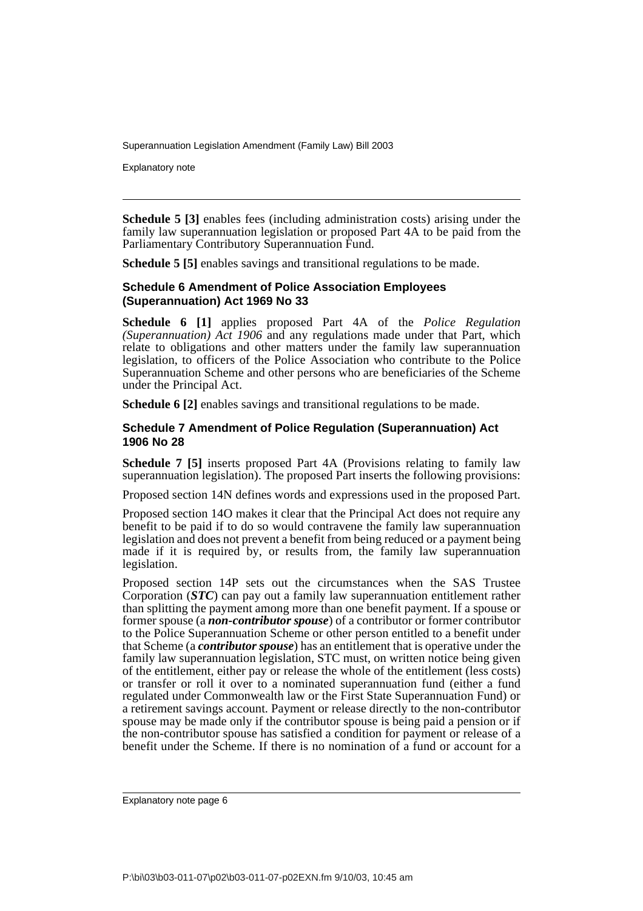**Schedule 5 [3]** enables fees (including administration costs) arising under the family law superannuation legislation or proposed Part 4A to be paid from the Parliamentary Contributory Superannuation Fund.

**Schedule 5 [5]** enables savings and transitional regulations to be made.

### Schedule 6 Amendment of Police Association Employees (Superannuation) Act 1969 No 33

**Schedule 6 [1]** applies proposed Part 4A of the *Police Regulation (Superannuation) Act 1906* and any regulations made under that Part, which relate to obligations and other matters under the family law superannuation legislation, to officers of the Police Association who contribute to the Police Superannuation Scheme and other persons who are beneficiaries of the Scheme under the Principal Act.

**Schedule 6 [2]** enables savings and transitional regulations to be made.

### Schedule 7 Amendment of Police Regulation (Superannuation) Act 1906 No 28

**Schedule 7 [5]** inserts proposed Part 4A (Provisions relating to family law superannuation legislation). The proposed Part inserts the following provisions:

Proposed section 14N defines words and expressions used in the proposed Part.

Proposed section 14O makes it clear that the Principal Act does not require any benefit to be paid if to do so would contravene the family law superannuation legislation and does not prevent a benefit from being reduced or a payment being made if it is required by, or results from, the family law superannuation legislation.

Proposed section 14P sets out the circumstances when the SAS Trustee Corporation (***STC***) can pay out a family law superannuation entitlement rather than splitting the payment among more than one benefit payment. If a spouse or former spouse (a ***non-contributor spouse***) of a contributor or former contributor to the Police Superannuation Scheme or other person entitled to a benefit under that Scheme (a ***contributor spouse***) has an entitlement that is operative under the family law superannuation legislation, STC must, on written notice being given of the entitlement, either pay or release the whole of the entitlement (less costs) or transfer or roll it over to a nominated superannuation fund (either a fund regulated under Commonwealth law or the First State Superannuation Fund) or a retirement savings account. Payment or release directly to the non-contributor spouse may be made only if the contributor spouse is being paid a pension or if the non-contributor spouse has satisfied a condition for payment or release of a benefit under the Scheme. If there is no nomination of a fund or account for a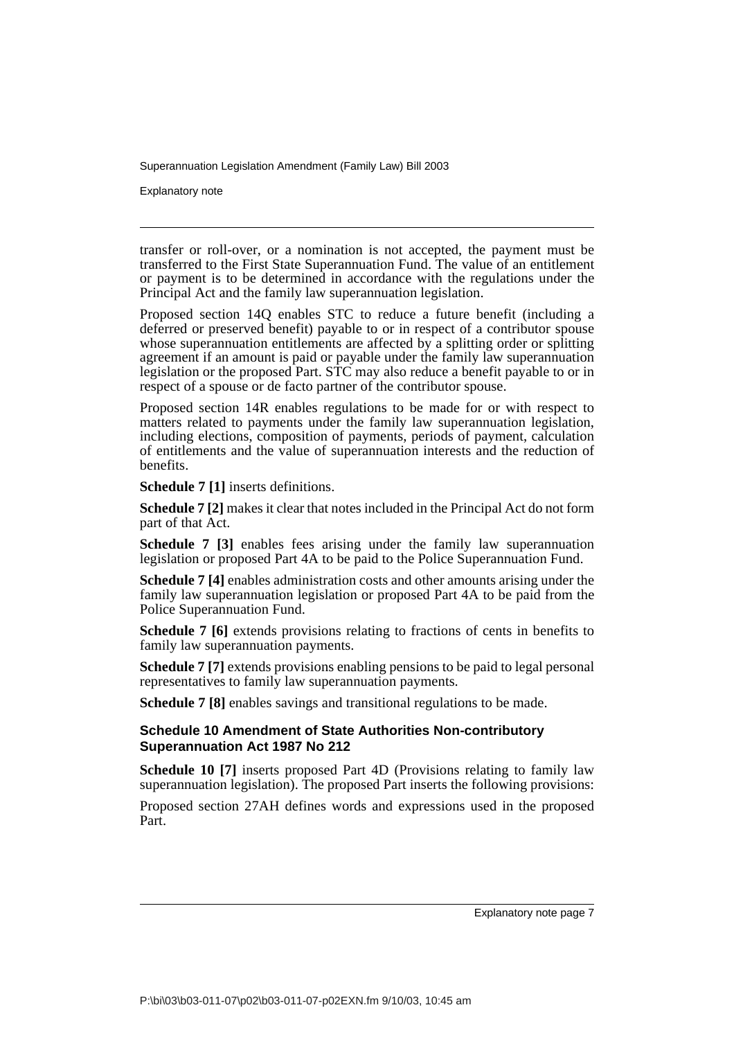transfer or roll-over, or a nomination is not accepted, the payment must be transferred to the First State Superannuation Fund. The value of an entitlement or payment is to be determined in accordance with the regulations under the Principal Act and the family law superannuation legislation.

Proposed section 14Q enables STC to reduce a future benefit (including a deferred or preserved benefit) payable to or in respect of a contributor spouse whose superannuation entitlements are affected by a splitting order or splitting agreement if an amount is paid or payable under the family law superannuation legislation or the proposed Part. STC may also reduce a benefit payable to or in respect of a spouse or de facto partner of the contributor spouse.

Proposed section 14R enables regulations to be made for or with respect to matters related to payments under the family law superannuation legislation, including elections, composition of payments, periods of payment, calculation of entitlements and the value of superannuation interests and the reduction of benefits.

**Schedule 7 [1]** inserts definitions.

**Schedule 7 [2]** makes it clear that notes included in the Principal Act do not form part of that Act.

**Schedule 7 [3]** enables fees arising under the family law superannuation legislation or proposed Part 4A to be paid to the Police Superannuation Fund.

**Schedule 7 [4]** enables administration costs and other amounts arising under the family law superannuation legislation or proposed Part 4A to be paid from the Police Superannuation Fund.

**Schedule 7 [6]** extends provisions relating to fractions of cents in benefits to family law superannuation payments.

**Schedule 7 [7]** extends provisions enabling pensions to be paid to legal personal representatives to family law superannuation payments.

**Schedule 7 [8]** enables savings and transitional regulations to be made.

### Schedule 10 Amendment of State Authorities Non-contributory Superannuation Act 1987 No 212

**Schedule 10 [7]** inserts proposed Part 4D (Provisions relating to family law superannuation legislation). The proposed Part inserts the following provisions:

Proposed section 27AH defines words and expressions used in the proposed Part.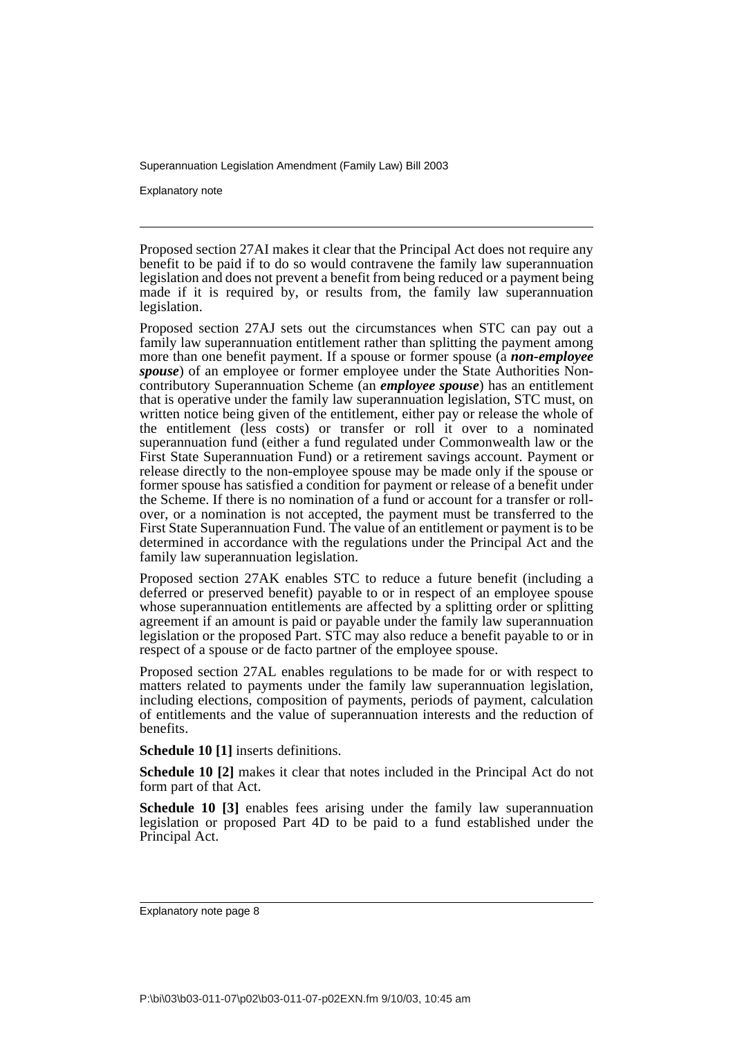Proposed section 27AI makes it clear that the Principal Act does not require any benefit to be paid if to do so would contravene the family law superannuation legislation and does not prevent a benefit from being reduced or a payment being made if it is required by, or results from, the family law superannuation legislation.

Proposed section 27AJ sets out the circumstances when STC can pay out a family law superannuation entitlement rather than splitting the payment among more than one benefit payment. If a spouse or former spouse (a ***non-employee spouse***) of an employee or former employee under the State Authorities Non-contributory Superannuation Scheme (an ***employee spouse***) has an entitlement that is operative under the family law superannuation legislation, STC must, on written notice being given of the entitlement, either pay or release the whole of the entitlement (less costs) or transfer or roll it over to a nominated superannuation fund (either a fund regulated under Commonwealth law or the First State Superannuation Fund) or a retirement savings account. Payment or release directly to the non-employee spouse may be made only if the spouse or former spouse has satisfied a condition for payment or release of a benefit under the Scheme. If there is no nomination of a fund or account for a transfer or roll-over, or a nomination is not accepted, the payment must be transferred to the First State Superannuation Fund. The value of an entitlement or payment is to be determined in accordance with the regulations under the Principal Act and the family law superannuation legislation.

Proposed section 27AK enables STC to reduce a future benefit (including a deferred or preserved benefit) payable to or in respect of an employee spouse whose superannuation entitlements are affected by a splitting order or splitting agreement if an amount is paid or payable under the family law superannuation legislation or the proposed Part. STC may also reduce a benefit payable to or in respect of a spouse or de facto partner of the employee spouse.

Proposed section 27AL enables regulations to be made for or with respect to matters related to payments under the family law superannuation legislation, including elections, composition of payments, periods of payment, calculation of entitlements and the value of superannuation interests and the reduction of benefits.

**Schedule 10 [1]** inserts definitions.

**Schedule 10 [2]** makes it clear that notes included in the Principal Act do not form part of that Act.

**Schedule 10 [3]** enables fees arising under the family law superannuation legislation or proposed Part 4D to be paid to a fund established under the Principal Act.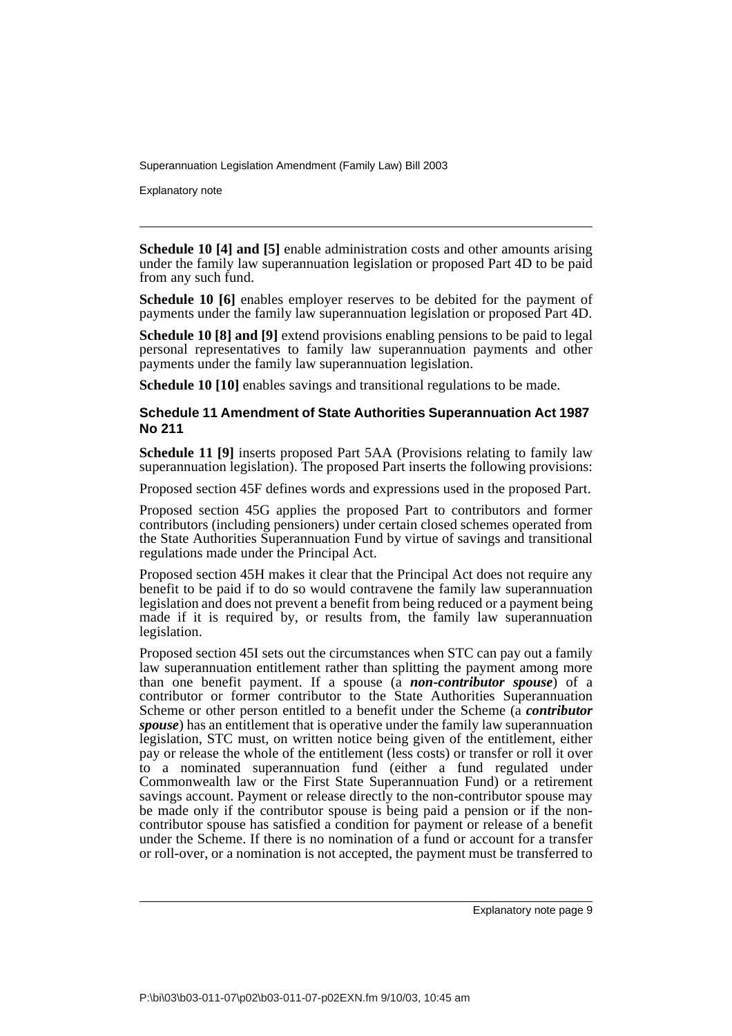**Schedule 10 [4] and [5]** enable administration costs and other amounts arising under the family law superannuation legislation or proposed Part 4D to be paid from any such fund.

**Schedule 10 [6]** enables employer reserves to be debited for the payment of payments under the family law superannuation legislation or proposed Part 4D.

**Schedule 10 [8] and [9]** extend provisions enabling pensions to be paid to legal personal representatives to family law superannuation payments and other payments under the family law superannuation legislation.

**Schedule 10 [10]** enables savings and transitional regulations to be made.

### Schedule 11 Amendment of State Authorities Superannuation Act 1987 No 211

**Schedule 11 [9]** inserts proposed Part 5AA (Provisions relating to family law superannuation legislation). The proposed Part inserts the following provisions:

Proposed section 45F defines words and expressions used in the proposed Part.

Proposed section 45G applies the proposed Part to contributors and former contributors (including pensioners) under certain closed schemes operated from the State Authorities Superannuation Fund by virtue of savings and transitional regulations made under the Principal Act.

Proposed section 45H makes it clear that the Principal Act does not require any benefit to be paid if to do so would contravene the family law superannuation legislation and does not prevent a benefit from being reduced or a payment being made if it is required by, or results from, the family law superannuation legislation.

Proposed section 45I sets out the circumstances when STC can pay out a family law superannuation entitlement rather than splitting the payment among more than one benefit payment. If a spouse (a ***non-contributor spouse***) of a contributor or former contributor to the State Authorities Superannuation Scheme or other person entitled to a benefit under the Scheme (a ***contributor spouse***) has an entitlement that is operative under the family law superannuation legislation, STC must, on written notice being given of the entitlement, either pay or release the whole of the entitlement (less costs) or transfer or roll it over to a nominated superannuation fund (either a fund regulated under Commonwealth law or the First State Superannuation Fund) or a retirement savings account. Payment or release directly to the non-contributor spouse may be made only if the contributor spouse is being paid a pension or if the non-contributor spouse has satisfied a condition for payment or release of a benefit under the Scheme. If there is no nomination of a fund or account for a transfer or roll-over, or a nomination is not accepted, the payment must be transferred to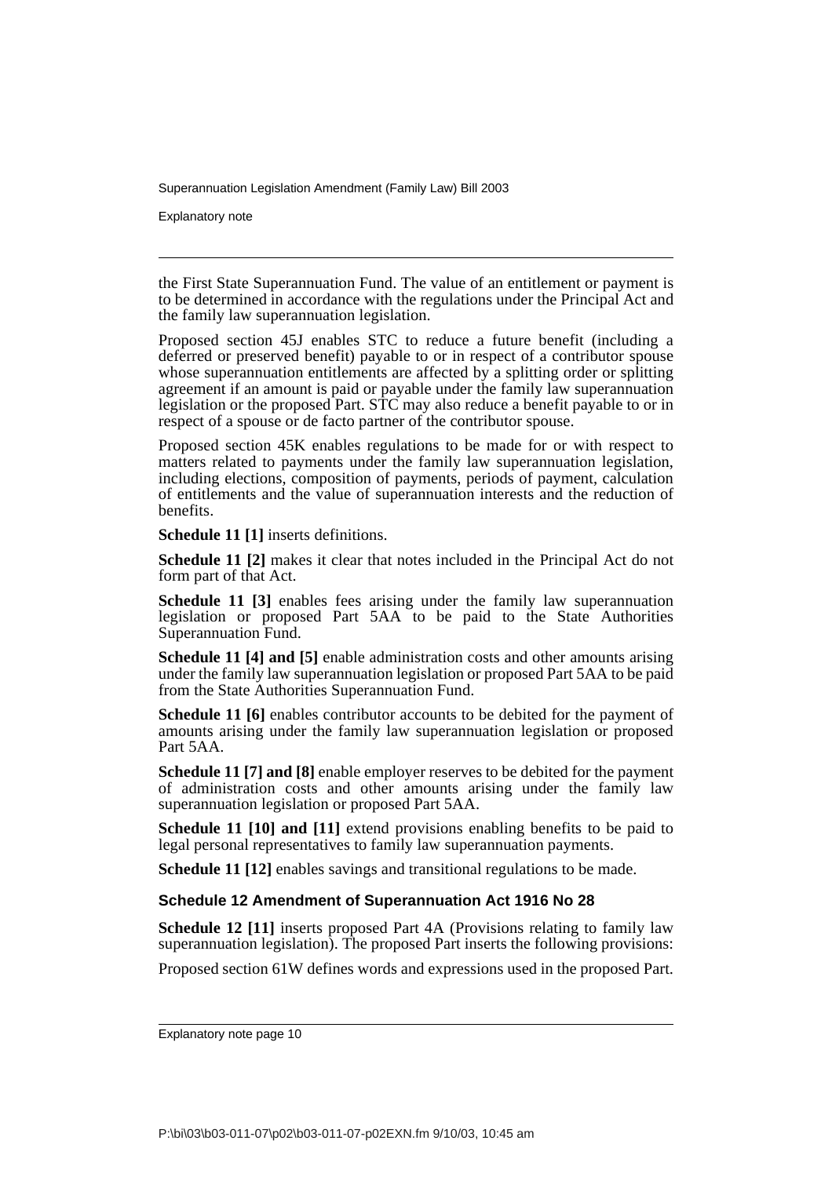the First State Superannuation Fund. The value of an entitlement or payment is to be determined in accordance with the regulations under the Principal Act and the family law superannuation legislation.

Proposed section 45J enables STC to reduce a future benefit (including a deferred or preserved benefit) payable to or in respect of a contributor spouse whose superannuation entitlements are affected by a splitting order or splitting agreement if an amount is paid or payable under the family law superannuation legislation or the proposed Part. STC may also reduce a benefit payable to or in respect of a spouse or de facto partner of the contributor spouse.

Proposed section 45K enables regulations to be made for or with respect to matters related to payments under the family law superannuation legislation, including elections, composition of payments, periods of payment, calculation of entitlements and the value of superannuation interests and the reduction of benefits.

**Schedule 11 [1]** inserts definitions.

**Schedule 11 [2]** makes it clear that notes included in the Principal Act do not form part of that Act.

**Schedule 11 [3]** enables fees arising under the family law superannuation legislation or proposed Part 5AA to be paid to the State Authorities Superannuation Fund.

**Schedule 11 [4] and [5]** enable administration costs and other amounts arising under the family law superannuation legislation or proposed Part 5AA to be paid from the State Authorities Superannuation Fund.

**Schedule 11 [6]** enables contributor accounts to be debited for the payment of amounts arising under the family law superannuation legislation or proposed Part 5AA.

**Schedule 11 [7] and [8]** enable employer reserves to be debited for the payment of administration costs and other amounts arising under the family law superannuation legislation or proposed Part 5AA.

**Schedule 11 [10] and [11]** extend provisions enabling benefits to be paid to legal personal representatives to family law superannuation payments.

**Schedule 11 [12]** enables savings and transitional regulations to be made.

### Schedule 12 Amendment of Superannuation Act 1916 No 28

**Schedule 12 [11]** inserts proposed Part 4A (Provisions relating to family law superannuation legislation). The proposed Part inserts the following provisions:

Proposed section 61W defines words and expressions used in the proposed Part.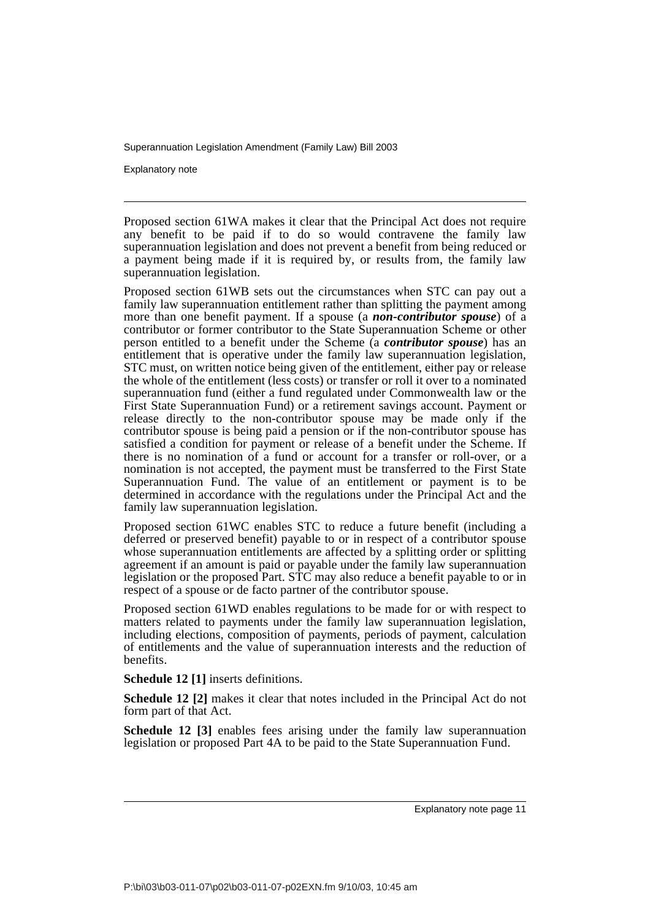Proposed section 61WA makes it clear that the Principal Act does not require any benefit to be paid if to do so would contravene the family law superannuation legislation and does not prevent a benefit from being reduced or a payment being made if it is required by, or results from, the family law superannuation legislation.

Proposed section 61WB sets out the circumstances when STC can pay out a family law superannuation entitlement rather than splitting the payment among more than one benefit payment. If a spouse (a ***non-contributor spouse***) of a contributor or former contributor to the State Superannuation Scheme or other person entitled to a benefit under the Scheme (a ***contributor spouse***) has an entitlement that is operative under the family law superannuation legislation, STC must, on written notice being given of the entitlement, either pay or release the whole of the entitlement (less costs) or transfer or roll it over to a nominated superannuation fund (either a fund regulated under Commonwealth law or the First State Superannuation Fund) or a retirement savings account. Payment or release directly to the non-contributor spouse may be made only if the contributor spouse is being paid a pension or if the non-contributor spouse has satisfied a condition for payment or release of a benefit under the Scheme. If there is no nomination of a fund or account for a transfer or roll-over, or a nomination is not accepted, the payment must be transferred to the First State Superannuation Fund. The value of an entitlement or payment is to be determined in accordance with the regulations under the Principal Act and the family law superannuation legislation.

Proposed section 61WC enables STC to reduce a future benefit (including a deferred or preserved benefit) payable to or in respect of a contributor spouse whose superannuation entitlements are affected by a splitting order or splitting agreement if an amount is paid or payable under the family law superannuation legislation or the proposed Part. STC may also reduce a benefit payable to or in respect of a spouse or de facto partner of the contributor spouse.

Proposed section 61WD enables regulations to be made for or with respect to matters related to payments under the family law superannuation legislation, including elections, composition of payments, periods of payment, calculation of entitlements and the value of superannuation interests and the reduction of benefits.

**Schedule 12 [1]** inserts definitions.

**Schedule 12 [2]** makes it clear that notes included in the Principal Act do not form part of that Act.

**Schedule 12 [3]** enables fees arising under the family law superannuation legislation or proposed Part 4A to be paid to the State Superannuation Fund.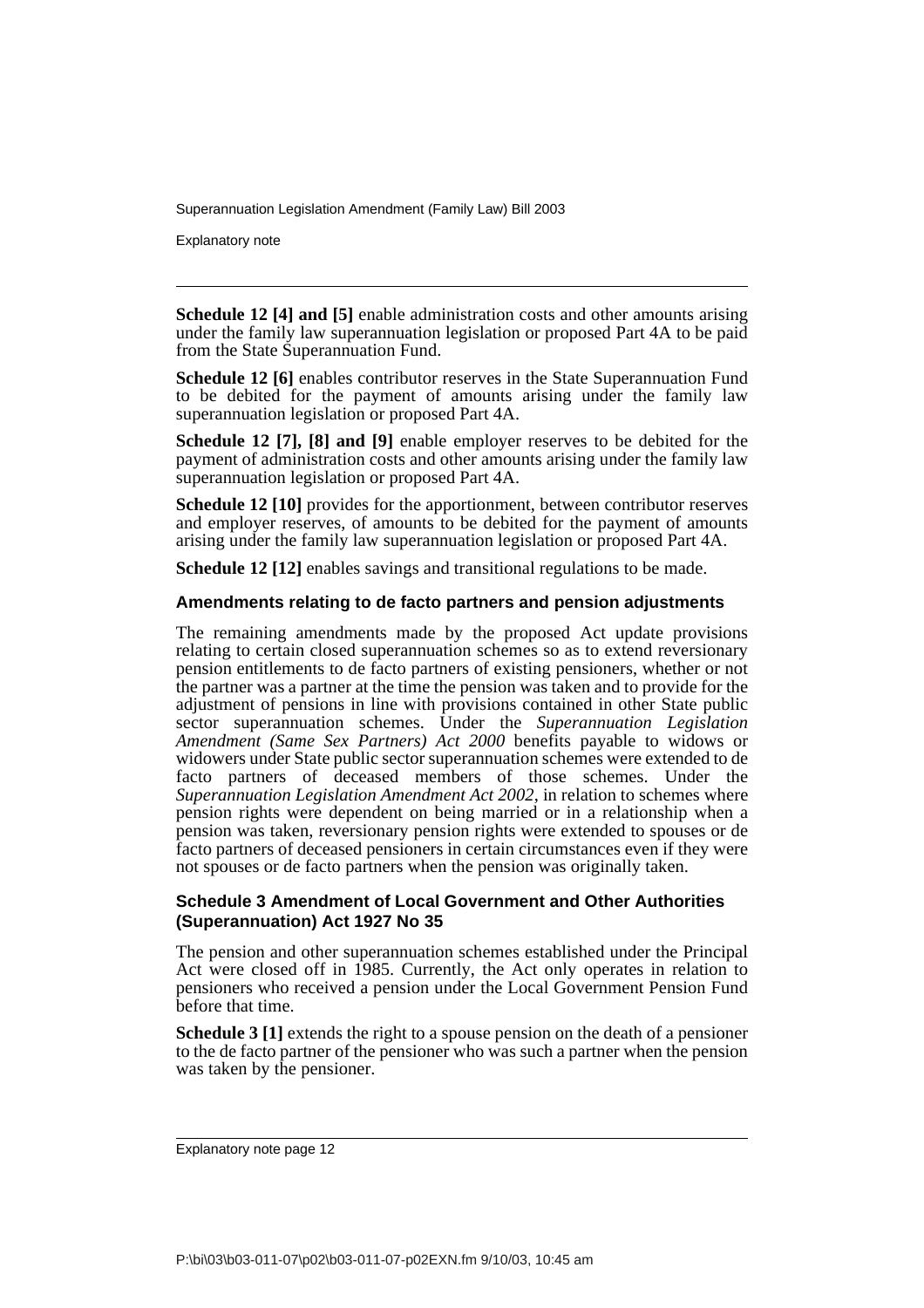**Schedule 12 [4] and [5]** enable administration costs and other amounts arising under the family law superannuation legislation or proposed Part 4A to be paid from the State Superannuation Fund.

**Schedule 12 [6]** enables contributor reserves in the State Superannuation Fund to be debited for the payment of amounts arising under the family law superannuation legislation or proposed Part 4A.

**Schedule 12 [7], [8] and [9]** enable employer reserves to be debited for the payment of administration costs and other amounts arising under the family law superannuation legislation or proposed Part 4A.

**Schedule 12 [10]** provides for the apportionment, between contributor reserves and employer reserves, of amounts to be debited for the payment of amounts arising under the family law superannuation legislation or proposed Part 4A.

**Schedule 12 [12]** enables savings and transitional regulations to be made.

### Amendments relating to de facto partners and pension adjustments

The remaining amendments made by the proposed Act update provisions relating to certain closed superannuation schemes so as to extend reversionary pension entitlements to de facto partners of existing pensioners, whether or not the partner was a partner at the time the pension was taken and to provide for the adjustment of pensions in line with provisions contained in other State public sector superannuation schemes. Under the *Superannuation Legislation Amendment (Same Sex Partners) Act 2000* benefits payable to widows or widowers under State public sector superannuation schemes were extended to de facto partners of deceased members of those schemes. Under the *Superannuation Legislation Amendment Act 2002*, in relation to schemes where pension rights were dependent on being married or in a relationship when a pension was taken, reversionary pension rights were extended to spouses or de facto partners of deceased pensioners in certain circumstances even if they were not spouses or de facto partners when the pension was originally taken.

### Schedule 3 Amendment of Local Government and Other Authorities (Superannuation) Act 1927 No 35

The pension and other superannuation schemes established under the Principal Act were closed off in 1985. Currently, the Act only operates in relation to pensioners who received a pension under the Local Government Pension Fund before that time.

**Schedule 3 [1]** extends the right to a spouse pension on the death of a pensioner to the de facto partner of the pensioner who was such a partner when the pension was taken by the pensioner.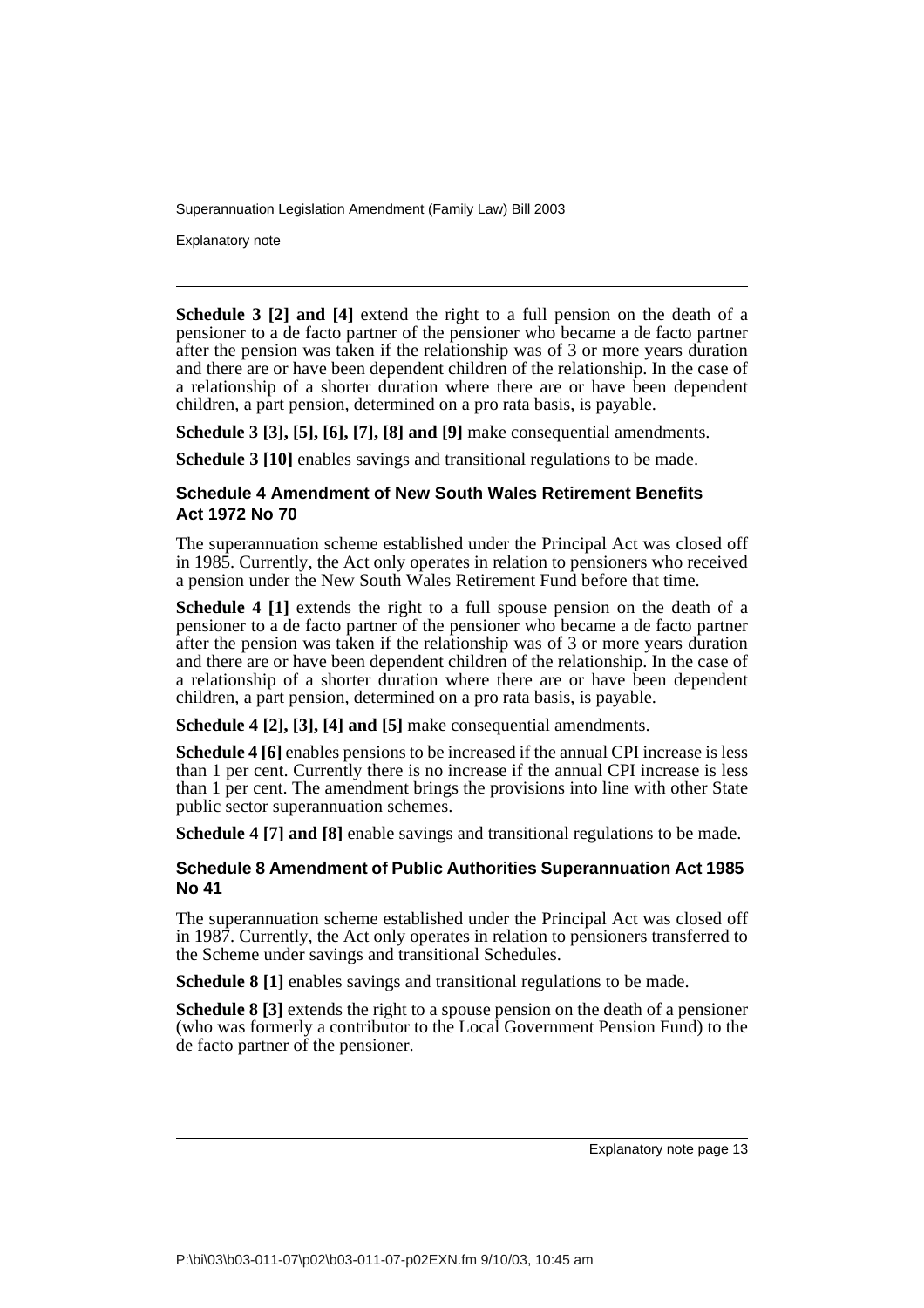**Schedule 3 [2] and [4]** extend the right to a full pension on the death of a pensioner to a de facto partner of the pensioner who became a de facto partner after the pension was taken if the relationship was of 3 or more years duration and there are or have been dependent children of the relationship. In the case of a relationship of a shorter duration where there are or have been dependent children, a part pension, determined on a pro rata basis, is payable.

**Schedule 3 [3], [5], [6], [7], [8] and [9]** make consequential amendments.

**Schedule 3 [10]** enables savings and transitional regulations to be made.

### Schedule 4 Amendment of New South Wales Retirement Benefits Act 1972 No 70

The superannuation scheme established under the Principal Act was closed off in 1985. Currently, the Act only operates in relation to pensioners who received a pension under the New South Wales Retirement Fund before that time.

**Schedule 4 [1]** extends the right to a full spouse pension on the death of a pensioner to a de facto partner of the pensioner who became a de facto partner after the pension was taken if the relationship was of 3 or more years duration and there are or have been dependent children of the relationship. In the case of a relationship of a shorter duration where there are or have been dependent children, a part pension, determined on a pro rata basis, is payable.

**Schedule 4 [2], [3], [4] and [5]** make consequential amendments.

**Schedule 4 [6]** enables pensions to be increased if the annual CPI increase is less than 1 per cent. Currently there is no increase if the annual CPI increase is less than 1 per cent. The amendment brings the provisions into line with other State public sector superannuation schemes.

**Schedule 4 [7] and [8]** enable savings and transitional regulations to be made.

### Schedule 8 Amendment of Public Authorities Superannuation Act 1985 No 41

The superannuation scheme established under the Principal Act was closed off in 1987. Currently, the Act only operates in relation to pensioners transferred to the Scheme under savings and transitional Schedules.

**Schedule 8 [1]** enables savings and transitional regulations to be made.

**Schedule 8 [3]** extends the right to a spouse pension on the death of a pensioner (who was formerly a contributor to the Local Government Pension Fund) to the de facto partner of the pensioner.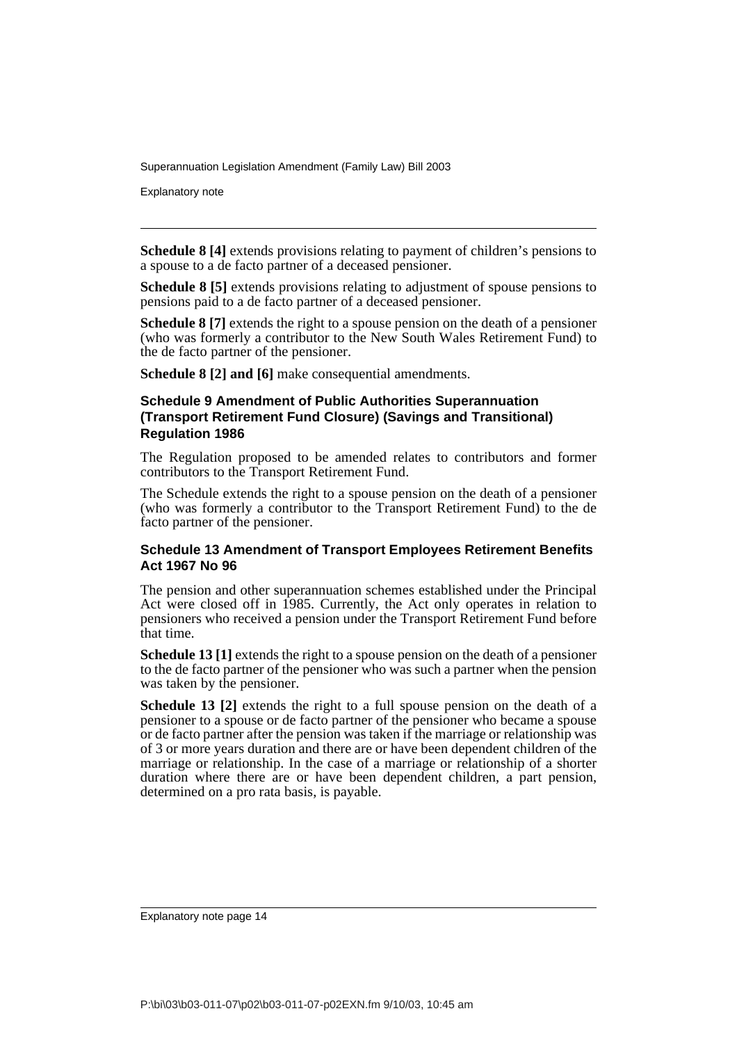**Schedule 8 [4]** extends provisions relating to payment of children's pensions to a spouse to a de facto partner of a deceased pensioner.

**Schedule 8 [5]** extends provisions relating to adjustment of spouse pensions to pensions paid to a de facto partner of a deceased pensioner.

**Schedule 8 [7]** extends the right to a spouse pension on the death of a pensioner (who was formerly a contributor to the New South Wales Retirement Fund) to the de facto partner of the pensioner.

**Schedule 8 [2] and [6]** make consequential amendments.

### Schedule 9 Amendment of Public Authorities Superannuation (Transport Retirement Fund Closure) (Savings and Transitional) Regulation 1986

The Regulation proposed to be amended relates to contributors and former contributors to the Transport Retirement Fund.

The Schedule extends the right to a spouse pension on the death of a pensioner (who was formerly a contributor to the Transport Retirement Fund) to the de facto partner of the pensioner.

### Schedule 13 Amendment of Transport Employees Retirement Benefits Act 1967 No 96

The pension and other superannuation schemes established under the Principal Act were closed off in 1985. Currently, the Act only operates in relation to pensioners who received a pension under the Transport Retirement Fund before that time.

**Schedule 13 [1]** extends the right to a spouse pension on the death of a pensioner to the de facto partner of the pensioner who was such a partner when the pension was taken by the pensioner.

**Schedule 13 [2]** extends the right to a full spouse pension on the death of a pensioner to a spouse or de facto partner of the pensioner who became a spouse or de facto partner after the pension was taken if the marriage or relationship was of 3 or more years duration and there are or have been dependent children of the marriage or relationship. In the case of a marriage or relationship of a shorter duration where there are or have been dependent children, a part pension, determined on a pro rata basis, is payable.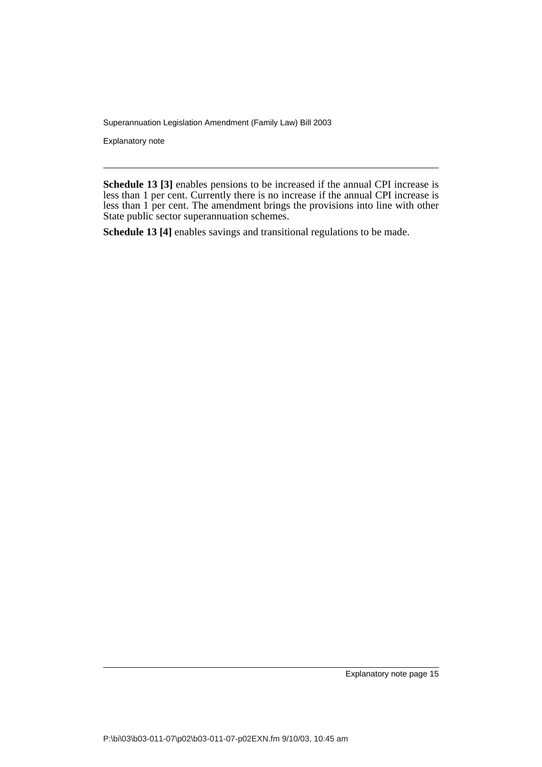**Schedule 13 [3]** enables pensions to be increased if the annual CPI increase is less than 1 per cent. Currently there is no increase if the annual CPI increase is less than 1 per cent. The amendment brings the provisions into line with other State public sector superannuation schemes.

**Schedule 13 [4]** enables savings and transitional regulations to be made.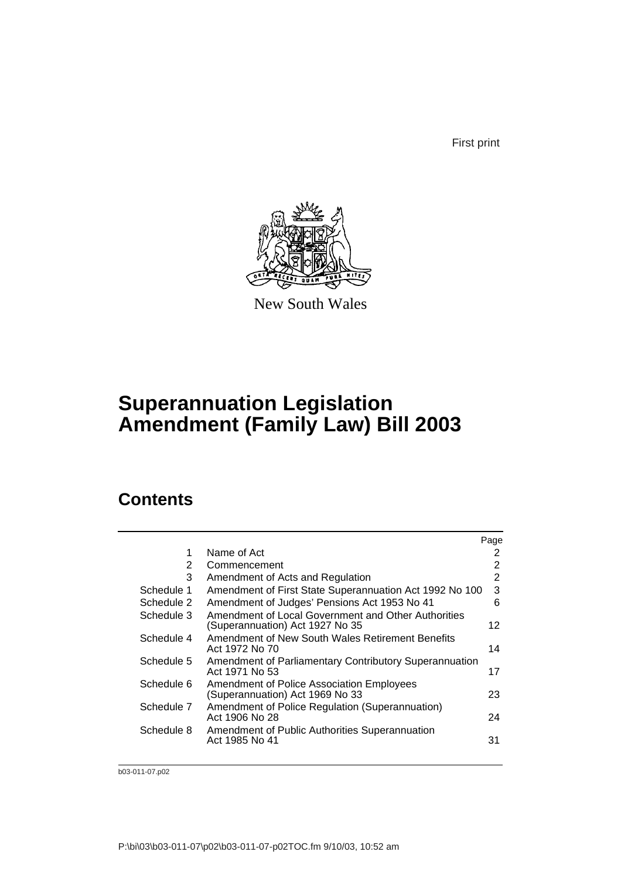First print

New South Wales

# Superannuation Legislation Amendment (Family Law) Bill 2003

## Contents

| | | Page |
|---|---|---|
| 1 | Name of Act | 2 |
| 2 | Commencement | 2 |
| 3 | Amendment of Acts and Regulation | 2 |
| Schedule 1 | Amendment of First State Superannuation Act 1992 No 100 | 3 |
| Schedule 2 | Amendment of Judges' Pensions Act 1953 No 41 | 6 |
| Schedule 3 | Amendment of Local Government and Other Authorities (Superannuation) Act 1927 No 35 | 12 |
| Schedule 4 | Amendment of New South Wales Retirement Benefits Act 1972 No 70 | 14 |
| Schedule 5 | Amendment of Parliamentary Contributory Superannuation Act 1971 No 53 | 17 |
| Schedule 6 | Amendment of Police Association Employees (Superannuation) Act 1969 No 33 | 23 |
| Schedule 7 | Amendment of Police Regulation (Superannuation) Act 1906 No 28 | 24 |
| Schedule 8 | Amendment of Public Authorities Superannuation Act 1985 No 41 | 31 |

b03-011-07.p02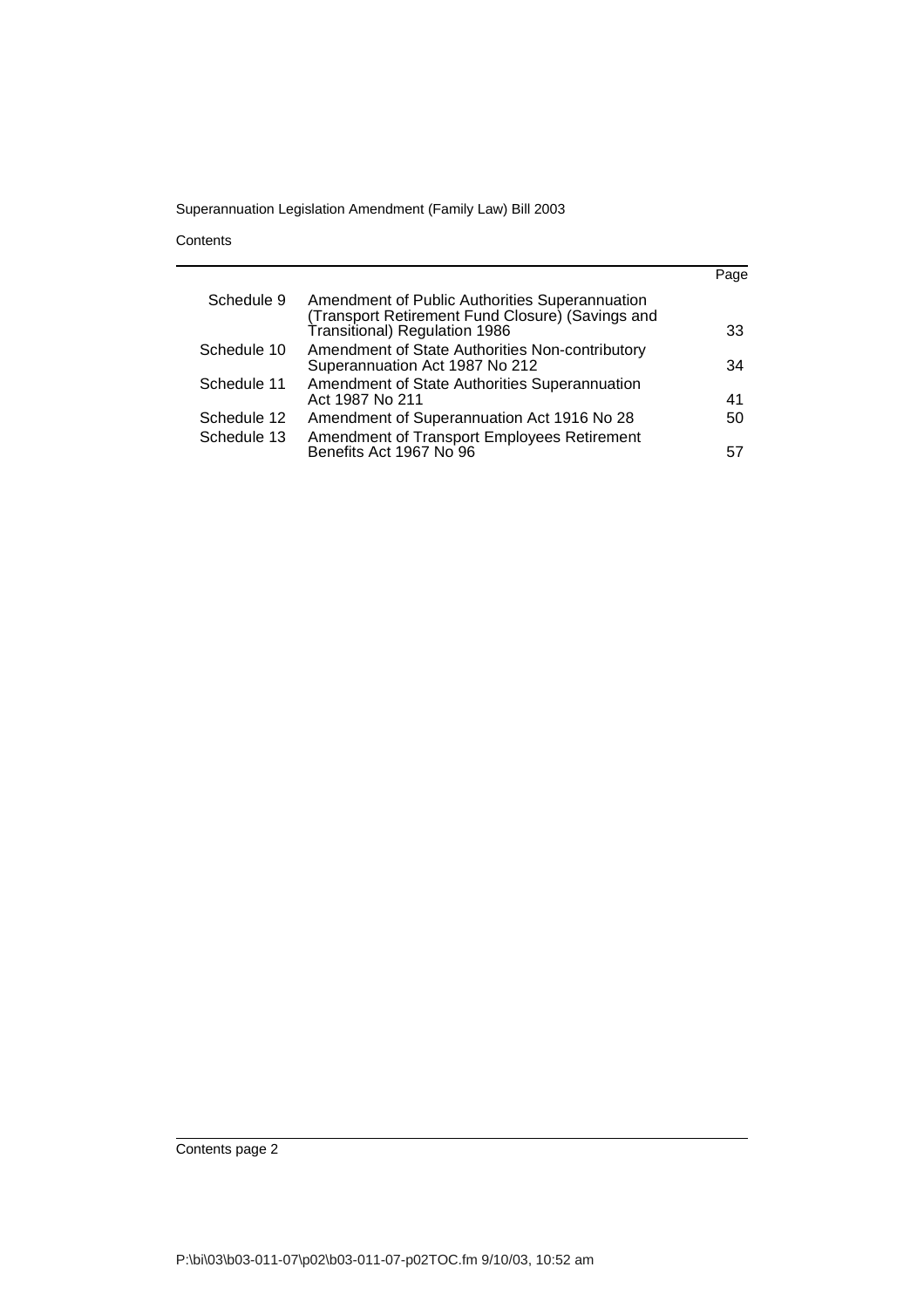Contents

| | | Page |
|---|---|---|
| Schedule 9 | Amendment of Public Authorities Superannuation (Transport Retirement Fund Closure) (Savings and Transitional) Regulation 1986 | 33 |
| Schedule 10 | Amendment of State Authorities Non-contributory Superannuation Act 1987 No 212 | 34 |
| Schedule 11 | Amendment of State Authorities Superannuation Act 1987 No 211 | 41 |
| Schedule 12 | Amendment of Superannuation Act 1916 No 28 | 50 |
| Schedule 13 | Amendment of Transport Employees Retirement Benefits Act 1967 No 96 | 57 |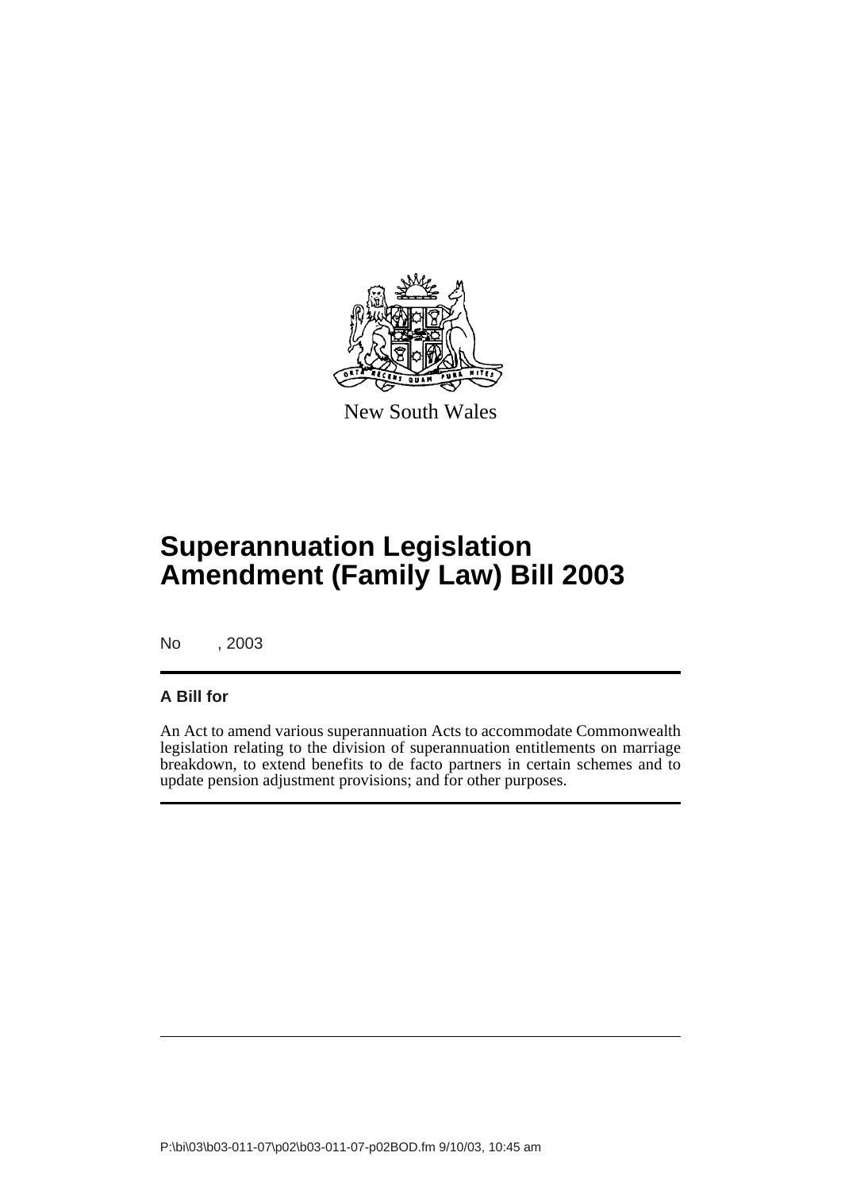New South Wales

# Superannuation Legislation Amendment (Family Law) Bill 2003

No , 2003

## A Bill for

An Act to amend various superannuation Acts to accommodate Commonwealth legislation relating to the division of superannuation entitlements on marriage breakdown, to extend benefits to de facto partners in certain schemes and to update pension adjustment provisions; and for other purposes.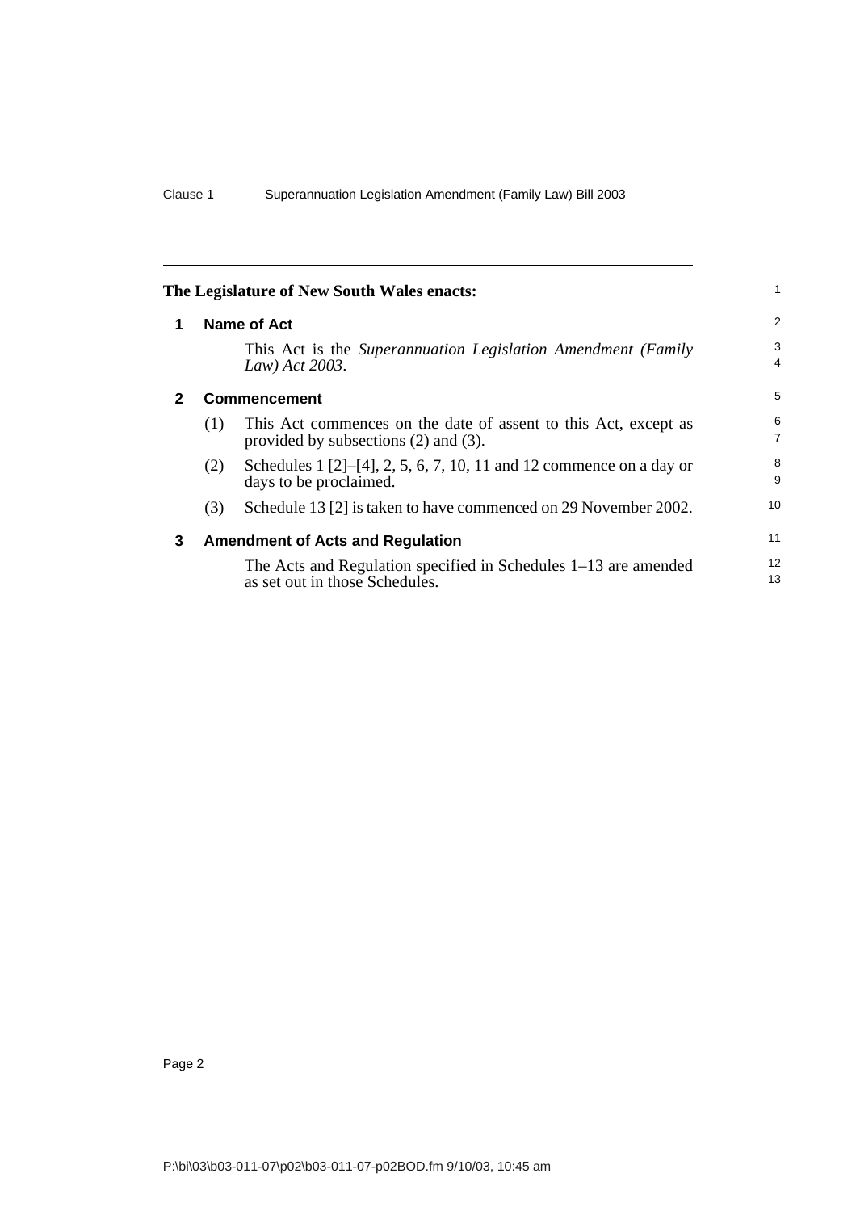The Legislature of New South Wales enacts:

## 1 Name of Act

This Act is the *Superannuation Legislation Amendment (Family Law) Act 2003*.

## 2 Commencement

(1) This Act commences on the date of assent to this Act, except as provided by subsections (2) and (3).

(2) Schedules 1 [2]–[4], 2, 5, 6, 7, 10, 11 and 12 commence on a day or days to be proclaimed.

(3) Schedule 13 [2] is taken to have commenced on 29 November 2002.

## 3 Amendment of Acts and Regulation

The Acts and Regulation specified in Schedules 1–13 are amended as set out in those Schedules.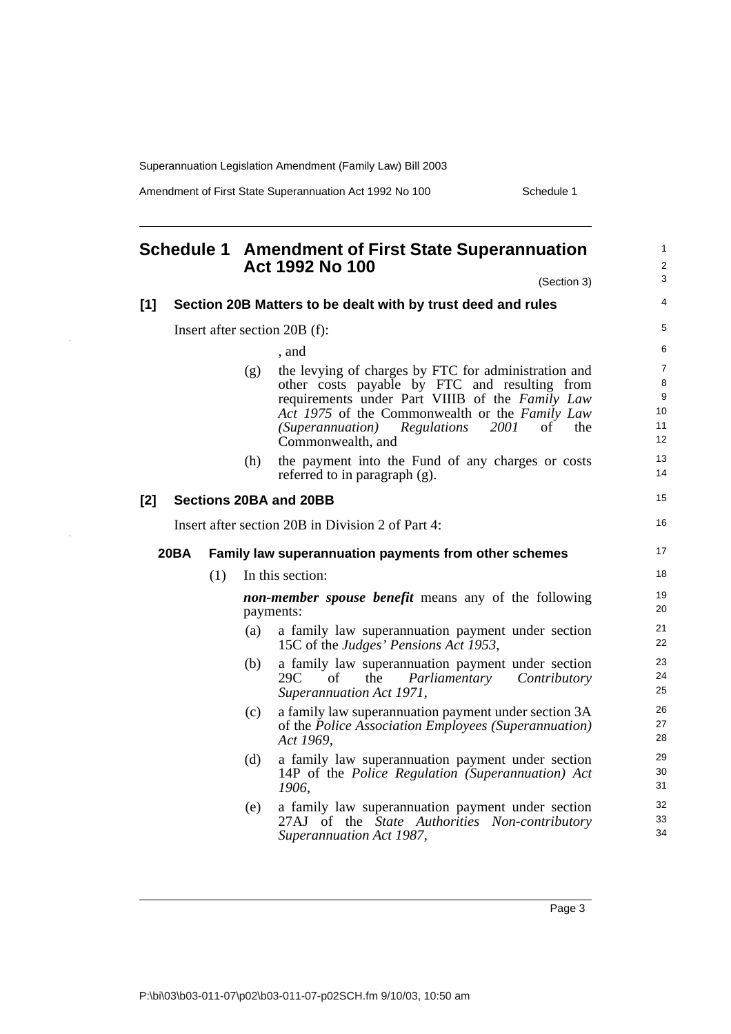# Schedule 1 Amendment of First State Superannuation Act 1992 No 100

(Section 3)

## [1] Section 20B Matters to be dealt with by trust deed and rules

Insert after section 20B (f):

, and

(g) the levying of charges by FTC for administration and other costs payable by FTC and resulting from requirements under Part VIIIB of the *Family Law Act 1975* of the Commonwealth or the *Family Law (Superannuation) Regulations 2001* of the Commonwealth, and

(h) the payment into the Fund of any charges or costs referred to in paragraph (g).

## [2] Sections 20BA and 20BB

Insert after section 20B in Division 2 of Part 4:

### 20BA Family law superannuation payments from other schemes

(1) In this section:

***non-member spouse benefit*** means any of the following payments:

(a) a family law superannuation payment under section 15C of the *Judges' Pensions Act 1953*,

(b) a family law superannuation payment under section 29C of the *Parliamentary Contributory Superannuation Act 1971*,

(c) a family law superannuation payment under section 3A of the *Police Association Employees (Superannuation) Act 1969*,

(d) a family law superannuation payment under section 14P of the *Police Regulation (Superannuation) Act 1906*,

(e) a family law superannuation payment under section 27AJ of the *State Authorities Non-contributory Superannuation Act 1987*,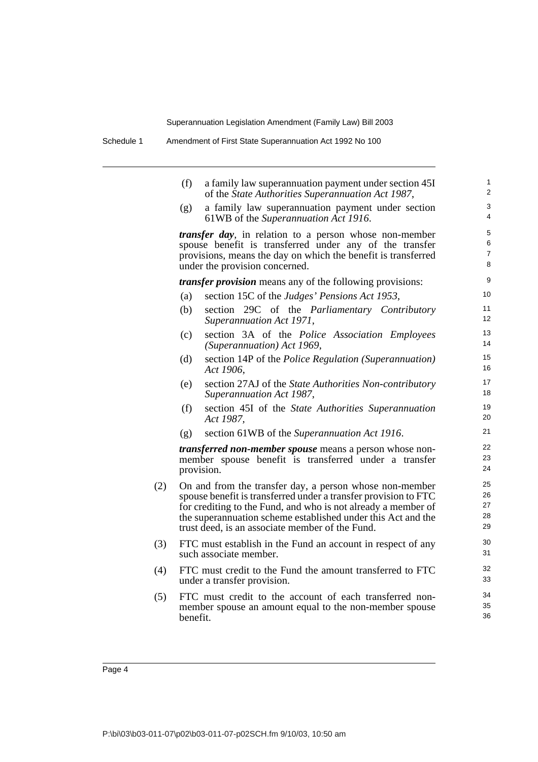(f) a family law superannuation payment under section 45I of the *State Authorities Superannuation Act 1987*,

(g) a family law superannuation payment under section 61WB of the *Superannuation Act 1916*.

***transfer day***, in relation to a person whose non-member spouse benefit is transferred under any of the transfer provisions, means the day on which the benefit is transferred under the provision concerned.

***transfer provision*** means any of the following provisions:

(a) section 15C of the *Judges' Pensions Act 1953*,

(b) section 29C of the *Parliamentary Contributory Superannuation Act 1971*,

(c) section 3A of the *Police Association Employees (Superannuation) Act 1969*,

(d) section 14P of the *Police Regulation (Superannuation) Act 1906*,

(e) section 27AJ of the *State Authorities Non-contributory Superannuation Act 1987*,

(f) section 45I of the *State Authorities Superannuation Act 1987*,

(g) section 61WB of the *Superannuation Act 1916*.

***transferred non-member spouse*** means a person whose non-member spouse benefit is transferred under a transfer provision.

(2) On and from the transfer day, a person whose non-member spouse benefit is transferred under a transfer provision to FTC for crediting to the Fund, and who is not already a member of the superannuation scheme established under this Act and the trust deed, is an associate member of the Fund.

(3) FTC must establish in the Fund an account in respect of any such associate member.

(4) FTC must credit to the Fund the amount transferred to FTC under a transfer provision.

(5) FTC must credit to the account of each transferred non-member spouse an amount equal to the non-member spouse benefit.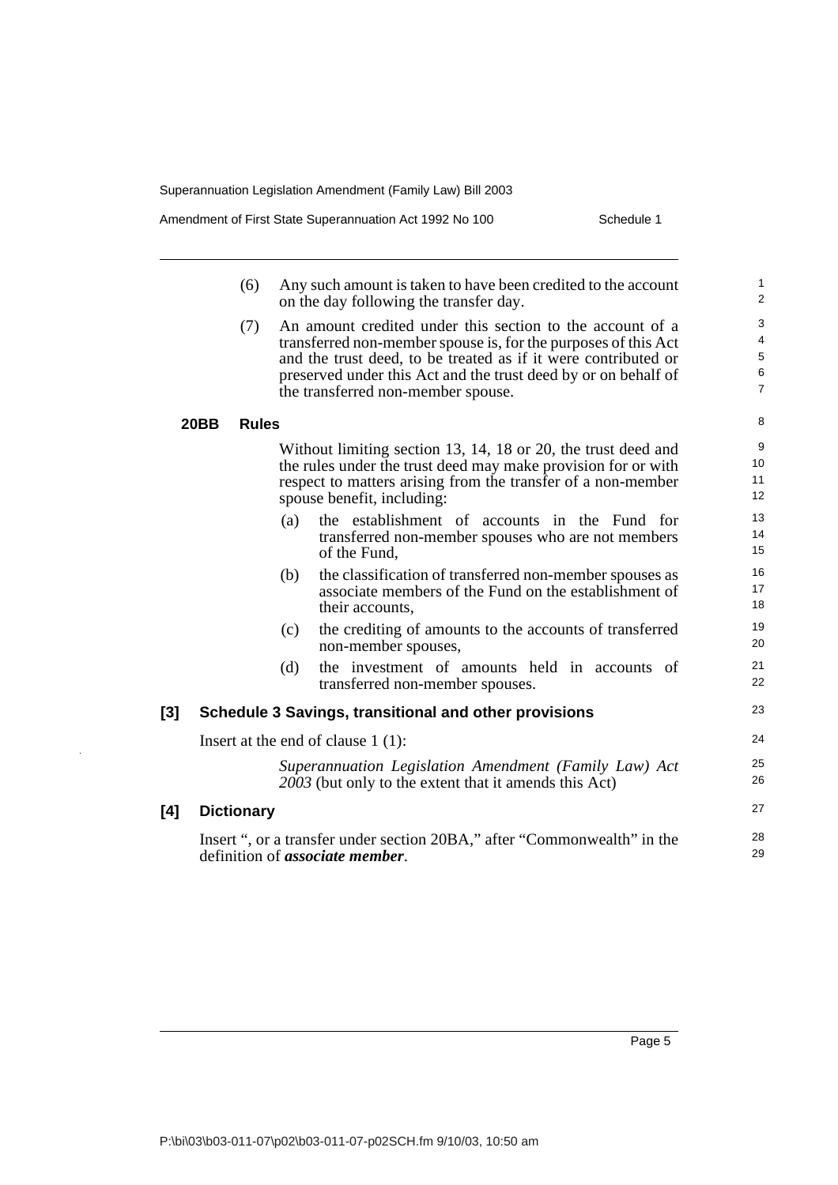(6) Any such amount is taken to have been credited to the account on the day following the transfer day.

(7) An amount credited under this section to the account of a transferred non-member spouse is, for the purposes of this Act and the trust deed, to be treated as if it were contributed or preserved under this Act and the trust deed by or on behalf of the transferred non-member spouse.

**20BB Rules**

Without limiting section 13, 14, 18 or 20, the trust deed and the rules under the trust deed may make provision for or with respect to matters arising from the transfer of a non-member spouse benefit, including:

(a) the establishment of accounts in the Fund for transferred non-member spouses who are not members of the Fund,

(b) the classification of transferred non-member spouses as associate members of the Fund on the establishment of their accounts,

(c) the crediting of amounts to the accounts of transferred non-member spouses,

(d) the investment of amounts held in accounts of transferred non-member spouses.

**[3] Schedule 3 Savings, transitional and other provisions**

Insert at the end of clause 1 (1):

*Superannuation Legislation Amendment (Family Law) Act 2003* (but only to the extent that it amends this Act)

**[4] Dictionary**

Insert ", or a transfer under section 20BA," after "Commonwealth" in the definition of ***associate member***.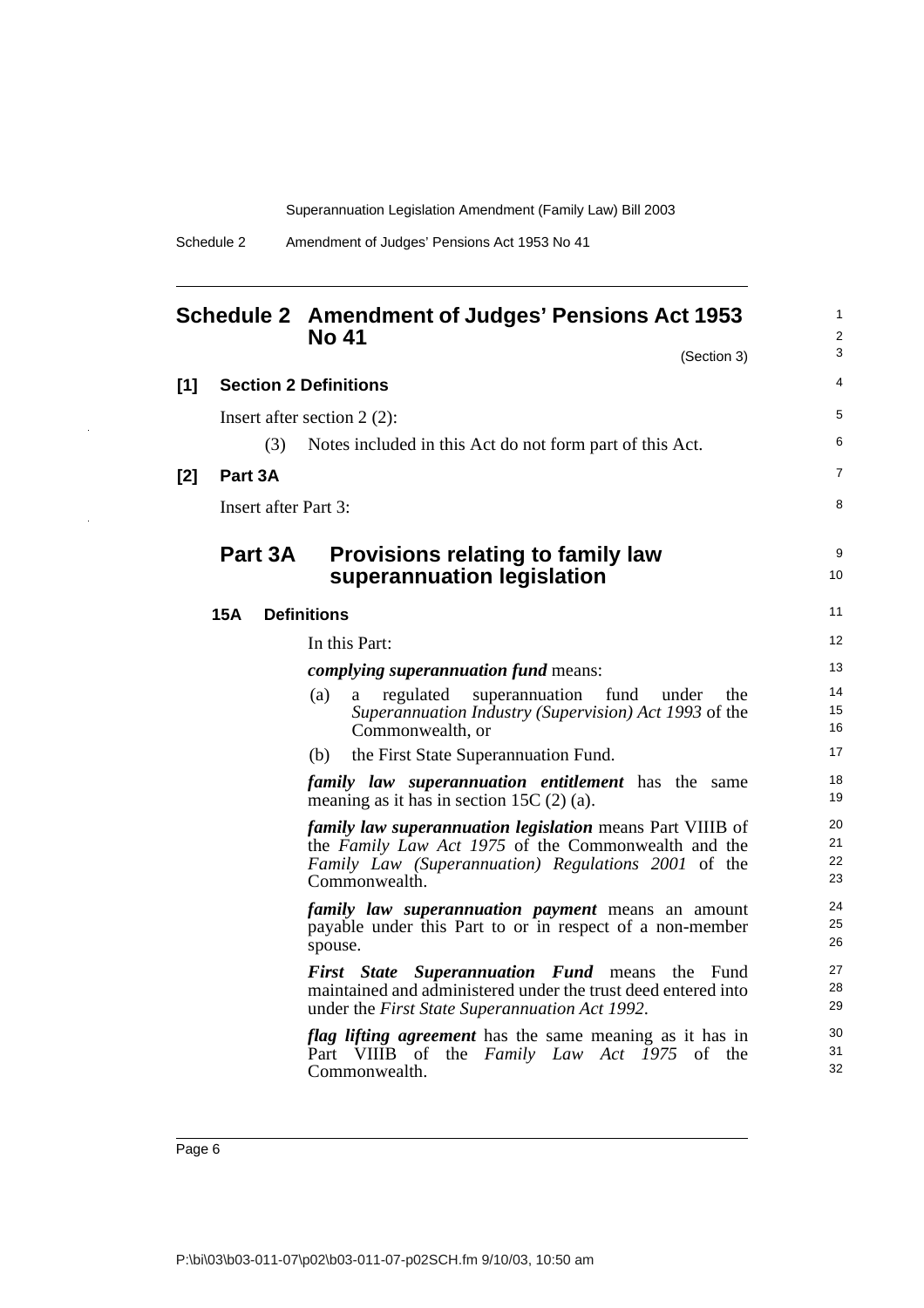# Schedule 2 Amendment of Judges' Pensions Act 1953 No 41

(Section 3)

**[1] Section 2 Definitions**

Insert after section 2 (2):

(3) Notes included in this Act do not form part of this Act.

**[2] Part 3A**

Insert after Part 3:

## Part 3A Provisions relating to family law superannuation legislation

### 15A Definitions

In this Part:

***complying superannuation fund*** means:

(a) a regulated superannuation fund under the *Superannuation Industry (Supervision) Act 1993* of the Commonwealth, or

(b) the First State Superannuation Fund.

***family law superannuation entitlement*** has the same meaning as it has in section 15C (2) (a).

***family law superannuation legislation*** means Part VIIIB of the *Family Law Act 1975* of the Commonwealth and the *Family Law (Superannuation) Regulations 2001* of the Commonwealth.

***family law superannuation payment*** means an amount payable under this Part to or in respect of a non-member spouse.

***First State Superannuation Fund*** means the Fund maintained and administered under the trust deed entered into under the *First State Superannuation Act 1992*.

***flag lifting agreement*** has the same meaning as it has in Part VIIIB of the *Family Law Act 1975* of the Commonwealth.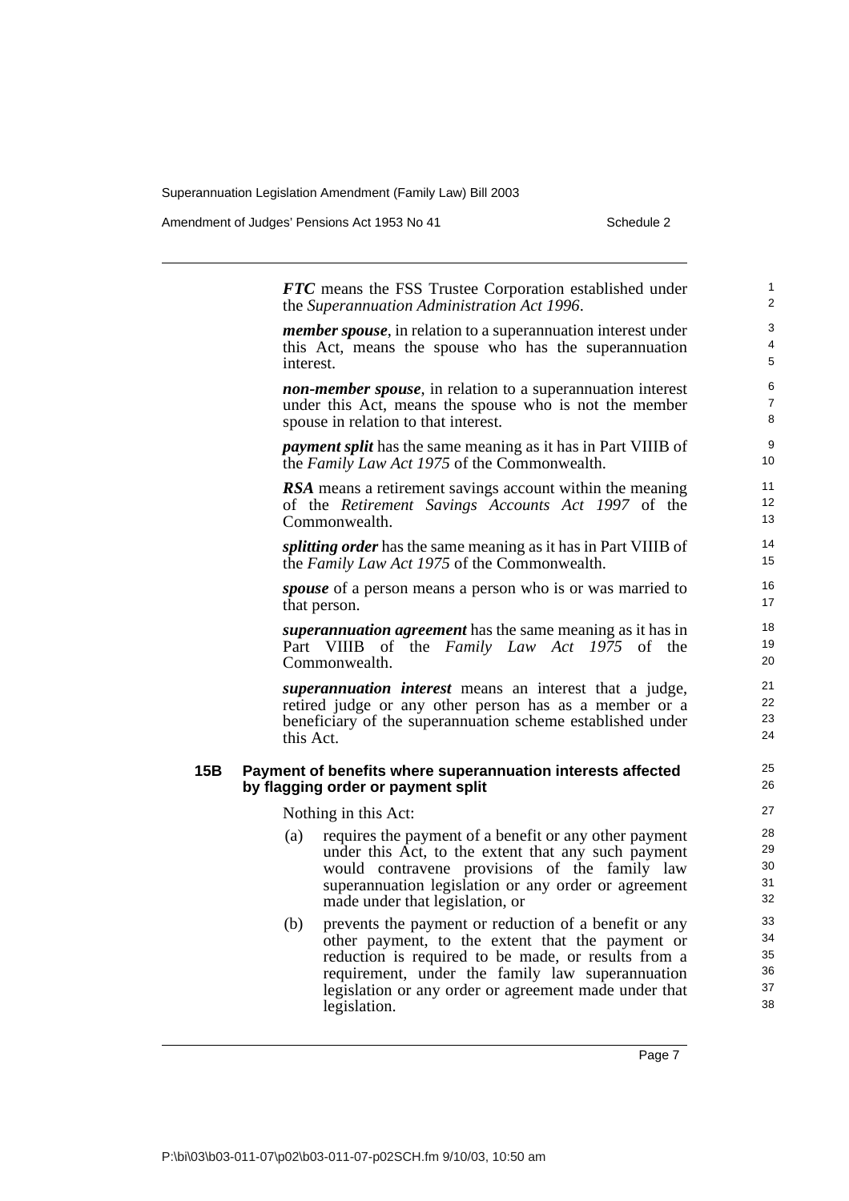***FTC*** means the FSS Trustee Corporation established under the *Superannuation Administration Act 1996*.

***member spouse***, in relation to a superannuation interest under this Act, means the spouse who has the superannuation interest.

***non-member spouse***, in relation to a superannuation interest under this Act, means the spouse who is not the member spouse in relation to that interest.

***payment split*** has the same meaning as it has in Part VIIIB of the *Family Law Act 1975* of the Commonwealth.

***RSA*** means a retirement savings account within the meaning of the *Retirement Savings Accounts Act 1997* of the Commonwealth.

***splitting order*** has the same meaning as it has in Part VIIIB of the *Family Law Act 1975* of the Commonwealth.

***spouse*** of a person means a person who is or was married to that person.

***superannuation agreement*** has the same meaning as it has in Part VIIIB of the *Family Law Act 1975* of the Commonwealth.

***superannuation interest*** means an interest that a judge, retired judge or any other person has as a member or a beneficiary of the superannuation scheme established under this Act.

**15B Payment of benefits where superannuation interests affected by flagging order or payment split**

Nothing in this Act:

(a) requires the payment of a benefit or any other payment under this Act, to the extent that any such payment would contravene provisions of the family law superannuation legislation or any order or agreement made under that legislation, or

(b) prevents the payment or reduction of a benefit or any other payment, to the extent that the payment or reduction is required to be made, or results from a requirement, under the family law superannuation legislation or any order or agreement made under that legislation.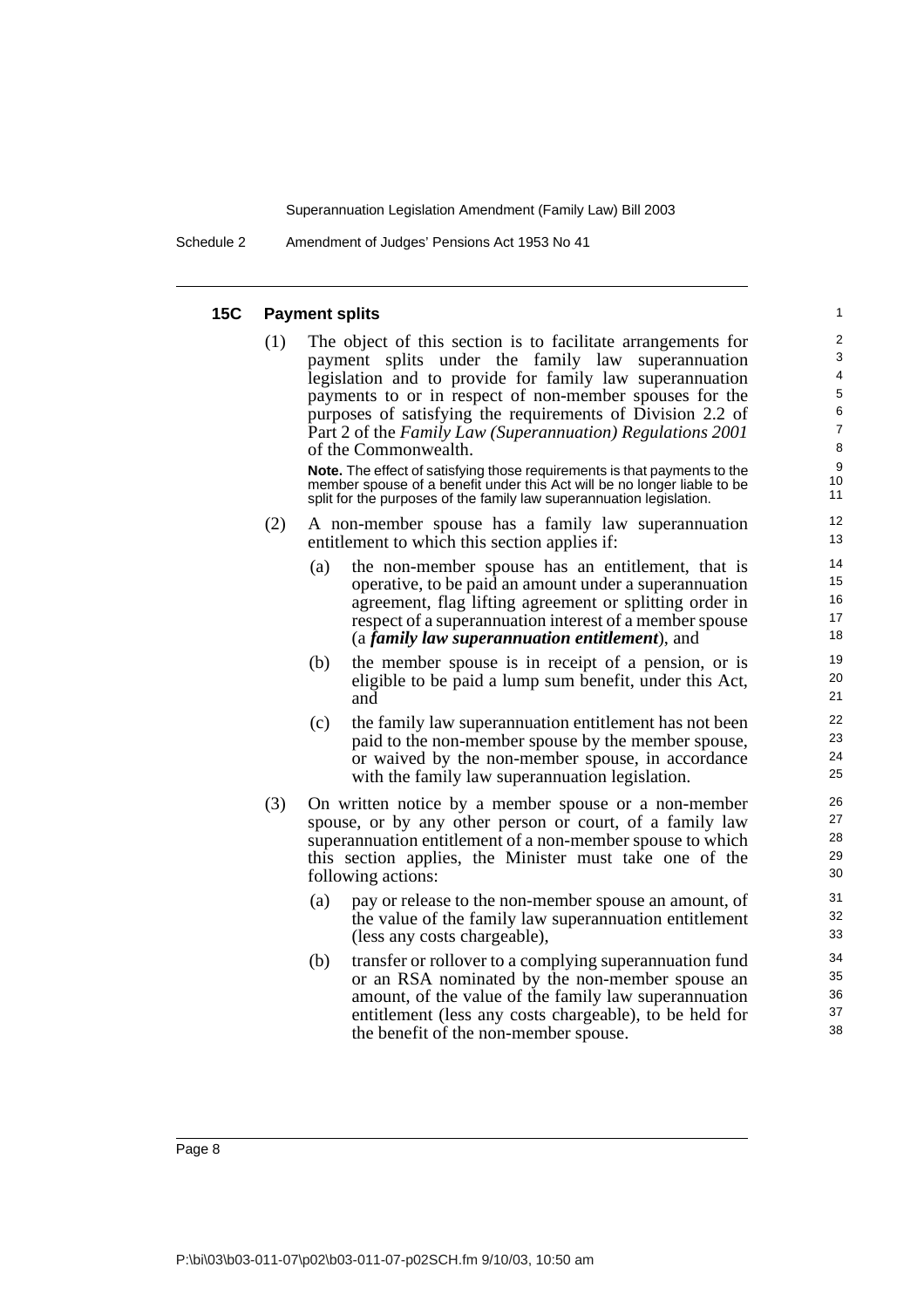### 15C Payment splits

(1) The object of this section is to facilitate arrangements for payment splits under the family law superannuation legislation and to provide for family law superannuation payments to or in respect of non-member spouses for the purposes of satisfying the requirements of Division 2.2 of Part 2 of the *Family Law (Superannuation) Regulations 2001* of the Commonwealth.

**Note.** The effect of satisfying those requirements is that payments to the member spouse of a benefit under this Act will be no longer liable to be split for the purposes of the family law superannuation legislation.

(2) A non-member spouse has a family law superannuation entitlement to which this section applies if:

(a) the non-member spouse has an entitlement, that is operative, to be paid an amount under a superannuation agreement, flag lifting agreement or splitting order in respect of a superannuation interest of a member spouse (a ***family law superannuation entitlement***), and

(b) the member spouse is in receipt of a pension, or is eligible to be paid a lump sum benefit, under this Act, and

(c) the family law superannuation entitlement has not been paid to the non-member spouse by the member spouse, or waived by the non-member spouse, in accordance with the family law superannuation legislation.

(3) On written notice by a member spouse or a non-member spouse, or by any other person or court, of a family law superannuation entitlement of a non-member spouse to which this section applies, the Minister must take one of the following actions:

(a) pay or release to the non-member spouse an amount, of the value of the family law superannuation entitlement (less any costs chargeable),

(b) transfer or rollover to a complying superannuation fund or an RSA nominated by the non-member spouse an amount, of the value of the family law superannuation entitlement (less any costs chargeable), to be held for the benefit of the non-member spouse.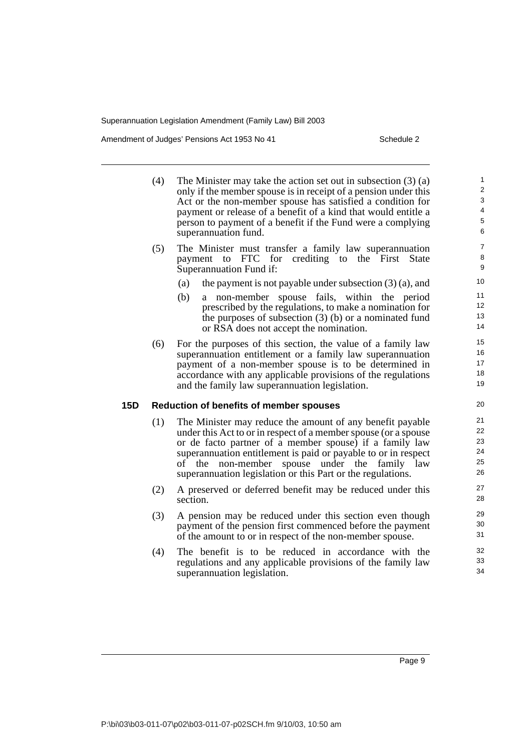(4) The Minister may take the action set out in subsection (3) (a) only if the member spouse is in receipt of a pension under this Act or the non-member spouse has satisfied a condition for payment or release of a benefit of a kind that would entitle a person to payment of a benefit if the Fund were a complying superannuation fund.

(5) The Minister must transfer a family law superannuation payment to FTC for crediting to the First State Superannuation Fund if:

- (a) the payment is not payable under subsection (3) (a), and
- (b) a non-member spouse fails, within the period prescribed by the regulations, to make a nomination for the purposes of subsection (3) (b) or a nominated fund or RSA does not accept the nomination.

(6) For the purposes of this section, the value of a family law superannuation entitlement or a family law superannuation payment of a non-member spouse is to be determined in accordance with any applicable provisions of the regulations and the family law superannuation legislation.

### 15D Reduction of benefits of member spouses

(1) The Minister may reduce the amount of any benefit payable under this Act to or in respect of a member spouse (or a spouse or de facto partner of a member spouse) if a family law superannuation entitlement is paid or payable to or in respect of the non-member spouse under the family law superannuation legislation or this Part or the regulations.

(2) A preserved or deferred benefit may be reduced under this section.

(3) A pension may be reduced under this section even though payment of the pension first commenced before the payment of the amount to or in respect of the non-member spouse.

(4) The benefit is to be reduced in accordance with the regulations and any applicable provisions of the family law superannuation legislation.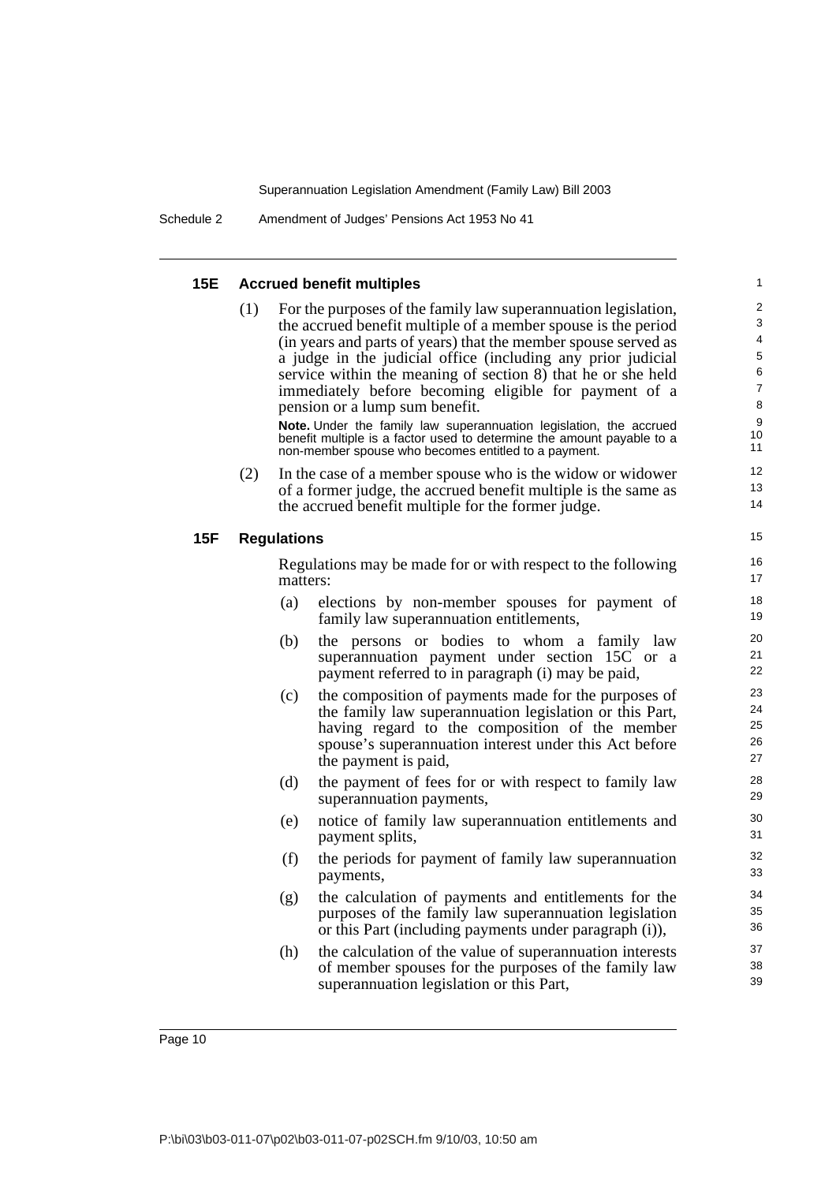### 15E Accrued benefit multiples

(1) For the purposes of the family law superannuation legislation, the accrued benefit multiple of a member spouse is the period (in years and parts of years) that the member spouse served as a judge in the judicial office (including any prior judicial service within the meaning of section 8) that he or she held immediately before becoming eligible for payment of a pension or a lump sum benefit.

**Note.** Under the family law superannuation legislation, the accrued benefit multiple is a factor used to determine the amount payable to a non-member spouse who becomes entitled to a payment.

(2) In the case of a member spouse who is the widow or widower of a former judge, the accrued benefit multiple is the same as the accrued benefit multiple for the former judge.

### 15F Regulations

Regulations may be made for or with respect to the following matters:

(a) elections by non-member spouses for payment of family law superannuation entitlements,

(b) the persons or bodies to whom a family law superannuation payment under section 15C or a payment referred to in paragraph (i) may be paid,

(c) the composition of payments made for the purposes of the family law superannuation legislation or this Part, having regard to the composition of the member spouse's superannuation interest under this Act before the payment is paid,

(d) the payment of fees for or with respect to family law superannuation payments,

(e) notice of family law superannuation entitlements and payment splits,

(f) the periods for payment of family law superannuation payments,

(g) the calculation of payments and entitlements for the purposes of the family law superannuation legislation or this Part (including payments under paragraph (i)),

(h) the calculation of the value of superannuation interests of member spouses for the purposes of the family law superannuation legislation or this Part,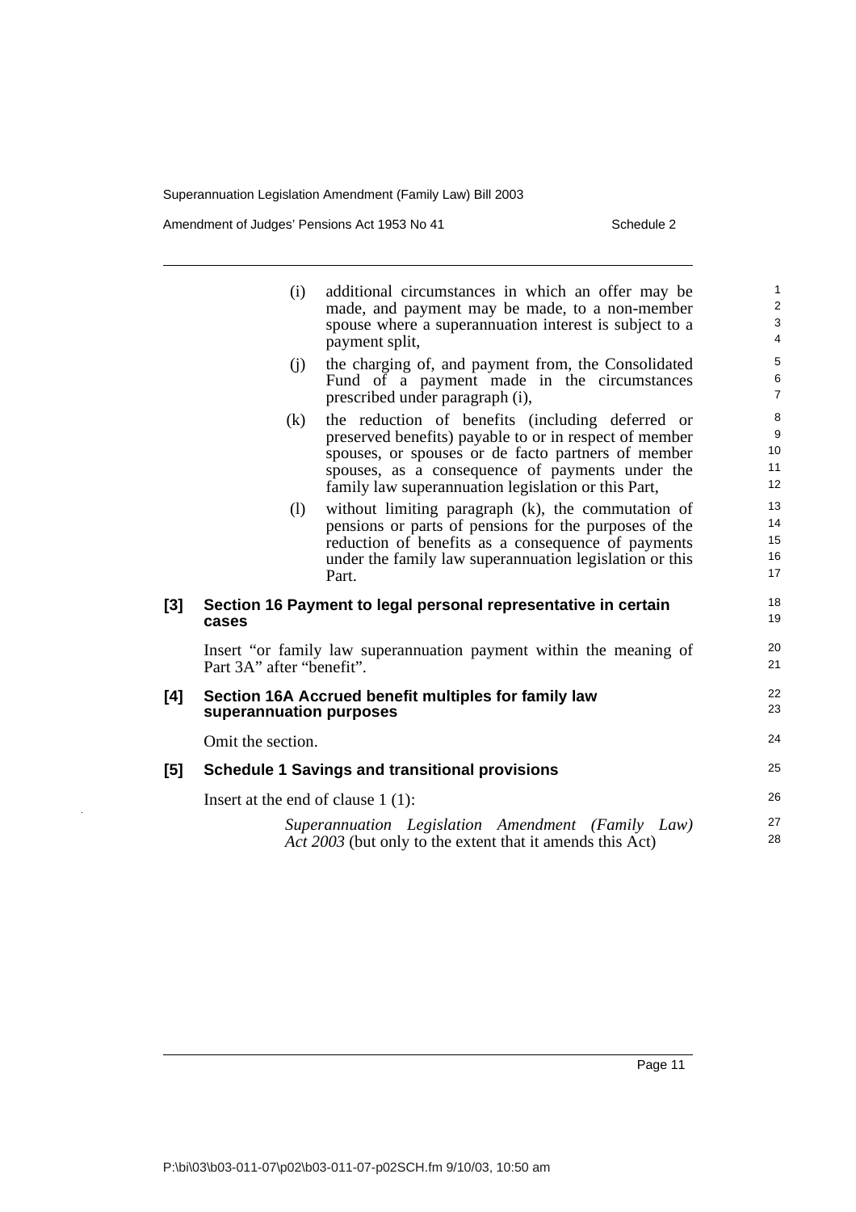(i) additional circumstances in which an offer may be made, and payment may be made, to a non-member spouse where a superannuation interest is subject to a payment split,

(j) the charging of, and payment from, the Consolidated Fund of a payment made in the circumstances prescribed under paragraph (i),

(k) the reduction of benefits (including deferred or preserved benefits) payable to or in respect of member spouses, or spouses or de facto partners of member spouses, as a consequence of payments under the family law superannuation legislation or this Part,

(l) without limiting paragraph (k), the commutation of pensions or parts of pensions for the purposes of the reduction of benefits as a consequence of payments under the family law superannuation legislation or this Part.

**[3] Section 16 Payment to legal personal representative in certain cases**

Insert "or family law superannuation payment within the meaning of Part 3A" after "benefit".

**[4] Section 16A Accrued benefit multiples for family law superannuation purposes**

Omit the section.

**[5] Schedule 1 Savings and transitional provisions**

Insert at the end of clause 1 (1):

*Superannuation Legislation Amendment (Family Law) Act 2003* (but only to the extent that it amends this Act)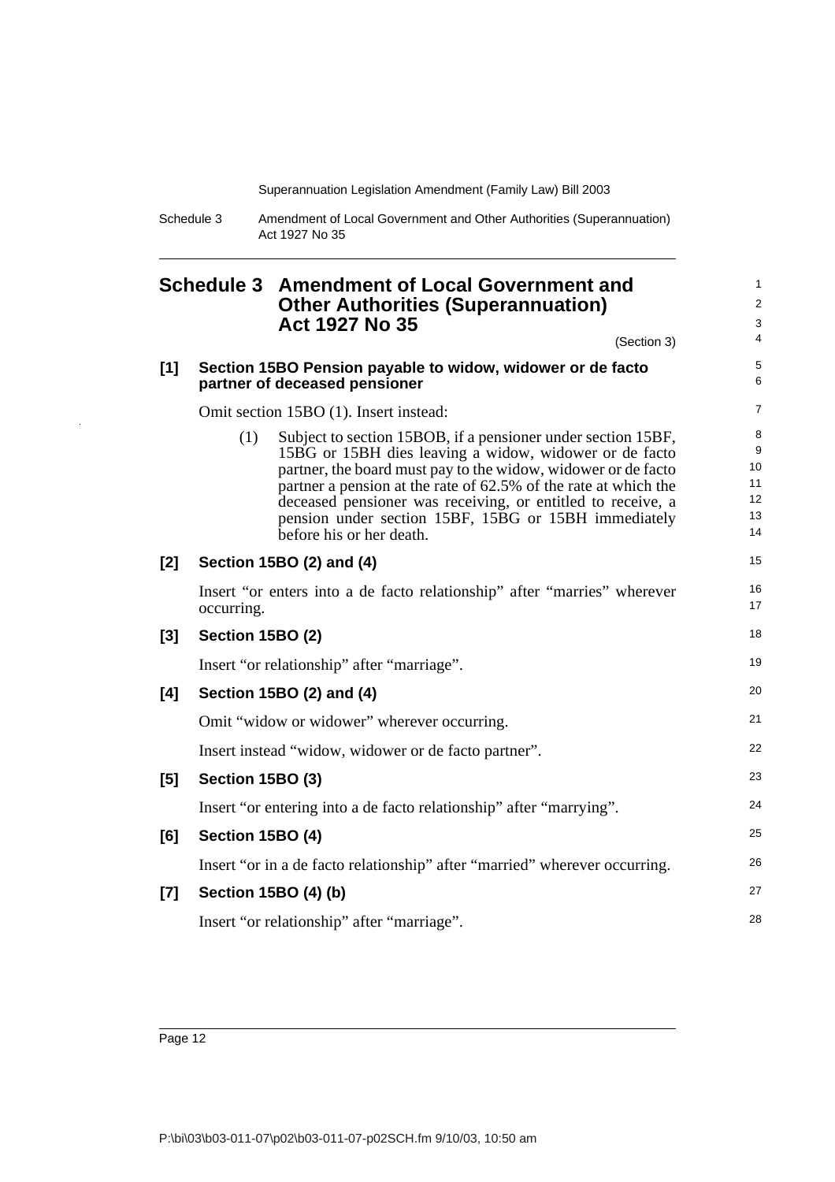## Schedule 3 Amendment of Local Government and Other Authorities (Superannuation) Act 1927 No 35

(Section 3)

### [1] Section 15BO Pension payable to widow, widower or de facto partner of deceased pensioner

Omit section 15BO (1). Insert instead:

(1) Subject to section 15BOB, if a pensioner under section 15BF, 15BG or 15BH dies leaving a widow, widower or de facto partner, the board must pay to the widow, widower or de facto partner a pension at the rate of 62.5% of the rate at which the deceased pensioner was receiving, or entitled to receive, a pension under section 15BF, 15BG or 15BH immediately before his or her death.

### [2] Section 15BO (2) and (4)

Insert "or enters into a de facto relationship" after "marries" wherever occurring.

### [3] Section 15BO (2)

Insert "or relationship" after "marriage".

### [4] Section 15BO (2) and (4)

Omit "widow or widower" wherever occurring.

Insert instead "widow, widower or de facto partner".

### [5] Section 15BO (3)

Insert "or entering into a de facto relationship" after "marrying".

### [6] Section 15BO (4)

Insert "or in a de facto relationship" after "married" wherever occurring.

### [7] Section 15BO (4) (b)

Insert "or relationship" after "marriage".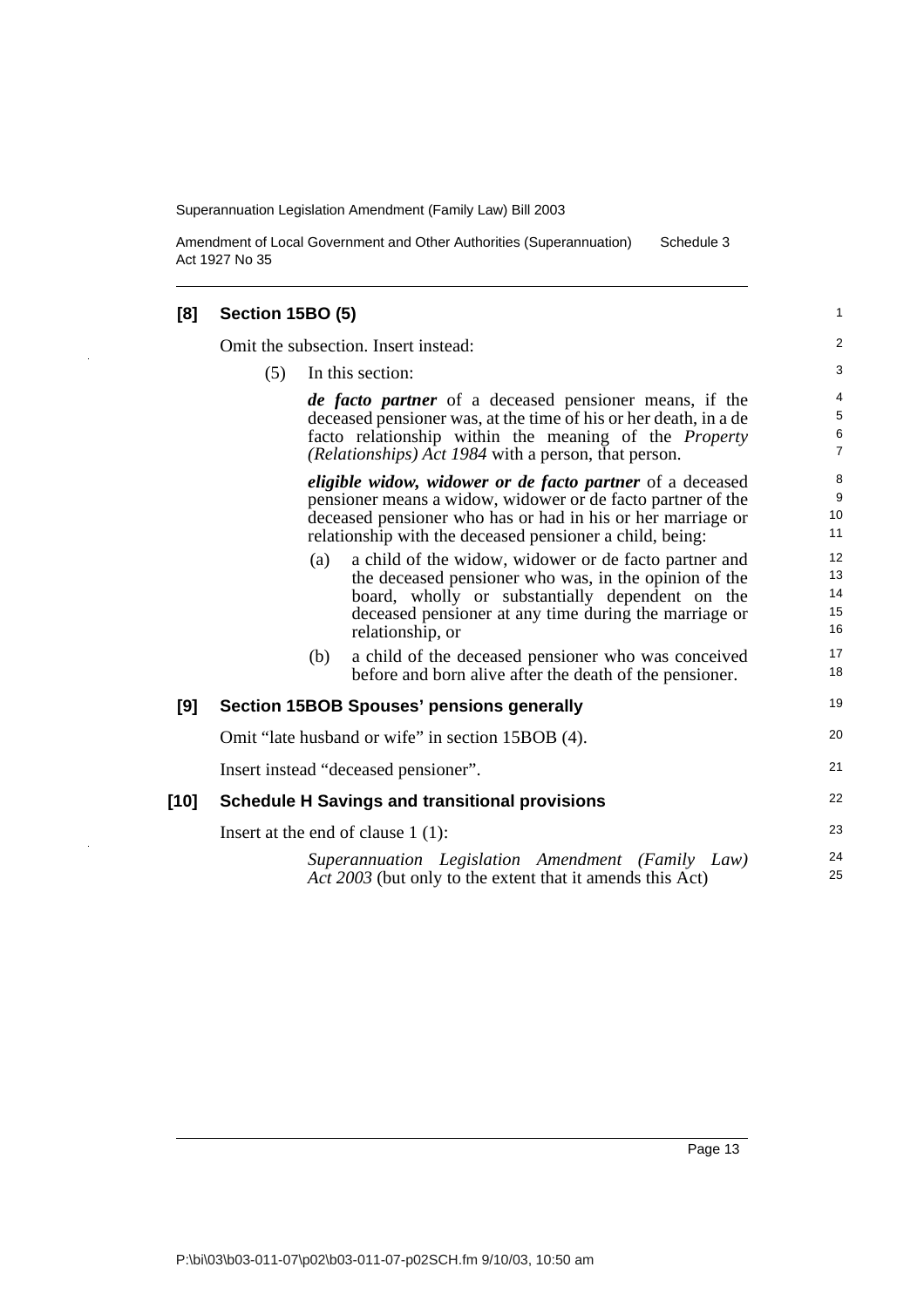### [8] Section 15BO (5)

Omit the subsection. Insert instead:

(5) In this section:

***de facto partner*** of a deceased pensioner means, if the deceased pensioner was, at the time of his or her death, in a de facto relationship within the meaning of the *Property (Relationships) Act 1984* with a person, that person.

***eligible widow, widower or de facto partner*** of a deceased pensioner means a widow, widower or de facto partner of the deceased pensioner who has or had in his or her marriage or relationship with the deceased pensioner a child, being:

(a) a child of the widow, widower or de facto partner and the deceased pensioner who was, in the opinion of the board, wholly or substantially dependent on the deceased pensioner at any time during the marriage or relationship, or

(b) a child of the deceased pensioner who was conceived before and born alive after the death of the pensioner.

### [9] Section 15BOB Spouses' pensions generally

Omit "late husband or wife" in section 15BOB (4).

Insert instead "deceased pensioner".

### [10] Schedule H Savings and transitional provisions

Insert at the end of clause 1 (1):

*Superannuation Legislation Amendment (Family Law) Act 2003* (but only to the extent that it amends this Act)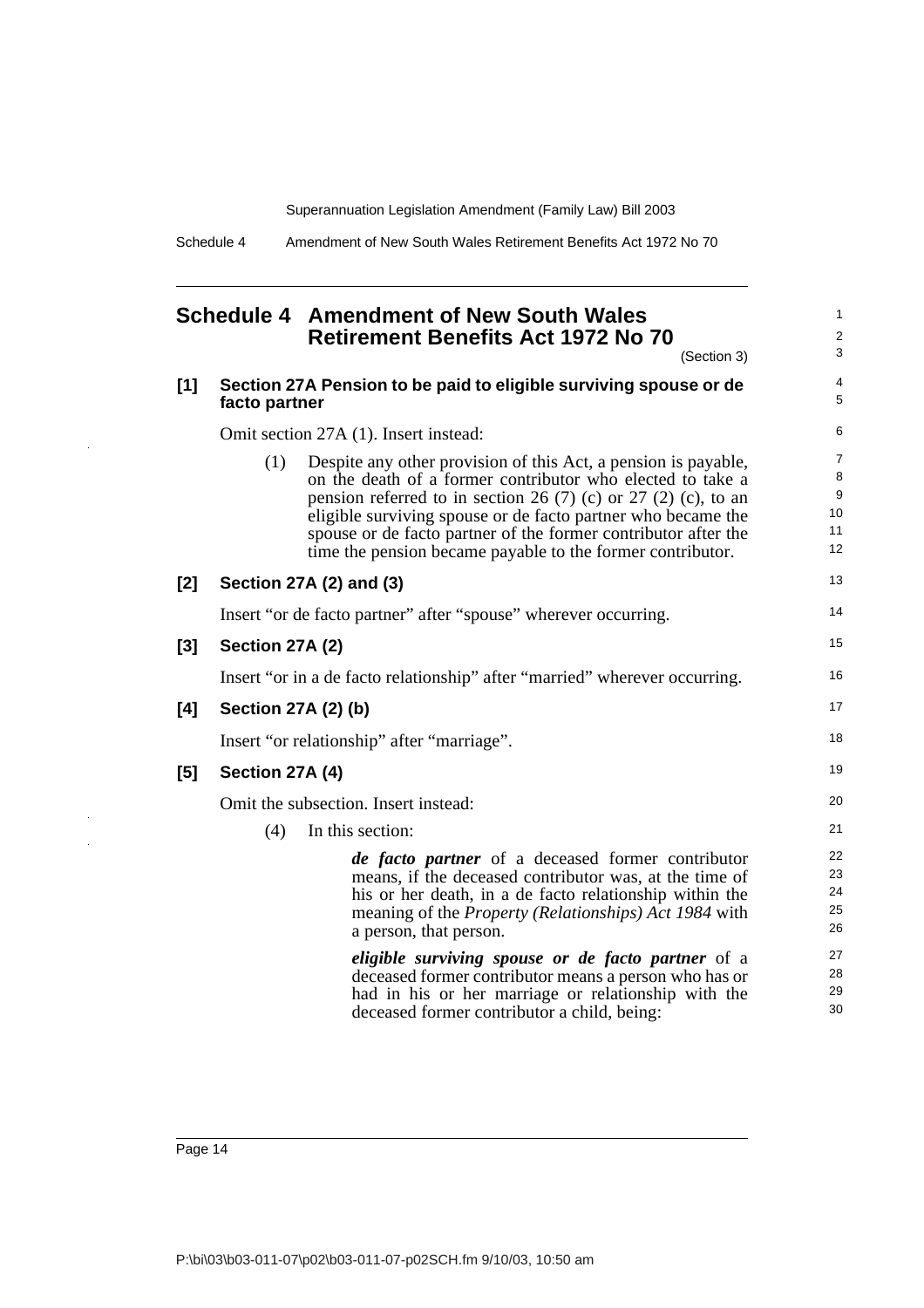## Schedule 4 Amendment of New South Wales Retirement Benefits Act 1972 No 70

(Section 3)

**[1] Section 27A Pension to be paid to eligible surviving spouse or de facto partner**

Omit section 27A (1). Insert instead:

(1) Despite any other provision of this Act, a pension is payable, on the death of a former contributor who elected to take a pension referred to in section 26 (7) (c) or 27 (2) (c), to an eligible surviving spouse or de facto partner who became the spouse or de facto partner of the former contributor after the time the pension became payable to the former contributor.

**[2] Section 27A (2) and (3)**

Insert "or de facto partner" after "spouse" wherever occurring.

**[3] Section 27A (2)**

Insert "or in a de facto relationship" after "married" wherever occurring.

**[4] Section 27A (2) (b)**

Insert "or relationship" after "marriage".

**[5] Section 27A (4)**

Omit the subsection. Insert instead:

(4) In this section:

***de facto partner*** of a deceased former contributor means, if the deceased contributor was, at the time of his or her death, in a de facto relationship within the meaning of the *Property (Relationships) Act 1984* with a person, that person.

***eligible surviving spouse or de facto partner*** of a deceased former contributor means a person who has or had in his or her marriage or relationship with the deceased former contributor a child, being: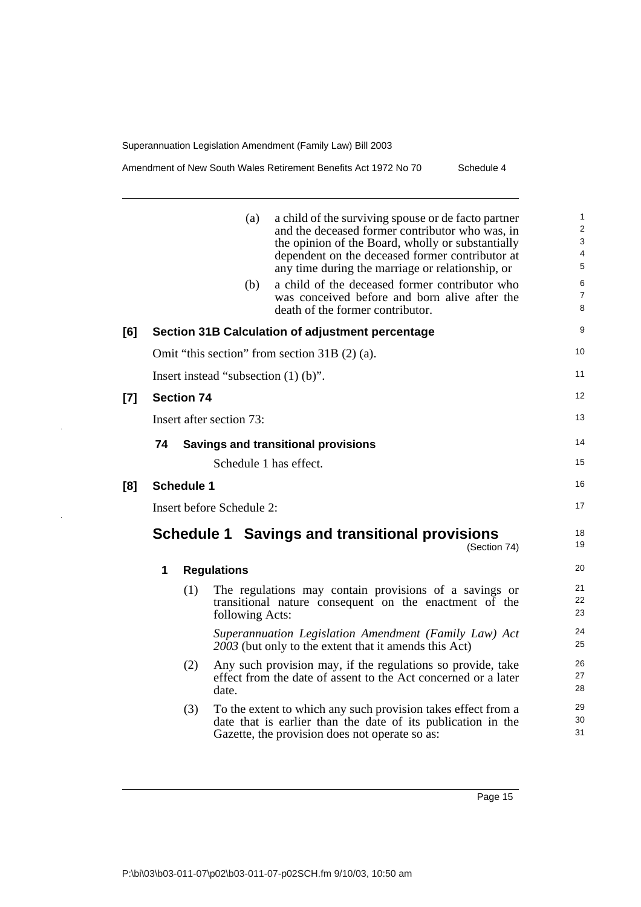(a) a child of the surviving spouse or de facto partner and the deceased former contributor who was, in the opinion of the Board, wholly or substantially dependent on the deceased former contributor at any time during the marriage or relationship, or

(b) a child of the deceased former contributor who was conceived before and born alive after the death of the former contributor.

**[6] Section 31B Calculation of adjustment percentage**

Omit "this section" from section 31B (2) (a).

Insert instead "subsection (1) (b)".

**[7] Section 74**

Insert after section 73:

**74 Savings and transitional provisions**

Schedule 1 has effect.

**[8] Schedule 1**

Insert before Schedule 2:

## Schedule 1 Savings and transitional provisions

(Section 74)

**1 Regulations**

(1) The regulations may contain provisions of a savings or transitional nature consequent on the enactment of the following Acts:

*Superannuation Legislation Amendment (Family Law) Act 2003* (but only to the extent that it amends this Act)

(2) Any such provision may, if the regulations so provide, take effect from the date of assent to the Act concerned or a later date.

(3) To the extent to which any such provision takes effect from a date that is earlier than the date of its publication in the Gazette, the provision does not operate so as: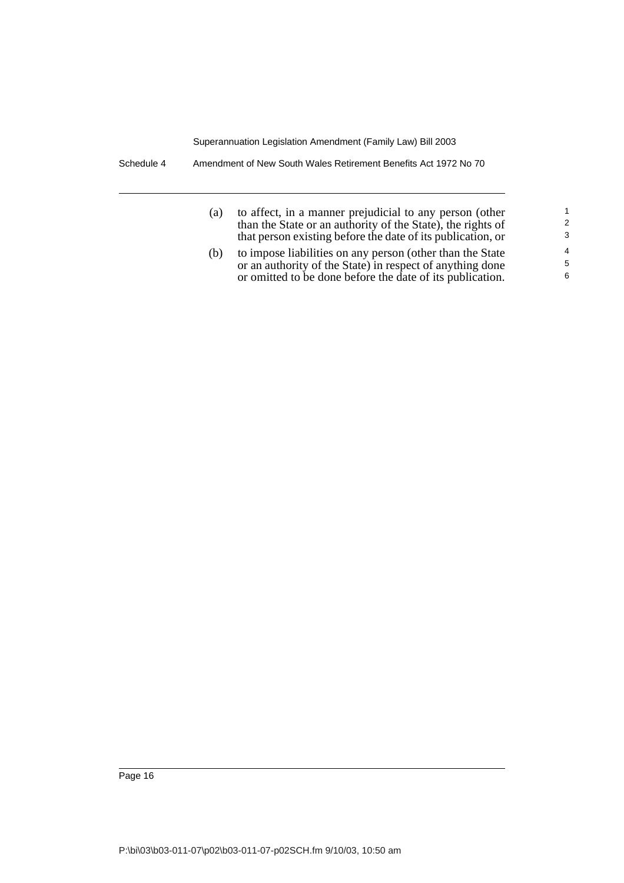(a) to affect, in a manner prejudicial to any person (other than the State or an authority of the State), the rights of that person existing before the date of its publication, or

(b) to impose liabilities on any person (other than the State or an authority of the State) in respect of anything done or omitted to be done before the date of its publication.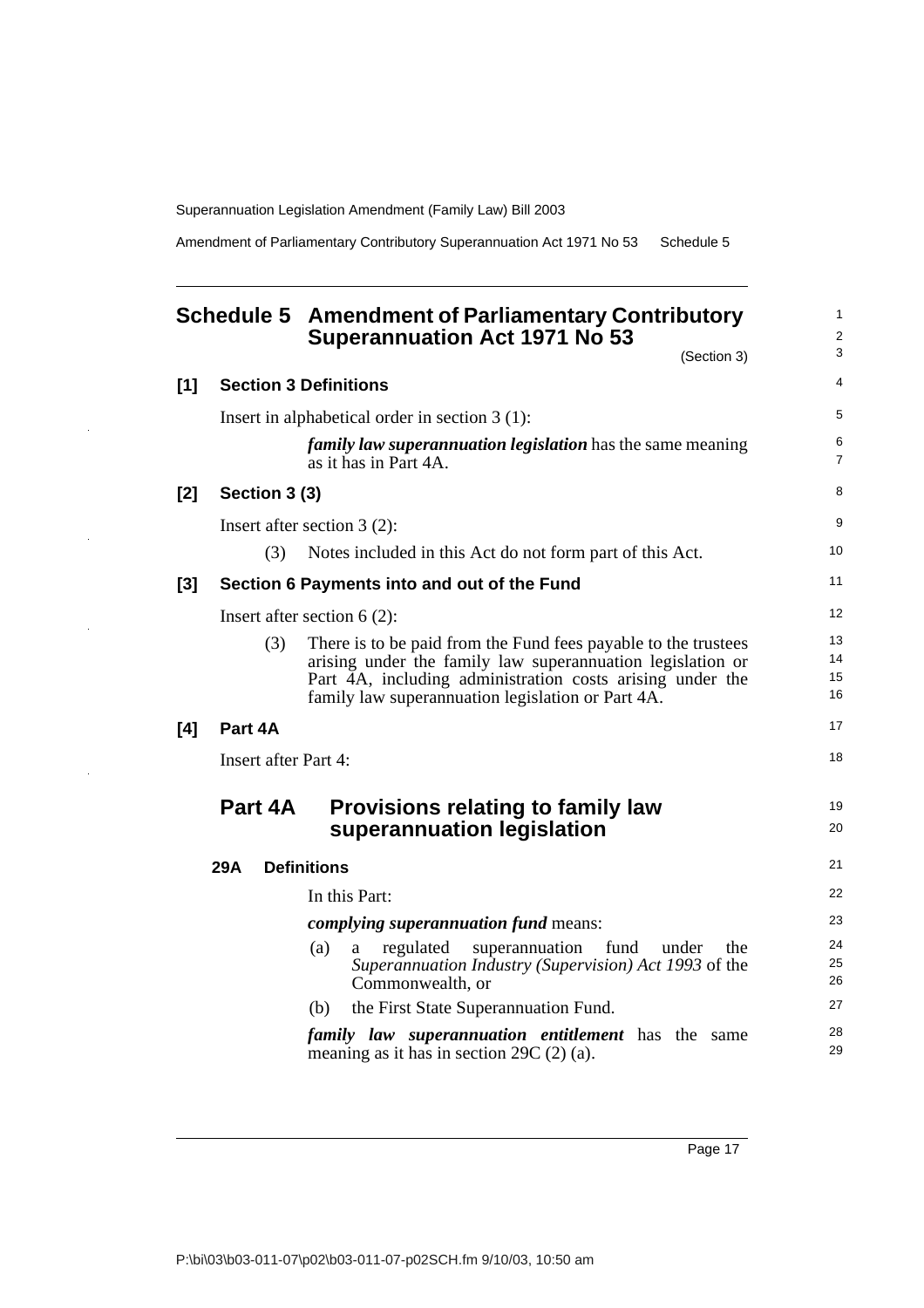# Schedule 5 Amendment of Parliamentary Contributory Superannuation Act 1971 No 53

(Section 3)

## [1] Section 3 Definitions

Insert in alphabetical order in section 3 (1):

***family law superannuation legislation*** has the same meaning as it has in Part 4A.

## [2] Section 3 (3)

Insert after section 3 (2):

(3) Notes included in this Act do not form part of this Act.

## [3] Section 6 Payments into and out of the Fund

Insert after section 6 (2):

(3) There is to be paid from the Fund fees payable to the trustees arising under the family law superannuation legislation or Part 4A, including administration costs arising under the family law superannuation legislation or Part 4A.

## [4] Part 4A

Insert after Part 4:

## Part 4A Provisions relating to family law superannuation legislation

### 29A Definitions

In this Part:

***complying superannuation fund*** means:

(a) a regulated superannuation fund under the *Superannuation Industry (Supervision) Act 1993* of the Commonwealth, or

(b) the First State Superannuation Fund.

***family law superannuation entitlement*** has the same meaning as it has in section 29C (2) (a).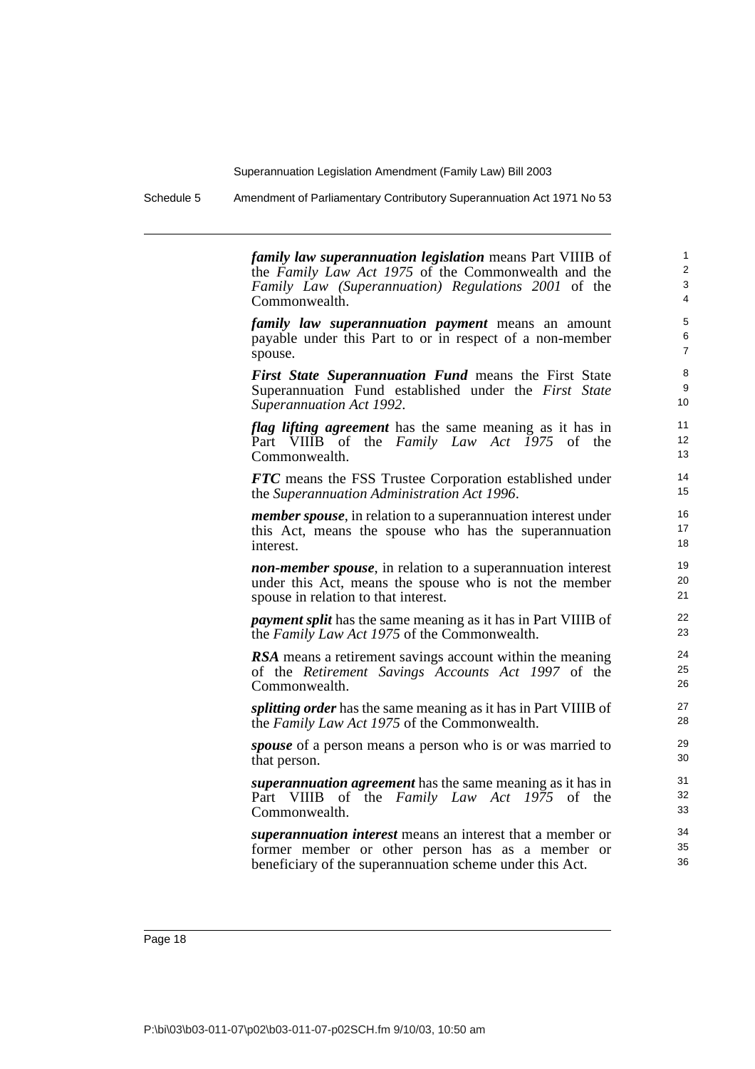***family law superannuation legislation*** means Part VIIIB of the *Family Law Act 1975* of the Commonwealth and the *Family Law (Superannuation) Regulations 2001* of the Commonwealth.

***family law superannuation payment*** means an amount payable under this Part to or in respect of a non-member spouse.

***First State Superannuation Fund*** means the First State Superannuation Fund established under the *First State Superannuation Act 1992*.

***flag lifting agreement*** has the same meaning as it has in Part VIIIB of the *Family Law Act 1975* of the Commonwealth.

***FTC*** means the FSS Trustee Corporation established under the *Superannuation Administration Act 1996*.

***member spouse***, in relation to a superannuation interest under this Act, means the spouse who has the superannuation interest.

***non-member spouse***, in relation to a superannuation interest under this Act, means the spouse who is not the member spouse in relation to that interest.

***payment split*** has the same meaning as it has in Part VIIIB of the *Family Law Act 1975* of the Commonwealth.

***RSA*** means a retirement savings account within the meaning of the *Retirement Savings Accounts Act 1997* of the Commonwealth.

***splitting order*** has the same meaning as it has in Part VIIIB of the *Family Law Act 1975* of the Commonwealth.

***spouse*** of a person means a person who is or was married to that person.

***superannuation agreement*** has the same meaning as it has in Part VIIIB of the *Family Law Act 1975* of the Commonwealth.

***superannuation interest*** means an interest that a member or former member or other person has as a member or beneficiary of the superannuation scheme under this Act.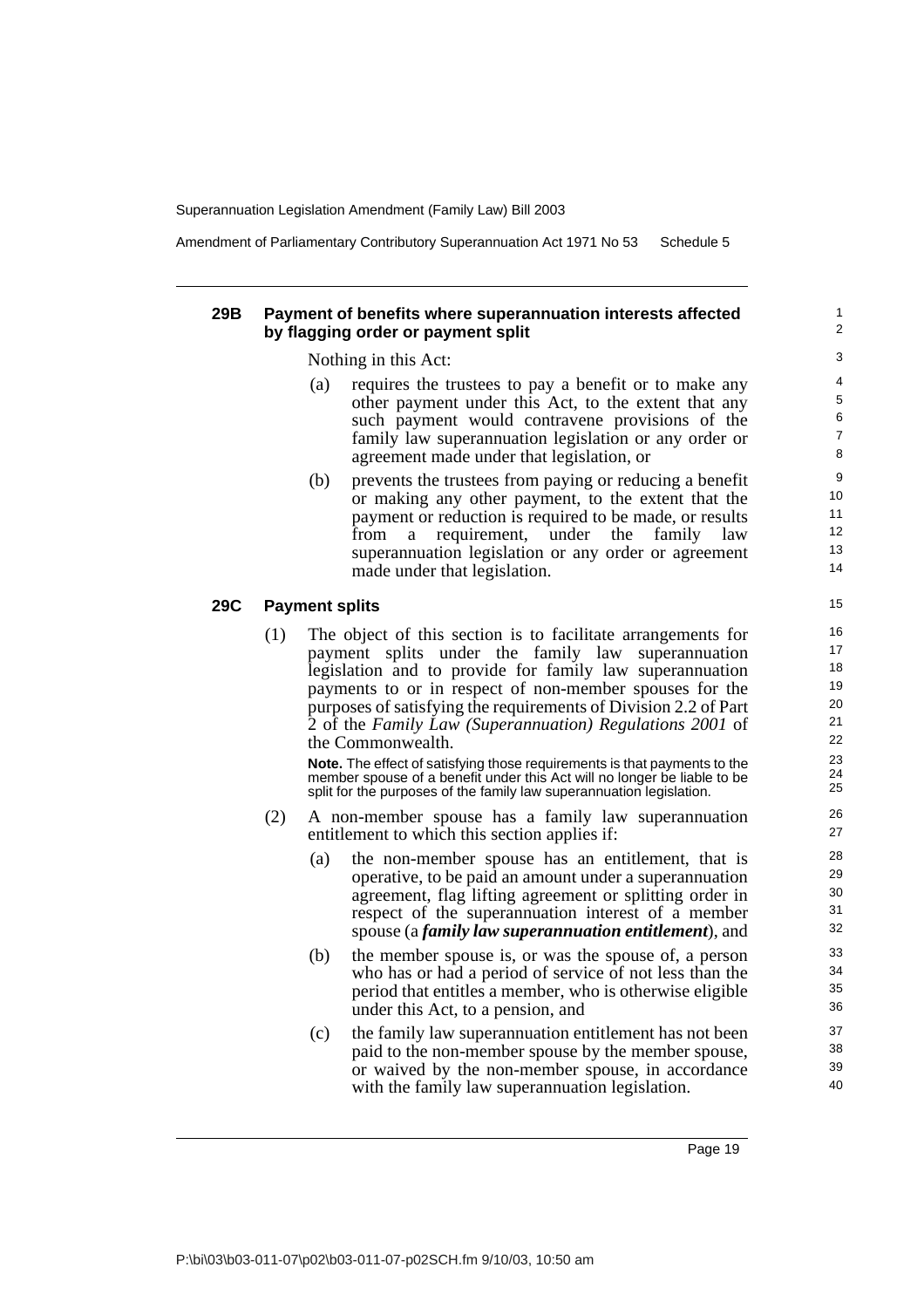### 29B Payment of benefits where superannuation interests affected by flagging order or payment split

Nothing in this Act:

(a) requires the trustees to pay a benefit or to make any other payment under this Act, to the extent that any such payment would contravene provisions of the family law superannuation legislation or any order or agreement made under that legislation, or

(b) prevents the trustees from paying or reducing a benefit or making any other payment, to the extent that the payment or reduction is required to be made, or results from a requirement, under the family law superannuation legislation or any order or agreement made under that legislation.

### 29C Payment splits

(1) The object of this section is to facilitate arrangements for payment splits under the family law superannuation legislation and to provide for family law superannuation payments to or in respect of non-member spouses for the purposes of satisfying the requirements of Division 2.2 of Part 2 of the *Family Law (Superannuation) Regulations 2001* of the Commonwealth.

**Note.** The effect of satisfying those requirements is that payments to the member spouse of a benefit under this Act will no longer be liable to be split for the purposes of the family law superannuation legislation.

(2) A non-member spouse has a family law superannuation entitlement to which this section applies if:

(a) the non-member spouse has an entitlement, that is operative, to be paid an amount under a superannuation agreement, flag lifting agreement or splitting order in respect of the superannuation interest of a member spouse (a ***family law superannuation entitlement***), and

(b) the member spouse is, or was the spouse of, a person who has or had a period of service of not less than the period that entitles a member, who is otherwise eligible under this Act, to a pension, and

(c) the family law superannuation entitlement has not been paid to the non-member spouse by the member spouse, or waived by the non-member spouse, in accordance with the family law superannuation legislation.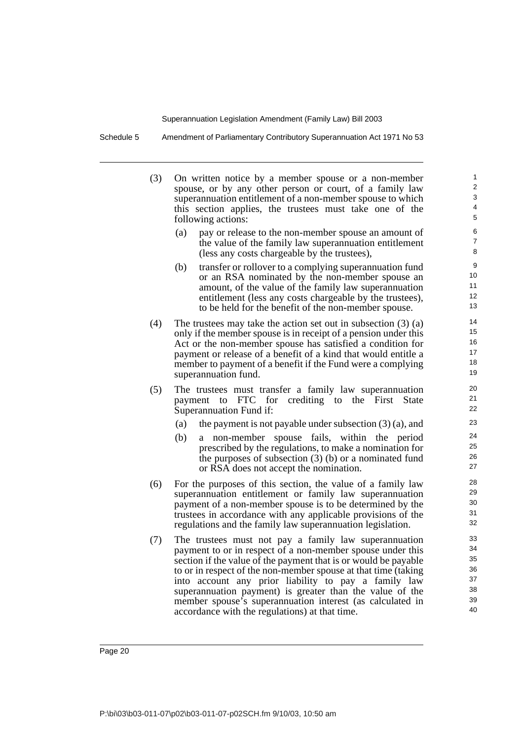(3) On written notice by a member spouse or a non-member spouse, or by any other person or court, of a family law superannuation entitlement of a non-member spouse to which this section applies, the trustees must take one of the following actions:

  (a) pay or release to the non-member spouse an amount of the value of the family law superannuation entitlement (less any costs chargeable by the trustees),

  (b) transfer or rollover to a complying superannuation fund or an RSA nominated by the non-member spouse an amount, of the value of the family law superannuation entitlement (less any costs chargeable by the trustees), to be held for the benefit of the non-member spouse.

(4) The trustees may take the action set out in subsection (3) (a) only if the member spouse is in receipt of a pension under this Act or the non-member spouse has satisfied a condition for payment or release of a benefit of a kind that would entitle a member to payment of a benefit if the Fund were a complying superannuation fund.

(5) The trustees must transfer a family law superannuation payment to FTC for crediting to the First State Superannuation Fund if:

  (a) the payment is not payable under subsection (3) (a), and

  (b) a non-member spouse fails, within the period prescribed by the regulations, to make a nomination for the purposes of subsection (3) (b) or a nominated fund or RSA does not accept the nomination.

(6) For the purposes of this section, the value of a family law superannuation entitlement or family law superannuation payment of a non-member spouse is to be determined by the trustees in accordance with any applicable provisions of the regulations and the family law superannuation legislation.

(7) The trustees must not pay a family law superannuation payment to or in respect of a non-member spouse under this section if the value of the payment that is or would be payable to or in respect of the non-member spouse at that time (taking into account any prior liability to pay a family law superannuation payment) is greater than the value of the member spouse's superannuation interest (as calculated in accordance with the regulations) at that time.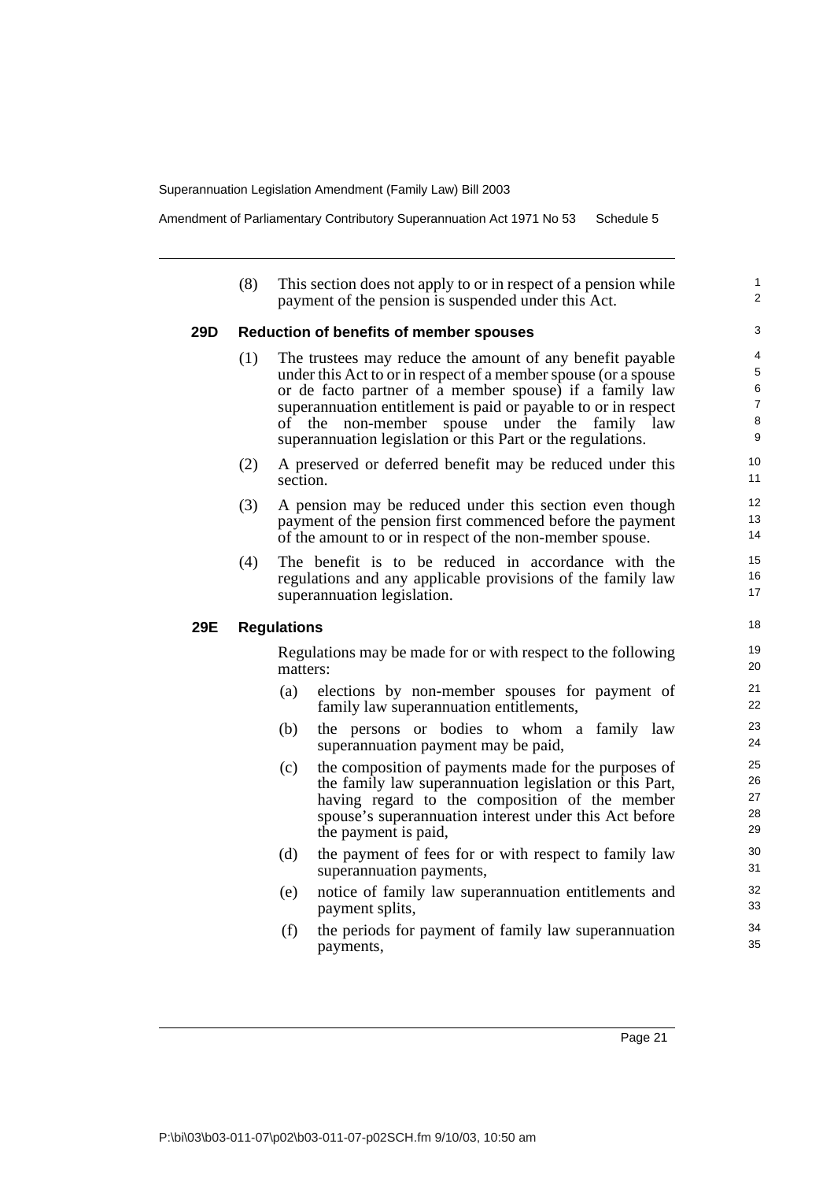(8) This section does not apply to or in respect of a pension while payment of the pension is suspended under this Act.

### 29D Reduction of benefits of member spouses

(1) The trustees may reduce the amount of any benefit payable under this Act to or in respect of a member spouse (or a spouse or de facto partner of a member spouse) if a family law superannuation entitlement is paid or payable to or in respect of the non-member spouse under the family law superannuation legislation or this Part or the regulations.

(2) A preserved or deferred benefit may be reduced under this section.

(3) A pension may be reduced under this section even though payment of the pension first commenced before the payment of the amount to or in respect of the non-member spouse.

(4) The benefit is to be reduced in accordance with the regulations and any applicable provisions of the family law superannuation legislation.

### 29E Regulations

Regulations may be made for or with respect to the following matters:

(a) elections by non-member spouses for payment of family law superannuation entitlements,

(b) the persons or bodies to whom a family law superannuation payment may be paid,

(c) the composition of payments made for the purposes of the family law superannuation legislation or this Part, having regard to the composition of the member spouse's superannuation interest under this Act before the payment is paid,

(d) the payment of fees for or with respect to family law superannuation payments,

(e) notice of family law superannuation entitlements and payment splits,

(f) the periods for payment of family law superannuation payments,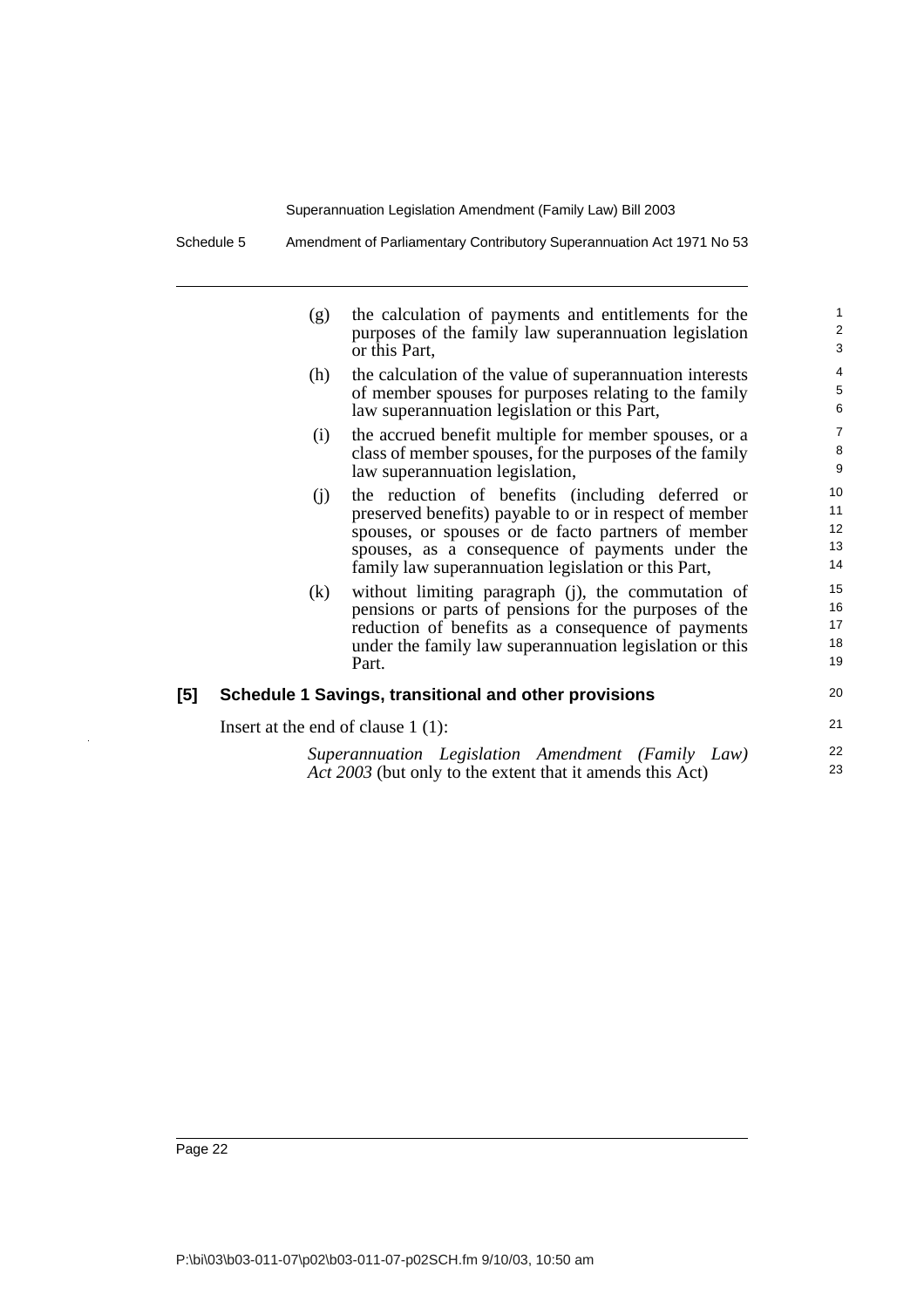(g) the calculation of payments and entitlements for the purposes of the family law superannuation legislation or this Part,

(h) the calculation of the value of superannuation interests of member spouses for purposes relating to the family law superannuation legislation or this Part,

(i) the accrued benefit multiple for member spouses, or a class of member spouses, for the purposes of the family law superannuation legislation,

(j) the reduction of benefits (including deferred or preserved benefits) payable to or in respect of member spouses, or spouses or de facto partners of member spouses, as a consequence of payments under the family law superannuation legislation or this Part,

(k) without limiting paragraph (j), the commutation of pensions or parts of pensions for the purposes of the reduction of benefits as a consequence of payments under the family law superannuation legislation or this Part.

**[5] Schedule 1 Savings, transitional and other provisions**

Insert at the end of clause 1 (1):

*Superannuation Legislation Amendment (Family Law) Act 2003* (but only to the extent that it amends this Act)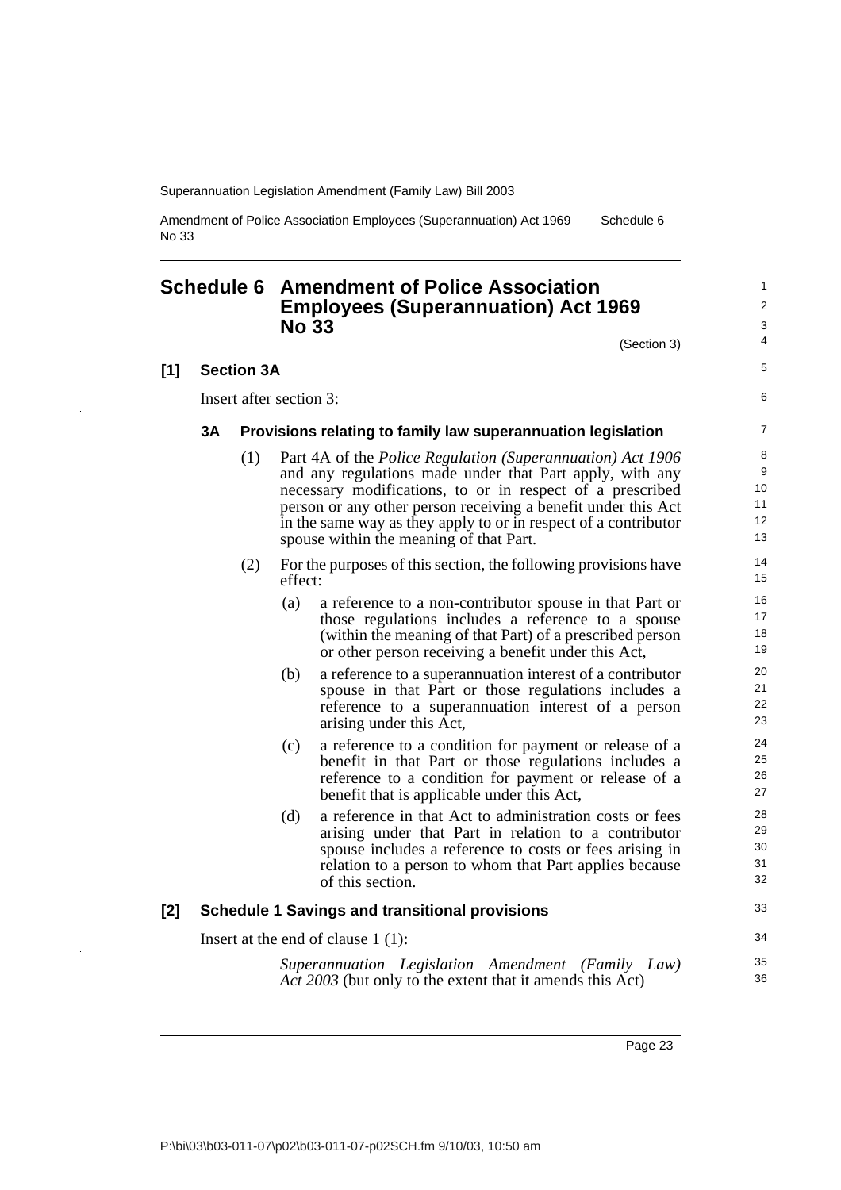## Schedule 6 Amendment of Police Association Employees (Superannuation) Act 1969 No 33

(Section 3)

### [1] Section 3A

Insert after section 3:

#### 3A Provisions relating to family law superannuation legislation

(1) Part 4A of the *Police Regulation (Superannuation) Act 1906* and any regulations made under that Part apply, with any necessary modifications, to or in respect of a prescribed person or any other person receiving a benefit under this Act in the same way as they apply to or in respect of a contributor spouse within the meaning of that Part.

(2) For the purposes of this section, the following provisions have effect:

(a) a reference to a non-contributor spouse in that Part or those regulations includes a reference to a spouse (within the meaning of that Part) of a prescribed person or other person receiving a benefit under this Act,

(b) a reference to a superannuation interest of a contributor spouse in that Part or those regulations includes a reference to a superannuation interest of a person arising under this Act,

(c) a reference to a condition for payment or release of a benefit in that Part or those regulations includes a reference to a condition for payment or release of a benefit that is applicable under this Act,

(d) a reference in that Act to administration costs or fees arising under that Part in relation to a contributor spouse includes a reference to costs or fees arising in relation to a person to whom that Part applies because of this section.

### [2] Schedule 1 Savings and transitional provisions

Insert at the end of clause 1 (1):

*Superannuation Legislation Amendment (Family Law) Act 2003* (but only to the extent that it amends this Act)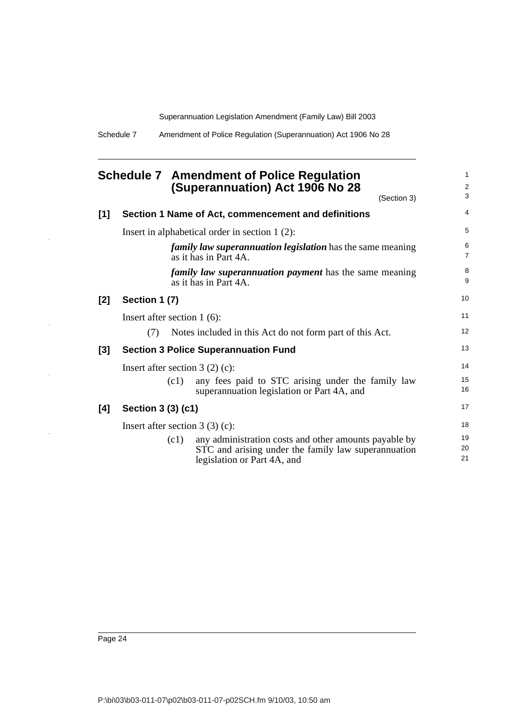# Schedule 7 Amendment of Police Regulation (Superannuation) Act 1906 No 28

(Section 3)

## [1] Section 1 Name of Act, commencement and definitions

Insert in alphabetical order in section 1 (2):

> ***family law superannuation legislation*** has the same meaning as it has in Part 4A.
>
> ***family law superannuation payment*** has the same meaning as it has in Part 4A.

## [2] Section 1 (7)

Insert after section 1 (6):

> (7) Notes included in this Act do not form part of this Act.

## [3] Section 3 Police Superannuation Fund

Insert after section 3 (2) (c):

> (c1) any fees paid to STC arising under the family law superannuation legislation or Part 4A, and

## [4] Section 3 (3) (c1)

Insert after section 3 (3) (c):

> (c1) any administration costs and other amounts payable by STC and arising under the family law superannuation legislation or Part 4A, and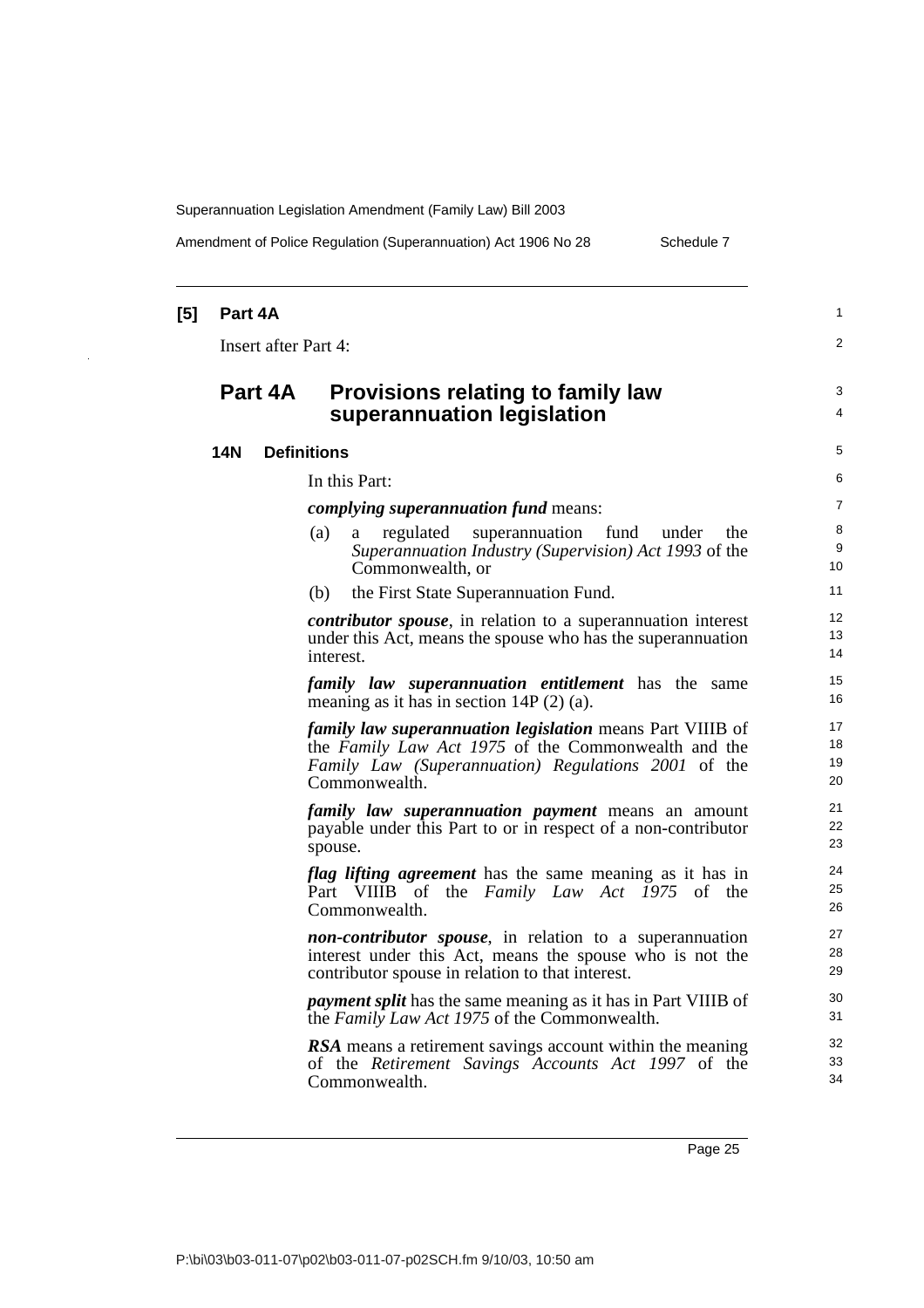**[5] Part 4A**

Insert after Part 4:

## Part 4A Provisions relating to family law superannuation legislation

### 14N Definitions

In this Part:

***complying superannuation fund*** means:

(a) a regulated superannuation fund under the *Superannuation Industry (Supervision) Act 1993* of the Commonwealth, or

(b) the First State Superannuation Fund.

***contributor spouse***, in relation to a superannuation interest under this Act, means the spouse who has the superannuation interest.

***family law superannuation entitlement*** has the same meaning as it has in section 14P (2) (a).

***family law superannuation legislation*** means Part VIIIB of the *Family Law Act 1975* of the Commonwealth and the *Family Law (Superannuation) Regulations 2001* of the Commonwealth.

***family law superannuation payment*** means an amount payable under this Part to or in respect of a non-contributor spouse.

***flag lifting agreement*** has the same meaning as it has in Part VIIIB of the *Family Law Act 1975* of the Commonwealth.

***non-contributor spouse***, in relation to a superannuation interest under this Act, means the spouse who is not the contributor spouse in relation to that interest.

***payment split*** has the same meaning as it has in Part VIIIB of the *Family Law Act 1975* of the Commonwealth.

***RSA*** means a retirement savings account within the meaning of the *Retirement Savings Accounts Act 1997* of the Commonwealth.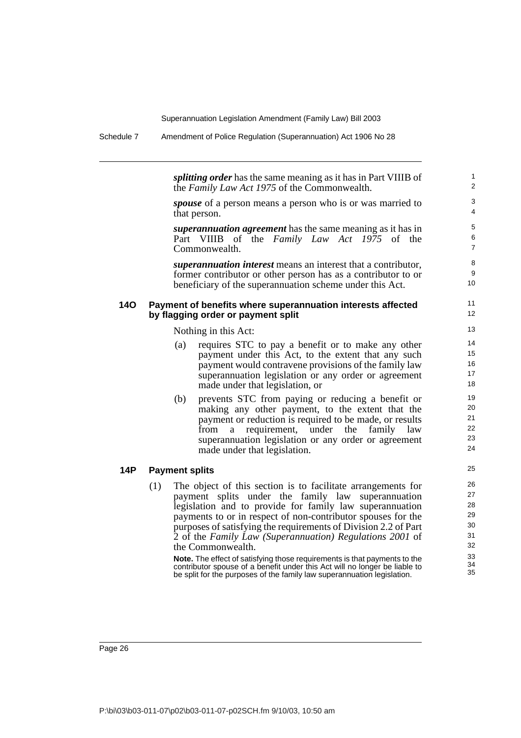***splitting order*** has the same meaning as it has in Part VIIIB of the *Family Law Act 1975* of the Commonwealth.

***spouse*** of a person means a person who is or was married to that person.

***superannuation agreement*** has the same meaning as it has in Part VIIIB of the *Family Law Act 1975* of the Commonwealth.

***superannuation interest*** means an interest that a contributor, former contributor or other person has as a contributor to or beneficiary of the superannuation scheme under this Act.

### 14O Payment of benefits where superannuation interests affected by flagging order or payment split

Nothing in this Act:

(a) requires STC to pay a benefit or to make any other payment under this Act, to the extent that any such payment would contravene provisions of the family law superannuation legislation or any order or agreement made under that legislation, or

(b) prevents STC from paying or reducing a benefit or making any other payment, to the extent that the payment or reduction is required to be made, or results from a requirement, under the family law superannuation legislation or any order or agreement made under that legislation.

### 14P Payment splits

(1) The object of this section is to facilitate arrangements for payment splits under the family law superannuation legislation and to provide for family law superannuation payments to or in respect of non-contributor spouses for the purposes of satisfying the requirements of Division 2.2 of Part 2 of the *Family Law (Superannuation) Regulations 2001* of the Commonwealth.

**Note.** The effect of satisfying those requirements is that payments to the contributor spouse of a benefit under this Act will no longer be liable to be split for the purposes of the family law superannuation legislation.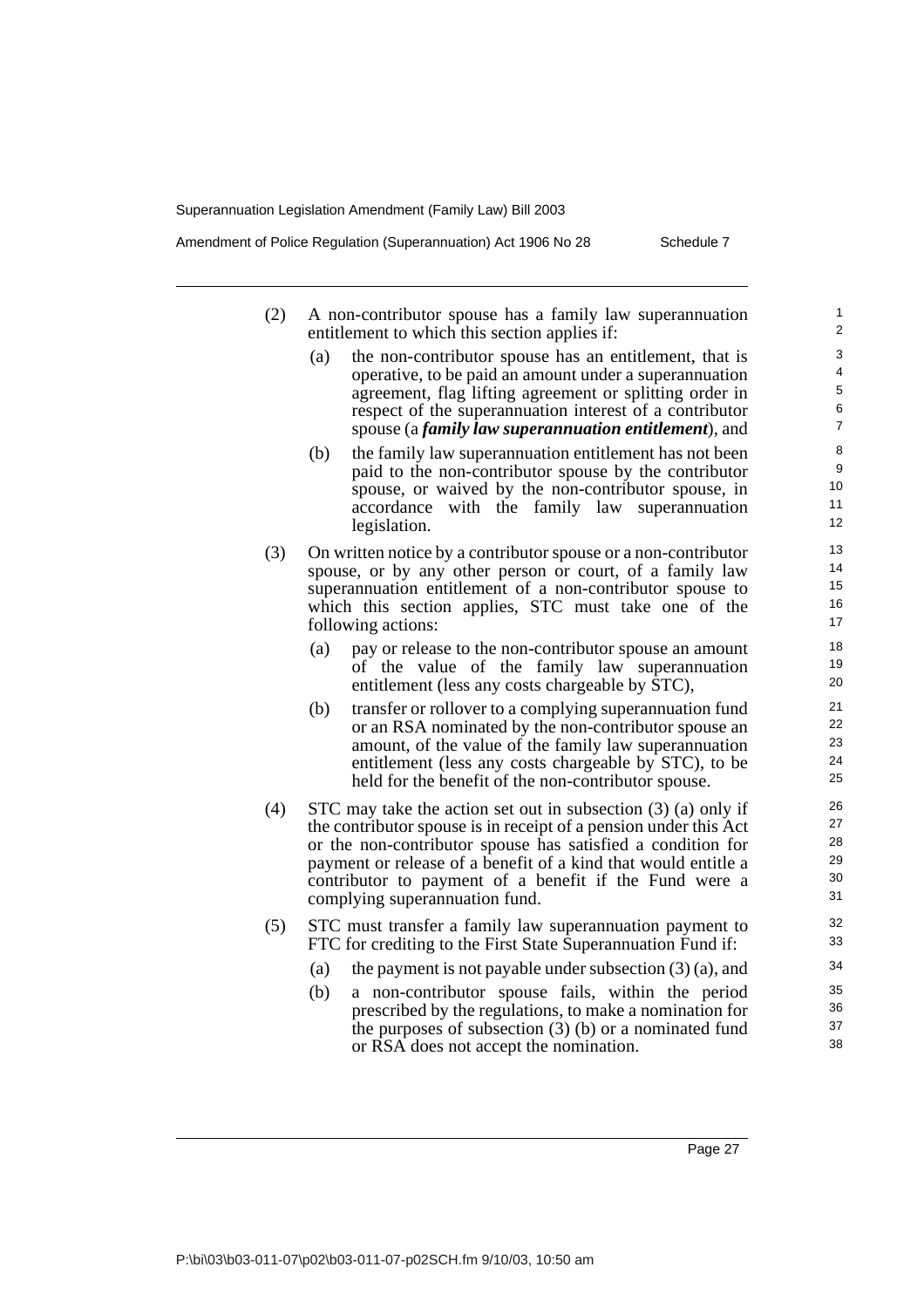(2) A non-contributor spouse has a family law superannuation entitlement to which this section applies if:

   (a) the non-contributor spouse has an entitlement, that is operative, to be paid an amount under a superannuation agreement, flag lifting agreement or splitting order in respect of the superannuation interest of a contributor spouse (a ***family law superannuation entitlement***), and

   (b) the family law superannuation entitlement has not been paid to the non-contributor spouse by the contributor spouse, or waived by the non-contributor spouse, in accordance with the family law superannuation legislation.

(3) On written notice by a contributor spouse or a non-contributor spouse, or by any other person or court, of a family law superannuation entitlement of a non-contributor spouse to which this section applies, STC must take one of the following actions:

   (a) pay or release to the non-contributor spouse an amount of the value of the family law superannuation entitlement (less any costs chargeable by STC),

   (b) transfer or rollover to a complying superannuation fund or an RSA nominated by the non-contributor spouse an amount, of the value of the family law superannuation entitlement (less any costs chargeable by STC), to be held for the benefit of the non-contributor spouse.

(4) STC may take the action set out in subsection (3) (a) only if the contributor spouse is in receipt of a pension under this Act or the non-contributor spouse has satisfied a condition for payment or release of a benefit of a kind that would entitle a contributor to payment of a benefit if the Fund were a complying superannuation fund.

(5) STC must transfer a family law superannuation payment to FTC for crediting to the First State Superannuation Fund if:

   (a) the payment is not payable under subsection (3) (a), and

   (b) a non-contributor spouse fails, within the period prescribed by the regulations, to make a nomination for the purposes of subsection (3) (b) or a nominated fund or RSA does not accept the nomination.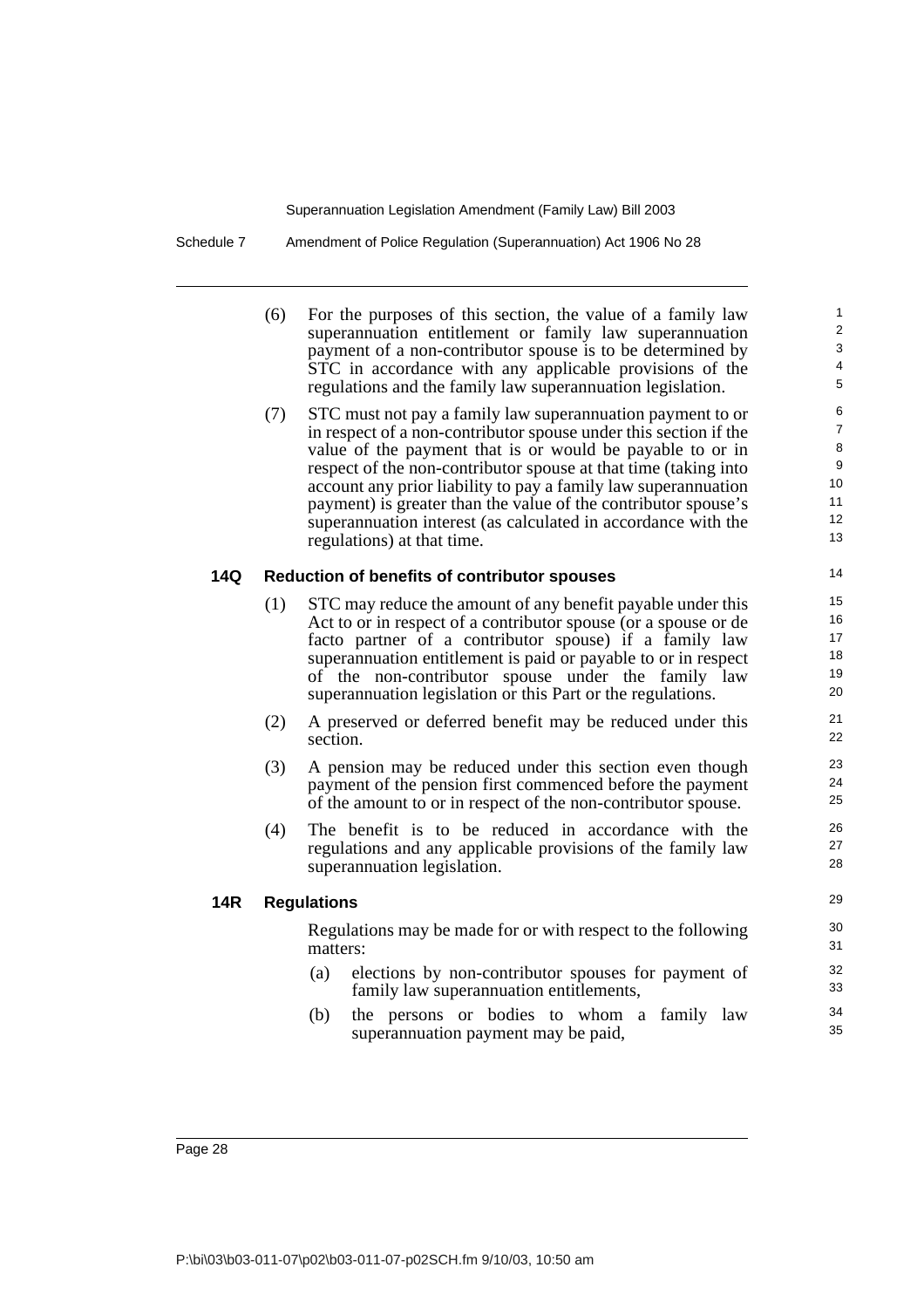(6) For the purposes of this section, the value of a family law superannuation entitlement or family law superannuation payment of a non-contributor spouse is to be determined by STC in accordance with any applicable provisions of the regulations and the family law superannuation legislation.

(7) STC must not pay a family law superannuation payment to or in respect of a non-contributor spouse under this section if the value of the payment that is or would be payable to or in respect of the non-contributor spouse at that time (taking into account any prior liability to pay a family law superannuation payment) is greater than the value of the contributor spouse's superannuation interest (as calculated in accordance with the regulations) at that time.

### 14Q Reduction of benefits of contributor spouses

(1) STC may reduce the amount of any benefit payable under this Act to or in respect of a contributor spouse (or a spouse or de facto partner of a contributor spouse) if a family law superannuation entitlement is paid or payable to or in respect of the non-contributor spouse under the family law superannuation legislation or this Part or the regulations.

(2) A preserved or deferred benefit may be reduced under this section.

(3) A pension may be reduced under this section even though payment of the pension first commenced before the payment of the amount to or in respect of the non-contributor spouse.

(4) The benefit is to be reduced in accordance with the regulations and any applicable provisions of the family law superannuation legislation.

### 14R Regulations

Regulations may be made for or with respect to the following matters:

(a) elections by non-contributor spouses for payment of family law superannuation entitlements,

(b) the persons or bodies to whom a family law superannuation payment may be paid,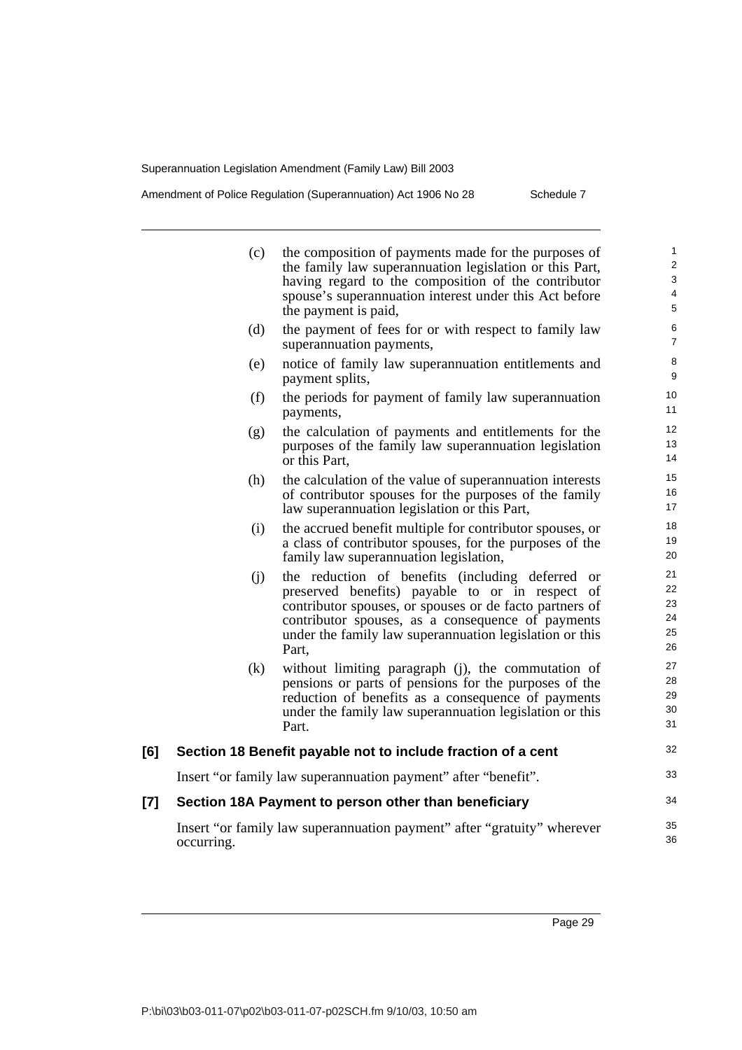(c) the composition of payments made for the purposes of the family law superannuation legislation or this Part, having regard to the composition of the contributor spouse's superannuation interest under this Act before the payment is paid,

(d) the payment of fees for or with respect to family law superannuation payments,

(e) notice of family law superannuation entitlements and payment splits,

(f) the periods for payment of family law superannuation payments,

(g) the calculation of payments and entitlements for the purposes of the family law superannuation legislation or this Part,

(h) the calculation of the value of superannuation interests of contributor spouses for the purposes of the family law superannuation legislation or this Part,

(i) the accrued benefit multiple for contributor spouses, or a class of contributor spouses, for the purposes of the family law superannuation legislation,

(j) the reduction of benefits (including deferred or preserved benefits) payable to or in respect of contributor spouses, or spouses or de facto partners of contributor spouses, as a consequence of payments under the family law superannuation legislation or this Part,

(k) without limiting paragraph (j), the commutation of pensions or parts of pensions for the purposes of the reduction of benefits as a consequence of payments under the family law superannuation legislation or this Part.

### [6] Section 18 Benefit payable not to include fraction of a cent

Insert "or family law superannuation payment" after "benefit".

### [7] Section 18A Payment to person other than beneficiary

Insert "or family law superannuation payment" after "gratuity" wherever occurring.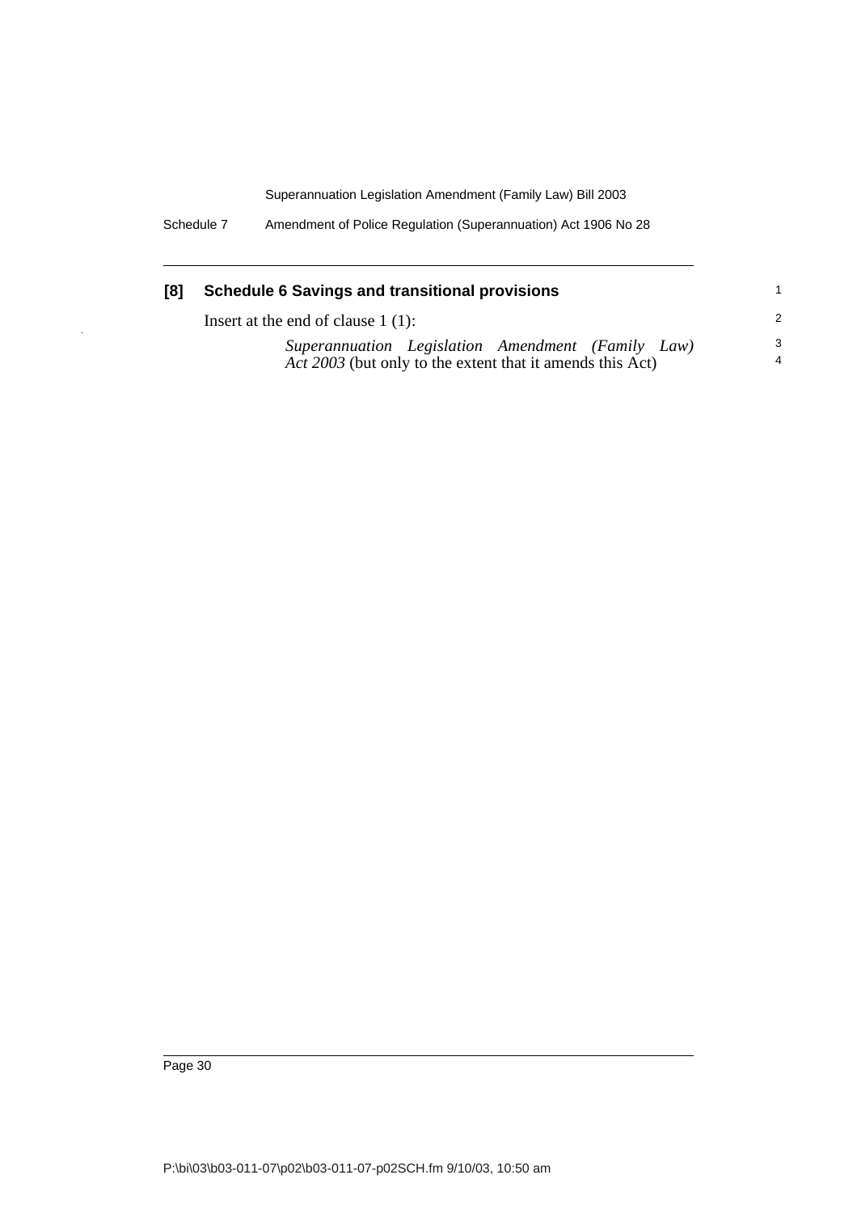### [8] Schedule 6 Savings and transitional provisions

Insert at the end of clause 1 (1):

> *Superannuation Legislation Amendment (Family Law) Act 2003* (but only to the extent that it amends this Act)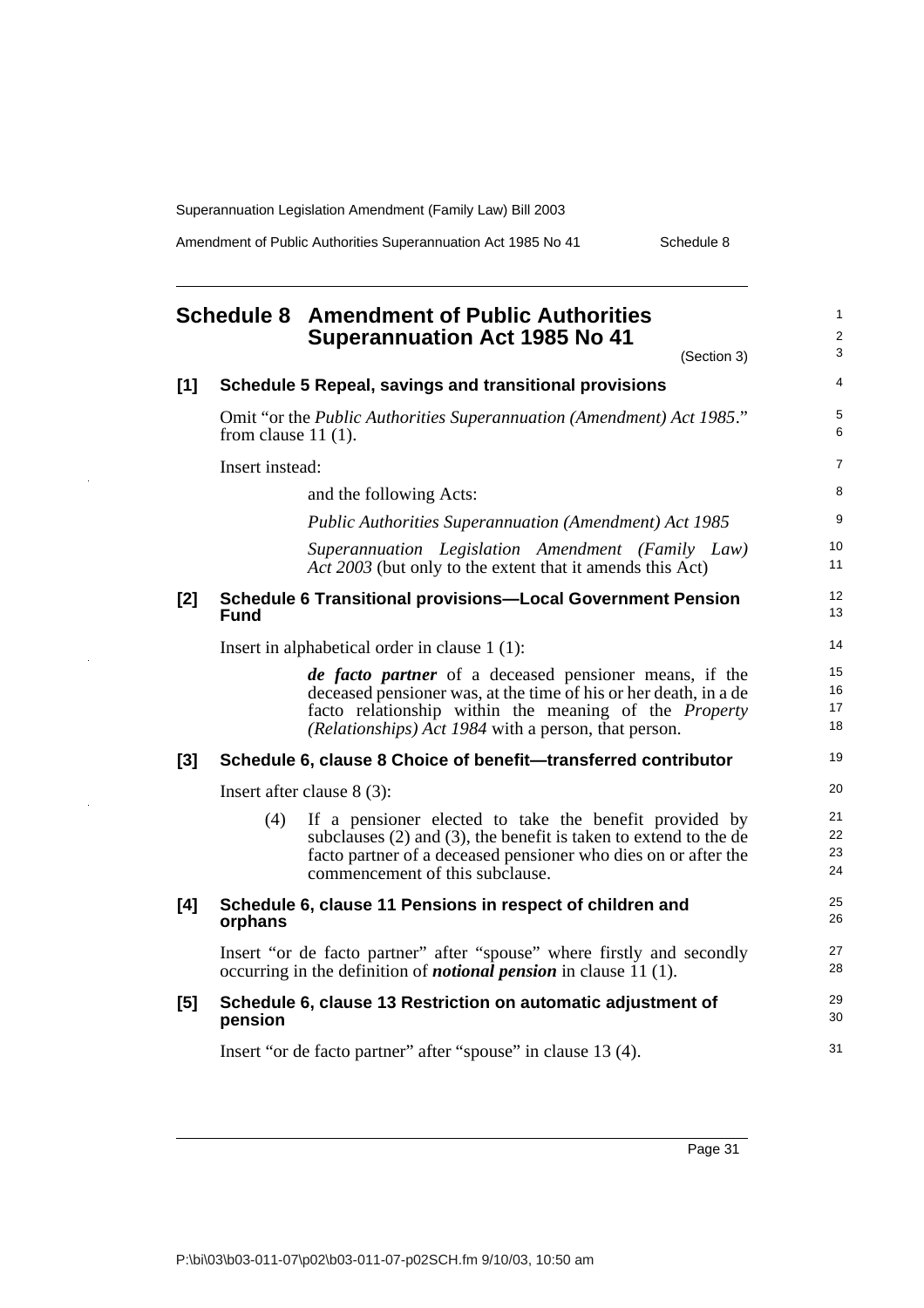## Schedule 8 Amendment of Public Authorities Superannuation Act 1985 No 41

(Section 3)

### [1] Schedule 5 Repeal, savings and transitional provisions

Omit "or the *Public Authorities Superannuation (Amendment) Act 1985*." from clause 11 (1).

Insert instead:

and the following Acts:

*Public Authorities Superannuation (Amendment) Act 1985*

*Superannuation Legislation Amendment (Family Law) Act 2003* (but only to the extent that it amends this Act)

### [2] Schedule 6 Transitional provisions—Local Government Pension Fund

Insert in alphabetical order in clause 1 (1):

***de facto partner*** of a deceased pensioner means, if the deceased pensioner was, at the time of his or her death, in a de facto relationship within the meaning of the *Property (Relationships) Act 1984* with a person, that person.

### [3] Schedule 6, clause 8 Choice of benefit—transferred contributor

Insert after clause 8 (3):

(4) If a pensioner elected to take the benefit provided by subclauses (2) and (3), the benefit is taken to extend to the de facto partner of a deceased pensioner who dies on or after the commencement of this subclause.

### [4] Schedule 6, clause 11 Pensions in respect of children and orphans

Insert "or de facto partner" after "spouse" where firstly and secondly occurring in the definition of ***notional pension*** in clause 11 (1).

### [5] Schedule 6, clause 13 Restriction on automatic adjustment of pension

Insert "or de facto partner" after "spouse" in clause 13 (4).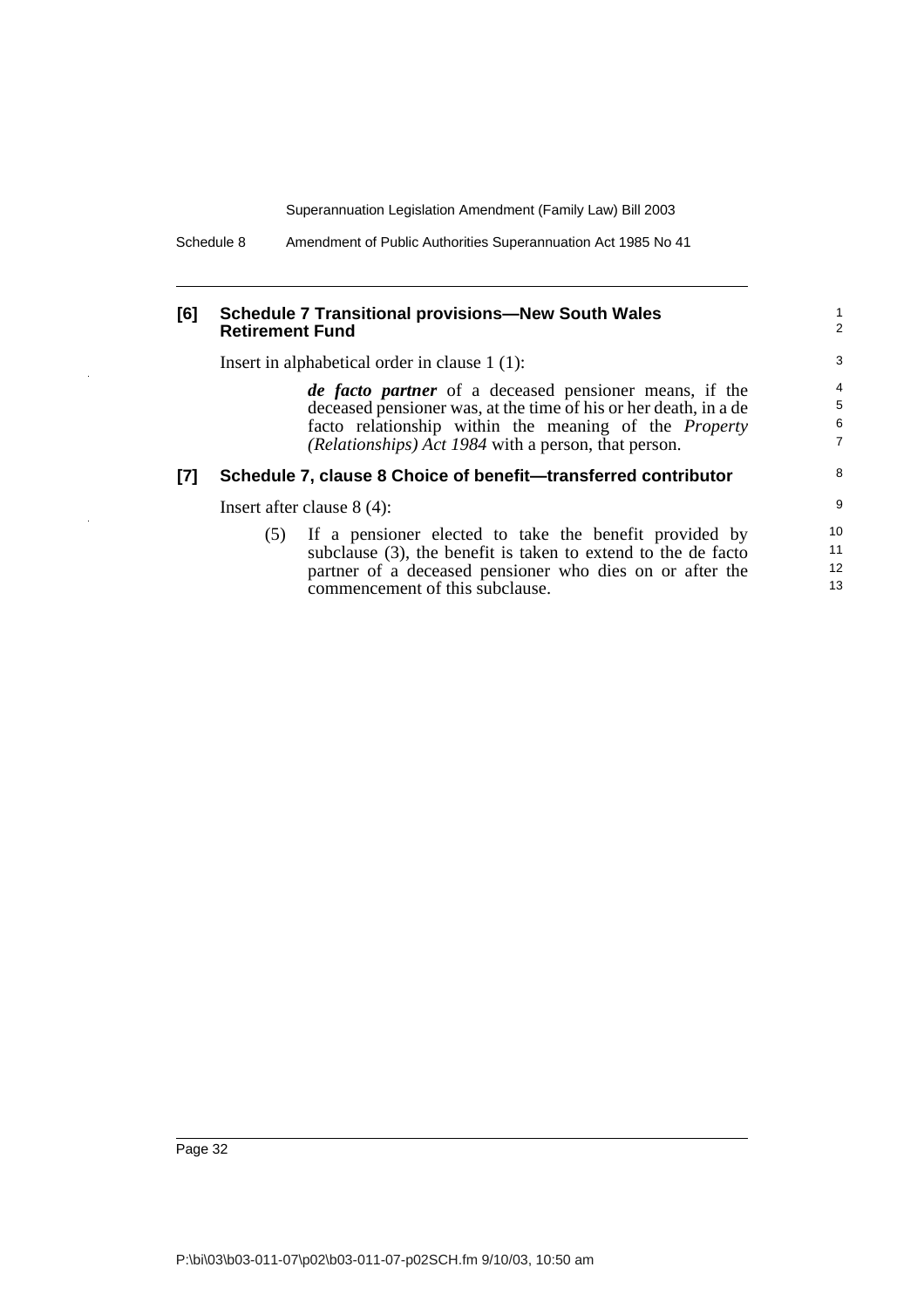### [6] Schedule 7 Transitional provisions—New South Wales Retirement Fund

Insert in alphabetical order in clause 1 (1):

> ***de facto partner*** of a deceased pensioner means, if the deceased pensioner was, at the time of his or her death, in a de facto relationship within the meaning of the *Property (Relationships) Act 1984* with a person, that person.

### [7] Schedule 7, clause 8 Choice of benefit—transferred contributor

Insert after clause 8 (4):

> (5) If a pensioner elected to take the benefit provided by subclause (3), the benefit is taken to extend to the de facto partner of a deceased pensioner who dies on or after the commencement of this subclause.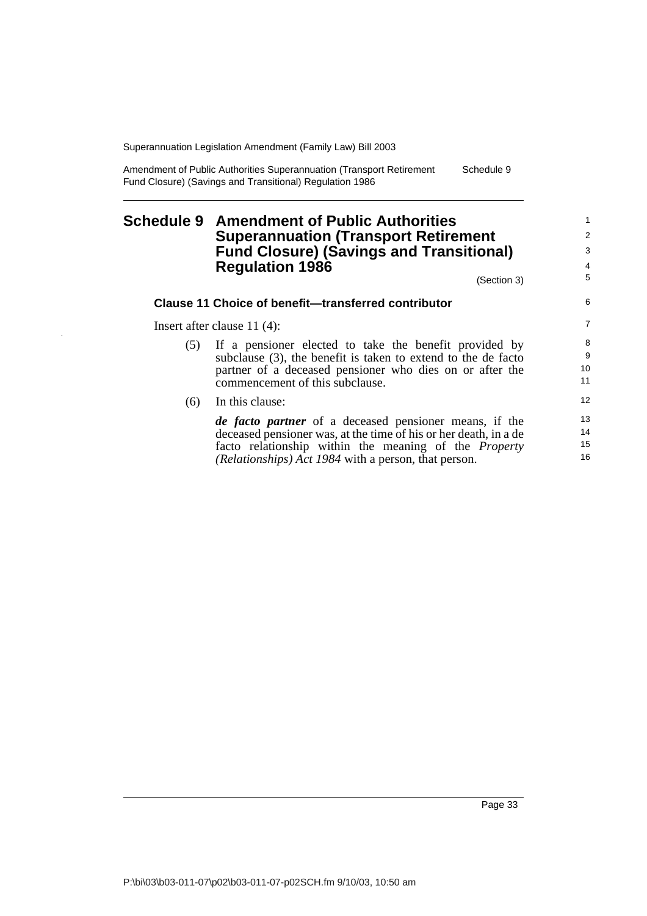# Schedule 9 Amendment of Public Authorities Superannuation (Transport Retirement Fund Closure) (Savings and Transitional) Regulation 1986

(Section 3)

### Clause 11 Choice of benefit—transferred contributor

Insert after clause 11 (4):

(5) If a pensioner elected to take the benefit provided by subclause (3), the benefit is taken to extend to the de facto partner of a deceased pensioner who dies on or after the commencement of this subclause.

(6) In this clause:

***de facto partner*** of a deceased pensioner means, if the deceased pensioner was, at the time of his or her death, in a de facto relationship within the meaning of the *Property (Relationships) Act 1984* with a person, that person.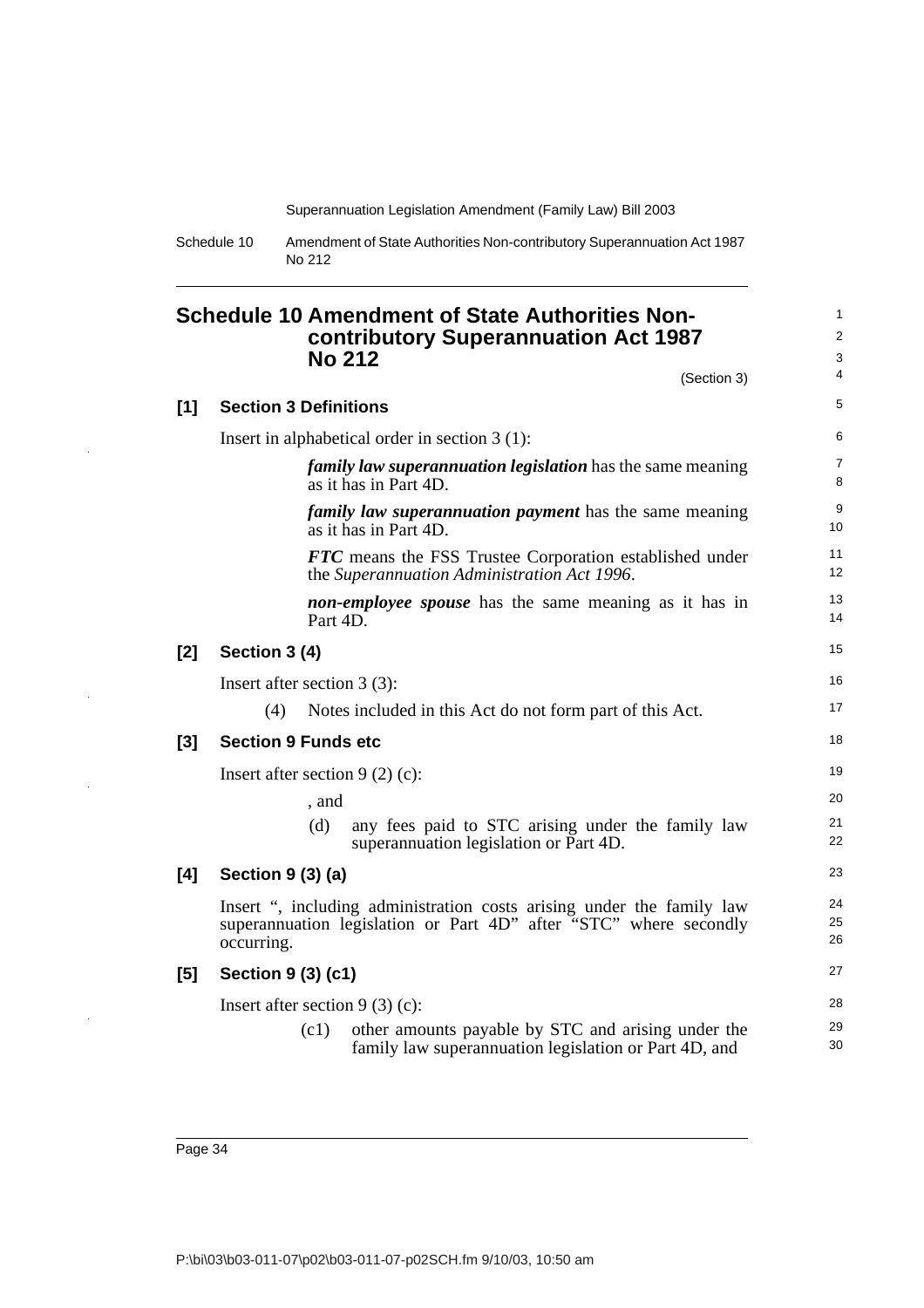# Schedule 10 Amendment of State Authorities Non-contributory Superannuation Act 1987 No 212

(Section 3)

**[1] Section 3 Definitions**

Insert in alphabetical order in section 3 (1):

> ***family law superannuation legislation*** has the same meaning as it has in Part 4D.
>
> ***family law superannuation payment*** has the same meaning as it has in Part 4D.
>
> ***FTC*** means the FSS Trustee Corporation established under the *Superannuation Administration Act 1996*.
>
> ***non-employee spouse*** has the same meaning as it has in Part 4D.

**[2] Section 3 (4)**

Insert after section 3 (3):

> (4) Notes included in this Act do not form part of this Act.

**[3] Section 9 Funds etc**

Insert after section 9 (2) (c):

> , and
>
> (d) any fees paid to STC arising under the family law superannuation legislation or Part 4D.

**[4] Section 9 (3) (a)**

Insert ", including administration costs arising under the family law superannuation legislation or Part 4D" after "STC" where secondly occurring.

**[5] Section 9 (3) (c1)**

Insert after section 9 (3) (c):

> (c1) other amounts payable by STC and arising under the family law superannuation legislation or Part 4D, and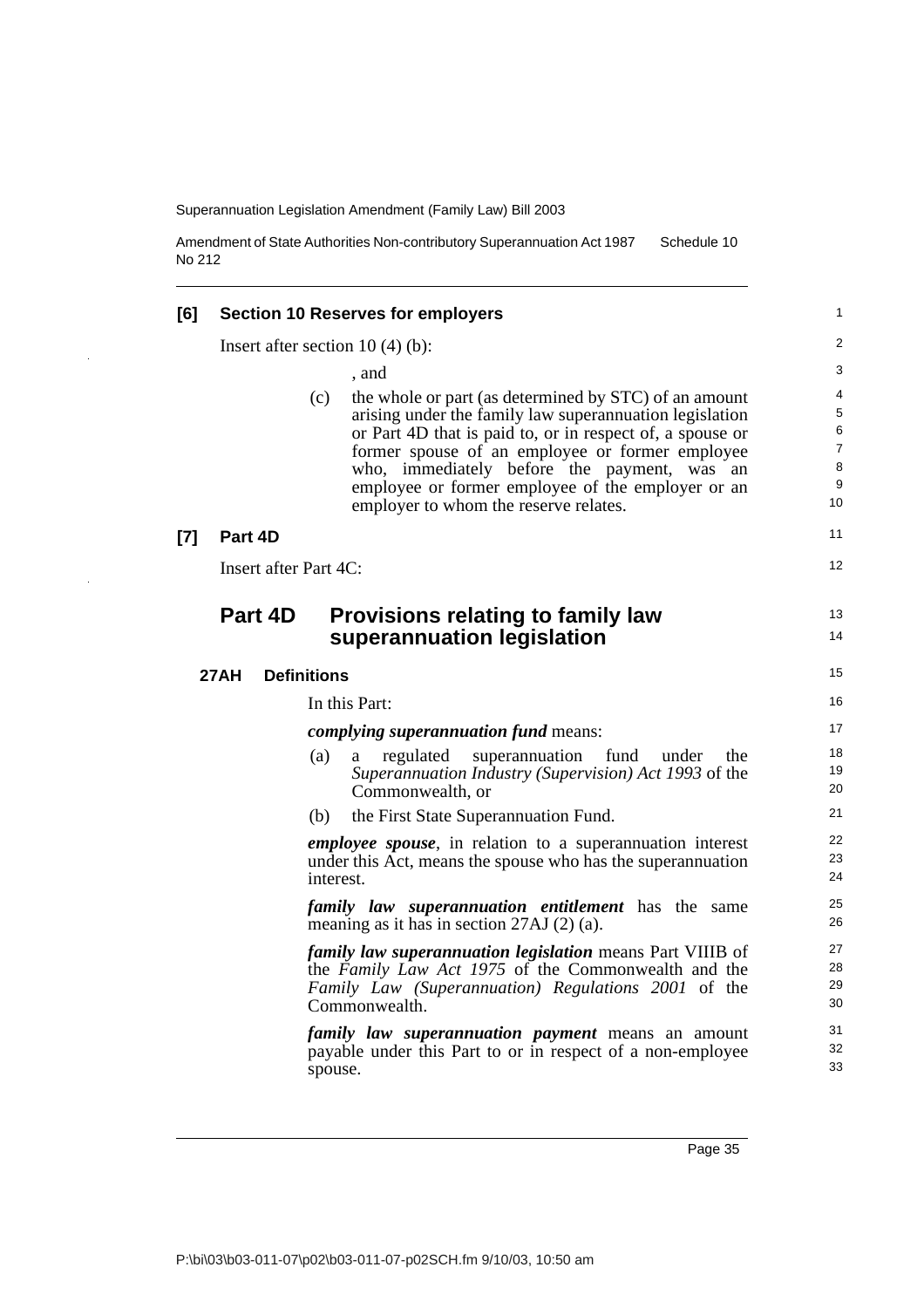**[6] Section 10 Reserves for employers**

Insert after section 10 (4) (b):

, and

(c) the whole or part (as determined by STC) of an amount arising under the family law superannuation legislation or Part 4D that is paid to, or in respect of, a spouse or former spouse of an employee or former employee who, immediately before the payment, was an employee or former employee of the employer or an employer to whom the reserve relates.

**[7] Part 4D**

Insert after Part 4C:

## Part 4D Provisions relating to family law superannuation legislation

### 27AH Definitions

In this Part:

***complying superannuation fund*** means:

(a) a regulated superannuation fund under the *Superannuation Industry (Supervision) Act 1993* of the Commonwealth, or

(b) the First State Superannuation Fund.

***employee spouse***, in relation to a superannuation interest under this Act, means the spouse who has the superannuation interest.

***family law superannuation entitlement*** has the same meaning as it has in section 27AJ (2) (a).

***family law superannuation legislation*** means Part VIIIB of the *Family Law Act 1975* of the Commonwealth and the *Family Law (Superannuation) Regulations 2001* of the Commonwealth.

***family law superannuation payment*** means an amount payable under this Part to or in respect of a non-employee spouse.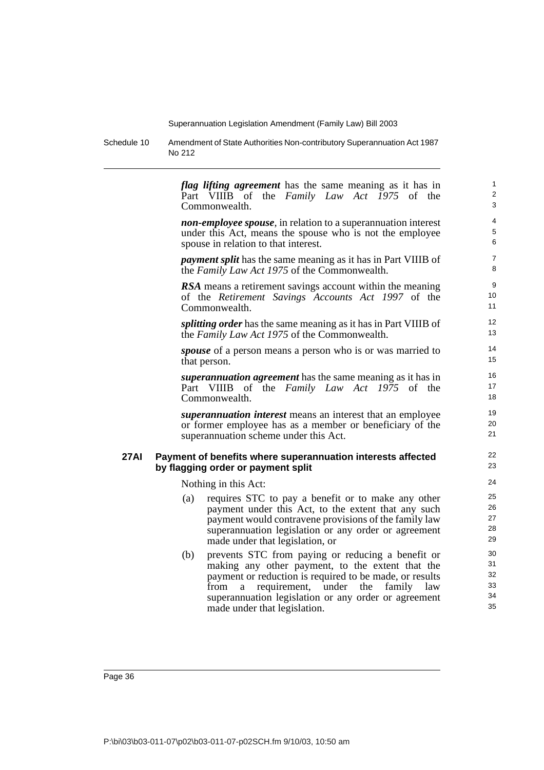***flag lifting agreement*** has the same meaning as it has in Part VIIIB of the *Family Law Act 1975* of the Commonwealth.

***non-employee spouse***, in relation to a superannuation interest under this Act, means the spouse who is not the employee spouse in relation to that interest.

***payment split*** has the same meaning as it has in Part VIIIB of the *Family Law Act 1975* of the Commonwealth.

***RSA*** means a retirement savings account within the meaning of the *Retirement Savings Accounts Act 1997* of the Commonwealth.

***splitting order*** has the same meaning as it has in Part VIIIB of the *Family Law Act 1975* of the Commonwealth.

***spouse*** of a person means a person who is or was married to that person.

***superannuation agreement*** has the same meaning as it has in Part VIIIB of the *Family Law Act 1975* of the Commonwealth.

***superannuation interest*** means an interest that an employee or former employee has as a member or beneficiary of the superannuation scheme under this Act.

### 27AI Payment of benefits where superannuation interests affected by flagging order or payment split

Nothing in this Act:

(a) requires STC to pay a benefit or to make any other payment under this Act, to the extent that any such payment would contravene provisions of the family law superannuation legislation or any order or agreement made under that legislation, or

(b) prevents STC from paying or reducing a benefit or making any other payment, to the extent that the payment or reduction is required to be made, or results from a requirement, under the family law superannuation legislation or any order or agreement made under that legislation.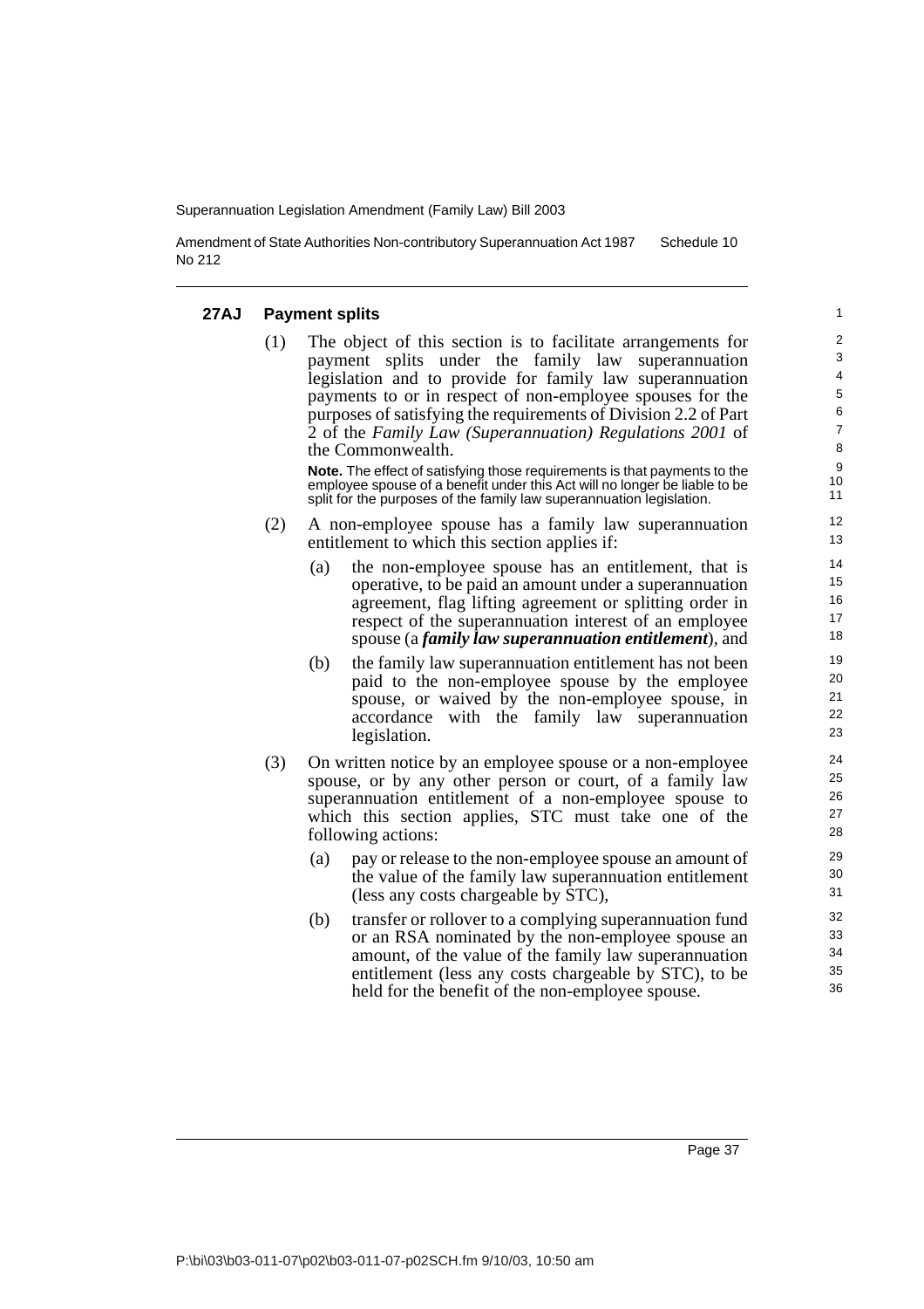### 27AJ Payment splits

(1) The object of this section is to facilitate arrangements for payment splits under the family law superannuation legislation and to provide for family law superannuation payments to or in respect of non-employee spouses for the purposes of satisfying the requirements of Division 2.2 of Part 2 of the *Family Law (Superannuation) Regulations 2001* of the Commonwealth.

**Note.** The effect of satisfying those requirements is that payments to the employee spouse of a benefit under this Act will no longer be liable to be split for the purposes of the family law superannuation legislation.

(2) A non-employee spouse has a family law superannuation entitlement to which this section applies if:

- (a) the non-employee spouse has an entitlement, that is operative, to be paid an amount under a superannuation agreement, flag lifting agreement or splitting order in respect of the superannuation interest of an employee spouse (a ***family law superannuation entitlement***), and
- (b) the family law superannuation entitlement has not been paid to the non-employee spouse by the employee spouse, or waived by the non-employee spouse, in accordance with the family law superannuation legislation.

(3) On written notice by an employee spouse or a non-employee spouse, or by any other person or court, of a family law superannuation entitlement of a non-employee spouse to which this section applies, STC must take one of the following actions:

- (a) pay or release to the non-employee spouse an amount of the value of the family law superannuation entitlement (less any costs chargeable by STC),
- (b) transfer or rollover to a complying superannuation fund or an RSA nominated by the non-employee spouse an amount, of the value of the family law superannuation entitlement (less any costs chargeable by STC), to be held for the benefit of the non-employee spouse.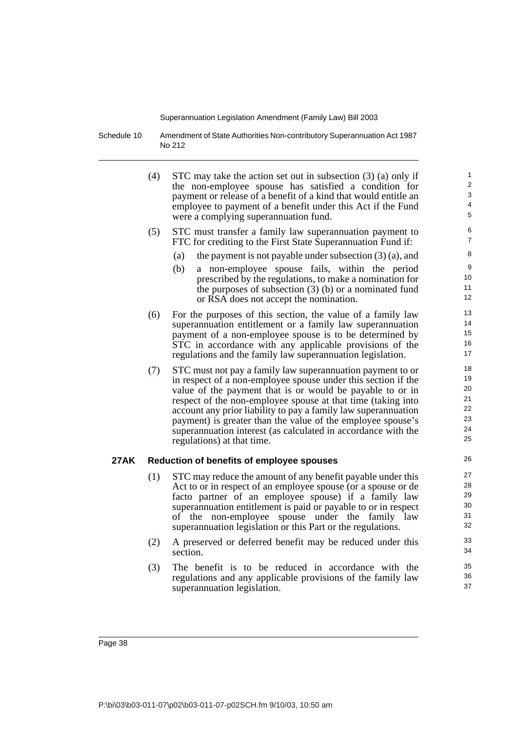(4) STC may take the action set out in subsection (3) (a) only if the non-employee spouse has satisfied a condition for payment or release of a benefit of a kind that would entitle an employee to payment of a benefit under this Act if the Fund were a complying superannuation fund.

(5) STC must transfer a family law superannuation payment to FTC for crediting to the First State Superannuation Fund if:

- (a) the payment is not payable under subsection (3) (a), and
- (b) a non-employee spouse fails, within the period prescribed by the regulations, to make a nomination for the purposes of subsection (3) (b) or a nominated fund or RSA does not accept the nomination.

(6) For the purposes of this section, the value of a family law superannuation entitlement or a family law superannuation payment of a non-employee spouse is to be determined by STC in accordance with any applicable provisions of the regulations and the family law superannuation legislation.

(7) STC must not pay a family law superannuation payment to or in respect of a non-employee spouse under this section if the value of the payment that is or would be payable to or in respect of the non-employee spouse at that time (taking into account any prior liability to pay a family law superannuation payment) is greater than the value of the employee spouse's superannuation interest (as calculated in accordance with the regulations) at that time.

### 27AK Reduction of benefits of employee spouses

(1) STC may reduce the amount of any benefit payable under this Act to or in respect of an employee spouse (or a spouse or de facto partner of an employee spouse) if a family law superannuation entitlement is paid or payable to or in respect of the non-employee spouse under the family law superannuation legislation or this Part or the regulations.

(2) A preserved or deferred benefit may be reduced under this section.

(3) The benefit is to be reduced in accordance with the regulations and any applicable provisions of the family law superannuation legislation.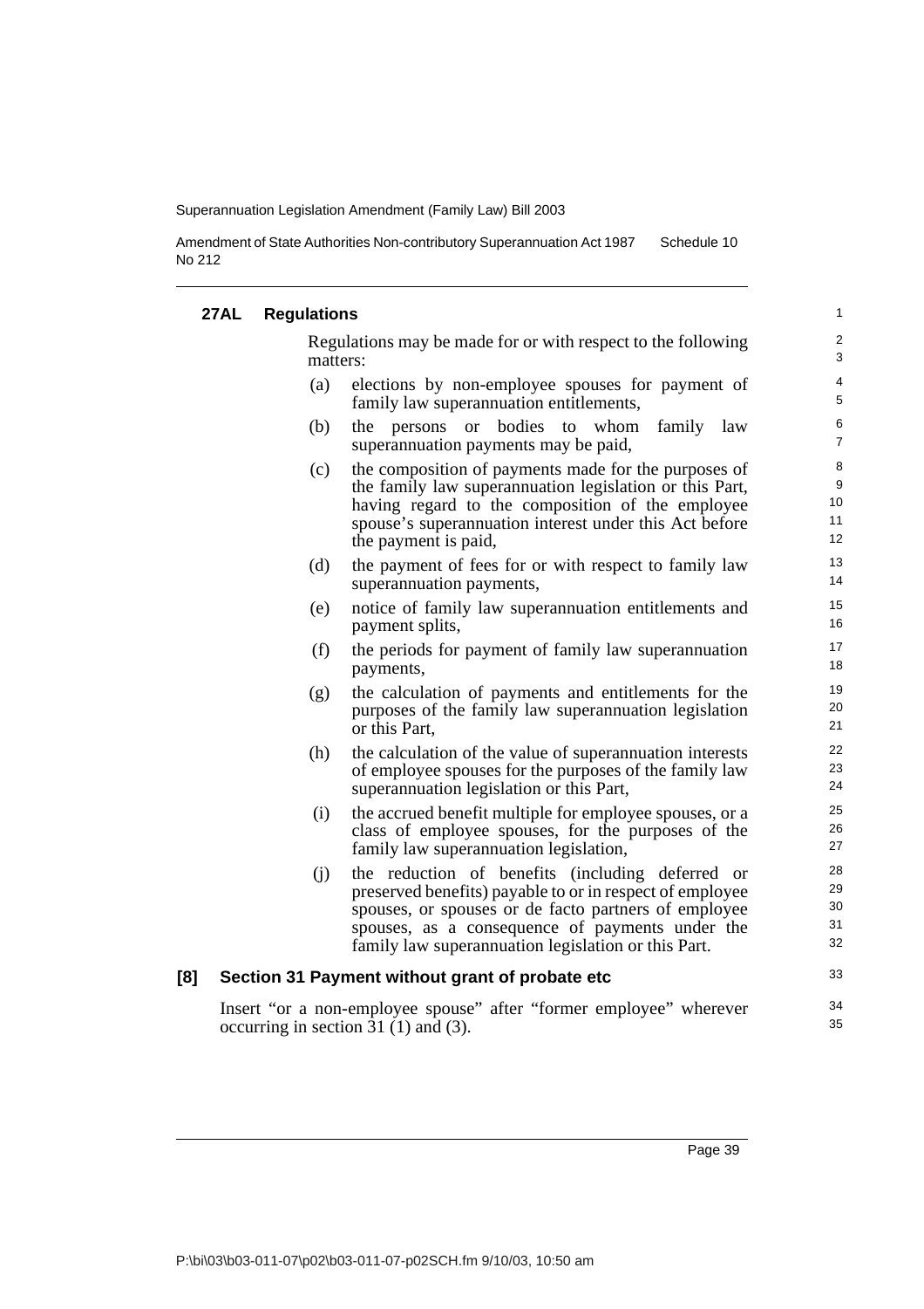#### 27AL Regulations

Regulations may be made for or with respect to the following matters:

(a) elections by non-employee spouses for payment of family law superannuation entitlements,

(b) the persons or bodies to whom family law superannuation payments may be paid,

(c) the composition of payments made for the purposes of the family law superannuation legislation or this Part, having regard to the composition of the employee spouse's superannuation interest under this Act before the payment is paid,

(d) the payment of fees for or with respect to family law superannuation payments,

(e) notice of family law superannuation entitlements and payment splits,

(f) the periods for payment of family law superannuation payments,

(g) the calculation of payments and entitlements for the purposes of the family law superannuation legislation or this Part,

(h) the calculation of the value of superannuation interests of employee spouses for the purposes of the family law superannuation legislation or this Part,

(i) the accrued benefit multiple for employee spouses, or a class of employee spouses, for the purposes of the family law superannuation legislation,

(j) the reduction of benefits (including deferred or preserved benefits) payable to or in respect of employee spouses, or spouses or de facto partners of employee spouses, as a consequence of payments under the family law superannuation legislation or this Part.

### [8] Section 31 Payment without grant of probate etc

Insert "or a non-employee spouse" after "former employee" wherever occurring in section 31 (1) and (3).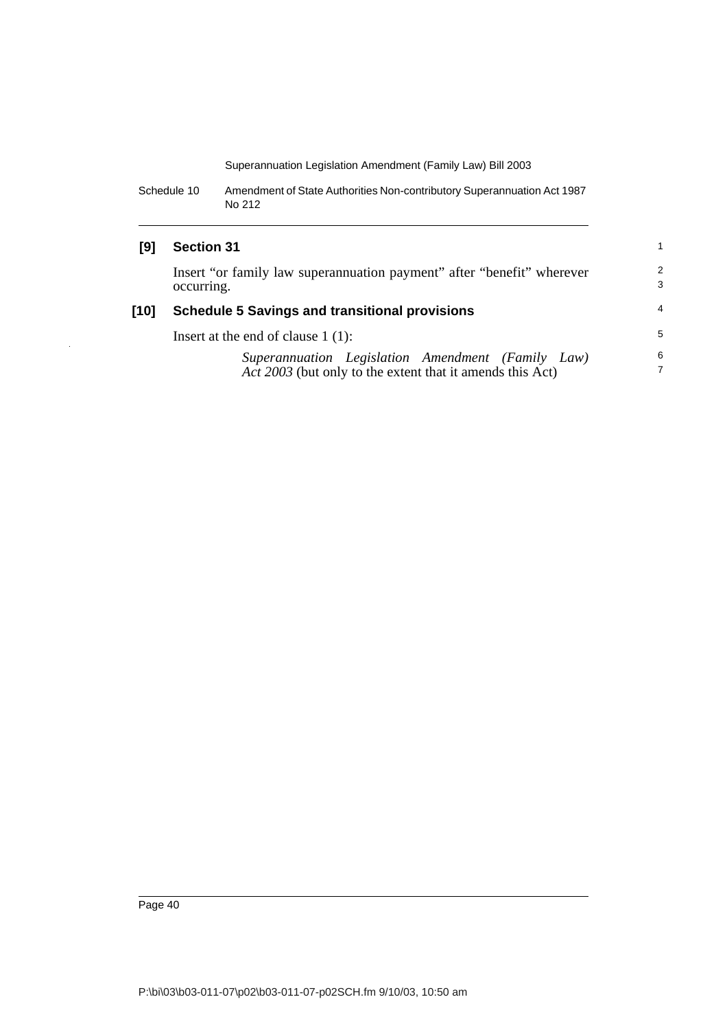### [9] Section 31

Insert "or family law superannuation payment" after "benefit" wherever occurring.

### [10] Schedule 5 Savings and transitional provisions

Insert at the end of clause 1 (1):

> *Superannuation Legislation Amendment (Family Law) Act 2003* (but only to the extent that it amends this Act)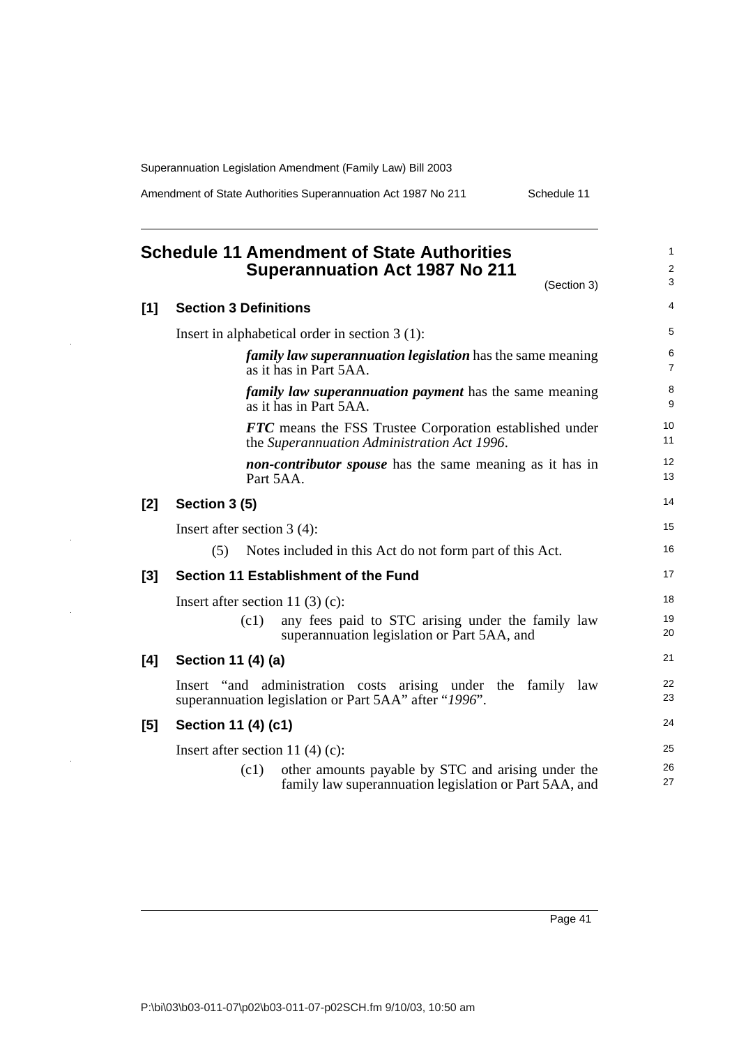# Schedule 11 Amendment of State Authorities Superannuation Act 1987 No 211

(Section 3)

## [1] Section 3 Definitions

Insert in alphabetical order in section 3 (1):

> ***family law superannuation legislation*** has the same meaning as it has in Part 5AA.
>
> ***family law superannuation payment*** has the same meaning as it has in Part 5AA.
>
> ***FTC*** means the FSS Trustee Corporation established under the *Superannuation Administration Act 1996*.
>
> ***non-contributor spouse*** has the same meaning as it has in Part 5AA.

## [2] Section 3 (5)

Insert after section 3 (4):

> (5) Notes included in this Act do not form part of this Act.

## [3] Section 11 Establishment of the Fund

Insert after section 11 (3) (c):

> (c1) any fees paid to STC arising under the family law superannuation legislation or Part 5AA, and

## [4] Section 11 (4) (a)

Insert "and administration costs arising under the family law superannuation legislation or Part 5AA" after "*1996*".

## [5] Section 11 (4) (c1)

Insert after section 11 (4) (c):

> (c1) other amounts payable by STC and arising under the family law superannuation legislation or Part 5AA, and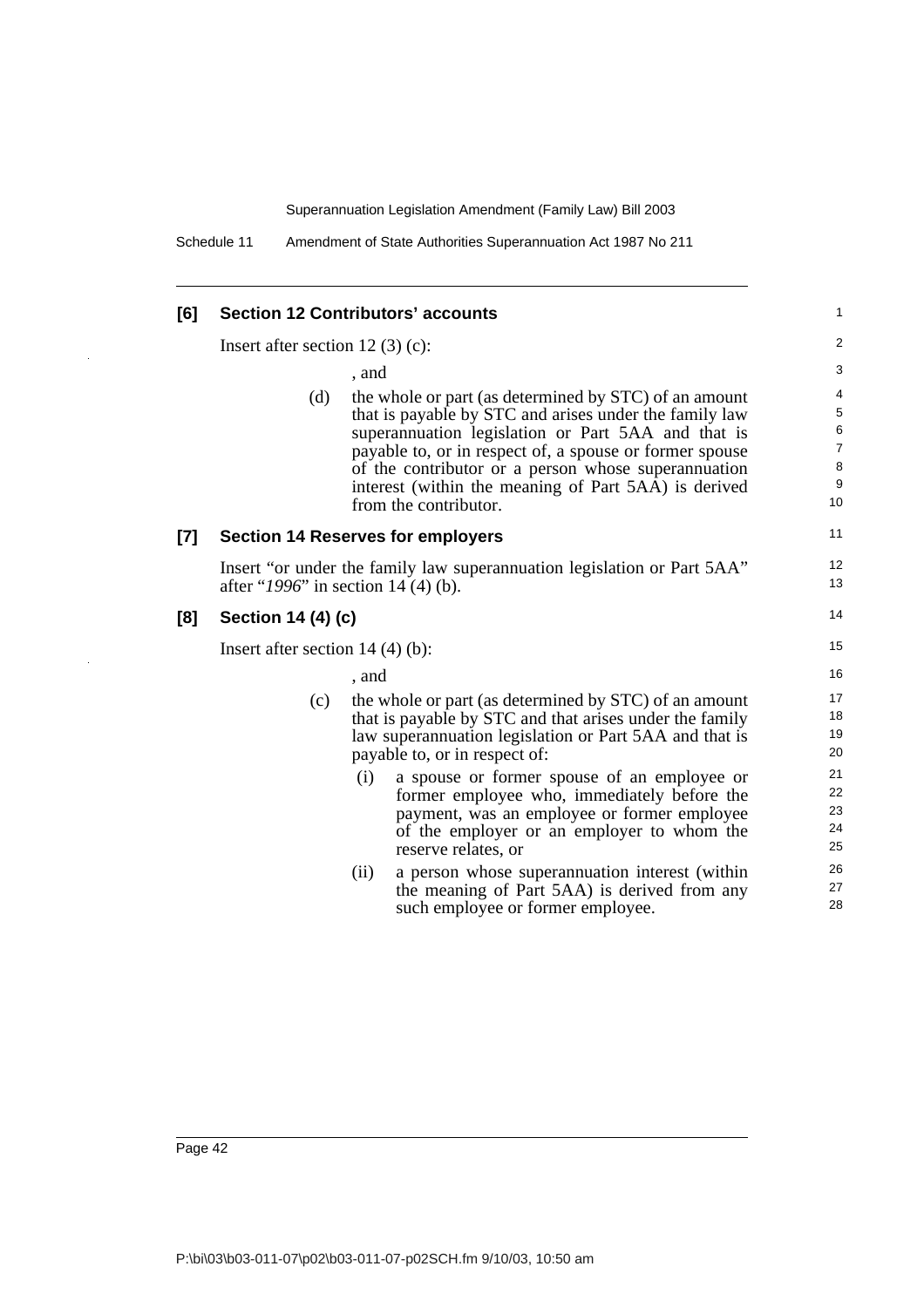### [6] Section 12 Contributors' accounts

Insert after section 12 (3) (c):

, and

(d) the whole or part (as determined by STC) of an amount that is payable by STC and arises under the family law superannuation legislation or Part 5AA and that is payable to, or in respect of, a spouse or former spouse of the contributor or a person whose superannuation interest (within the meaning of Part 5AA) is derived from the contributor.

### [7] Section 14 Reserves for employers

Insert "or under the family law superannuation legislation or Part 5AA" after "*1996*" in section 14 (4) (b).

### [8] Section 14 (4) (c)

Insert after section 14 (4) (b):

, and

(c) the whole or part (as determined by STC) of an amount that is payable by STC and that arises under the family law superannuation legislation or Part 5AA and that is payable to, or in respect of:

(i) a spouse or former spouse of an employee or former employee who, immediately before the payment, was an employee or former employee of the employer or an employer to whom the reserve relates, or

(ii) a person whose superannuation interest (within the meaning of Part 5AA) is derived from any such employee or former employee.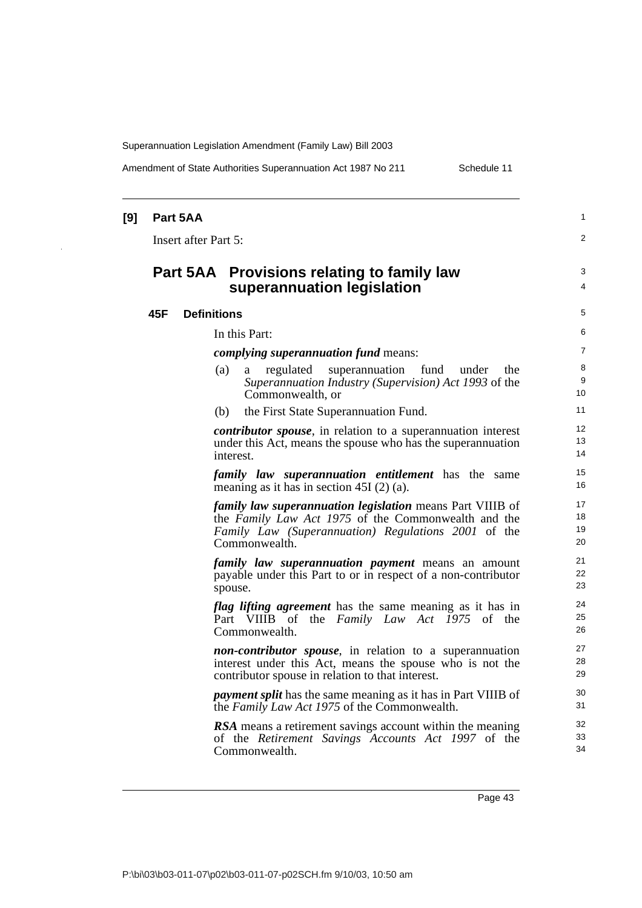**[9] Part 5AA**

Insert after Part 5:

## Part 5AA Provisions relating to family law superannuation legislation

### 45F Definitions

In this Part:

***complying superannuation fund*** means:

(a) a regulated superannuation fund under the *Superannuation Industry (Supervision) Act 1993* of the Commonwealth, or

(b) the First State Superannuation Fund.

***contributor spouse***, in relation to a superannuation interest under this Act, means the spouse who has the superannuation interest.

***family law superannuation entitlement*** has the same meaning as it has in section 45I (2) (a).

***family law superannuation legislation*** means Part VIIIB of the *Family Law Act 1975* of the Commonwealth and the *Family Law (Superannuation) Regulations 2001* of the Commonwealth.

***family law superannuation payment*** means an amount payable under this Part to or in respect of a non-contributor spouse.

***flag lifting agreement*** has the same meaning as it has in Part VIIIB of the *Family Law Act 1975* of the Commonwealth.

***non-contributor spouse***, in relation to a superannuation interest under this Act, means the spouse who is not the contributor spouse in relation to that interest.

***payment split*** has the same meaning as it has in Part VIIIB of the *Family Law Act 1975* of the Commonwealth.

***RSA*** means a retirement savings account within the meaning of the *Retirement Savings Accounts Act 1997* of the Commonwealth.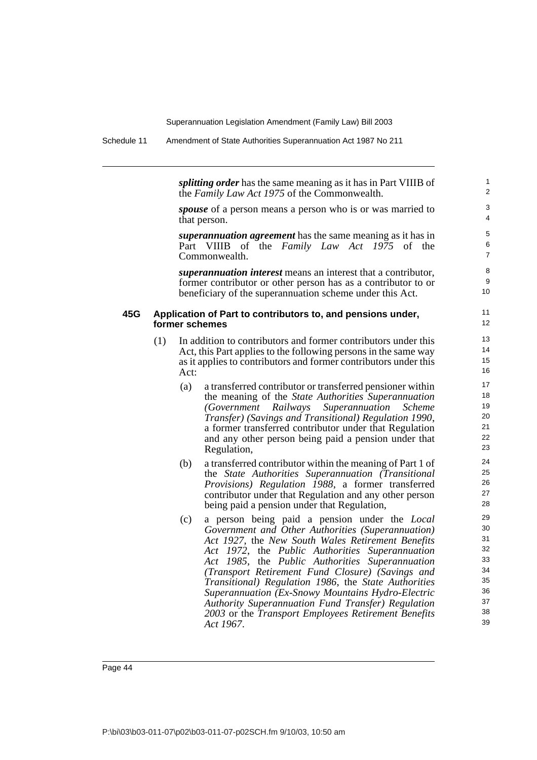***splitting order*** has the same meaning as it has in Part VIIIB of the *Family Law Act 1975* of the Commonwealth.

***spouse*** of a person means a person who is or was married to that person.

***superannuation agreement*** has the same meaning as it has in Part VIIIB of the *Family Law Act 1975* of the Commonwealth.

***superannuation interest*** means an interest that a contributor, former contributor or other person has as a contributor to or beneficiary of the superannuation scheme under this Act.

**45G Application of Part to contributors to, and pensions under, former schemes**

(1) In addition to contributors and former contributors under this Act, this Part applies to the following persons in the same way as it applies to contributors and former contributors under this Act:

(a) a transferred contributor or transferred pensioner within the meaning of the *State Authorities Superannuation (Government Railways Superannuation Scheme Transfer) (Savings and Transitional) Regulation 1990*, a former transferred contributor under that Regulation and any other person being paid a pension under that Regulation,

(b) a transferred contributor within the meaning of Part 1 of the *State Authorities Superannuation (Transitional Provisions) Regulation 1988*, a former transferred contributor under that Regulation and any other person being paid a pension under that Regulation,

(c) a person being paid a pension under the *Local Government and Other Authorities (Superannuation) Act 1927*, the *New South Wales Retirement Benefits Act 1972*, the *Public Authorities Superannuation Act 1985*, the *Public Authorities Superannuation (Transport Retirement Fund Closure) (Savings and Transitional) Regulation 1986*, the *State Authorities Superannuation (Ex-Snowy Mountains Hydro-Electric Authority Superannuation Fund Transfer) Regulation 2003* or the *Transport Employees Retirement Benefits Act 1967*.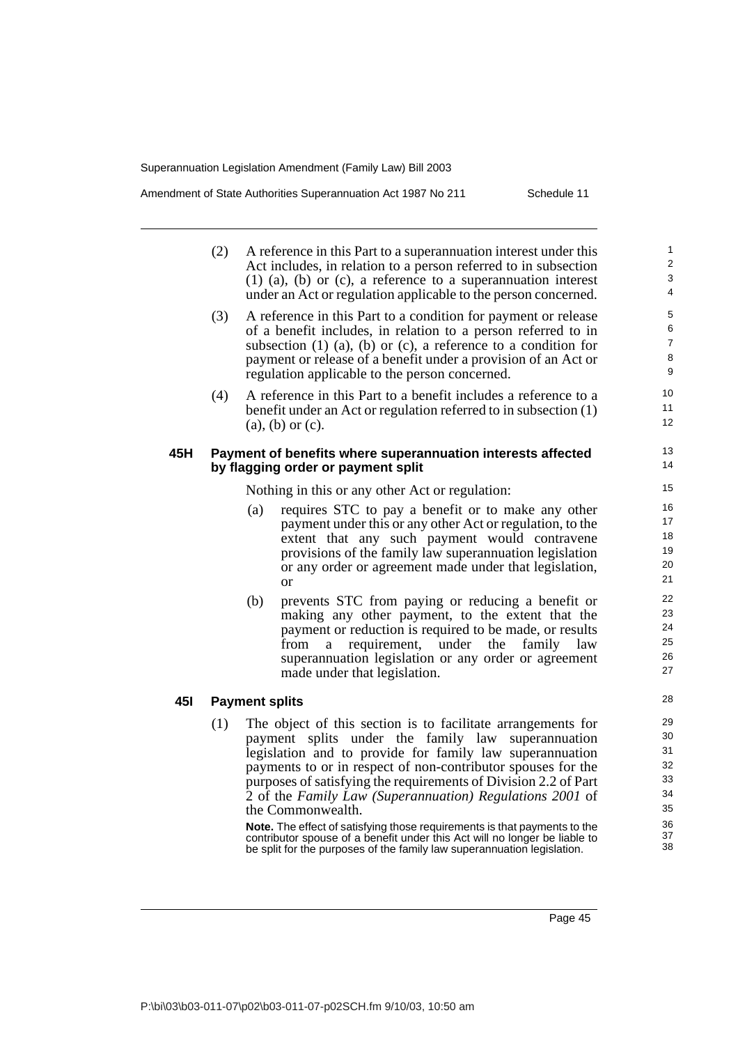(2) A reference in this Part to a superannuation interest under this Act includes, in relation to a person referred to in subsection (1) (a), (b) or (c), a reference to a superannuation interest under an Act or regulation applicable to the person concerned.

(3) A reference in this Part to a condition for payment or release of a benefit includes, in relation to a person referred to in subsection (1) (a), (b) or (c), a reference to a condition for payment or release of a benefit under a provision of an Act or regulation applicable to the person concerned.

(4) A reference in this Part to a benefit includes a reference to a benefit under an Act or regulation referred to in subsection (1) (a), (b) or (c).

### 45H Payment of benefits where superannuation interests affected by flagging order or payment split

Nothing in this or any other Act or regulation:

(a) requires STC to pay a benefit or to make any other payment under this or any other Act or regulation, to the extent that any such payment would contravene provisions of the family law superannuation legislation or any order or agreement made under that legislation, or

(b) prevents STC from paying or reducing a benefit or making any other payment, to the extent that the payment or reduction is required to be made, or results from a requirement, under the family law superannuation legislation or any order or agreement made under that legislation.

### 45I Payment splits

(1) The object of this section is to facilitate arrangements for payment splits under the family law superannuation legislation and to provide for family law superannuation payments to or in respect of non-contributor spouses for the purposes of satisfying the requirements of Division 2.2 of Part 2 of the *Family Law (Superannuation) Regulations 2001* of the Commonwealth.

**Note.** The effect of satisfying those requirements is that payments to the contributor spouse of a benefit under this Act will no longer be liable to be split for the purposes of the family law superannuation legislation.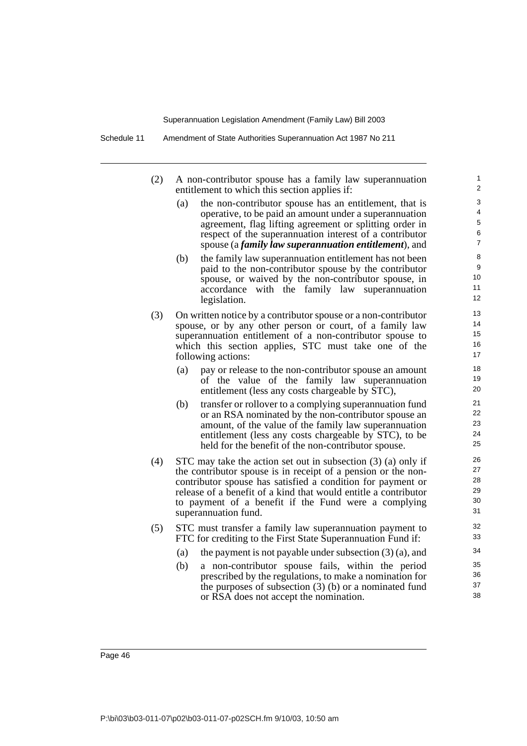(2) A non-contributor spouse has a family law superannuation entitlement to which this section applies if:

  (a) the non-contributor spouse has an entitlement, that is operative, to be paid an amount under a superannuation agreement, flag lifting agreement or splitting order in respect of the superannuation interest of a contributor spouse (a ***family law superannuation entitlement***), and

  (b) the family law superannuation entitlement has not been paid to the non-contributor spouse by the contributor spouse, or waived by the non-contributor spouse, in accordance with the family law superannuation legislation.

(3) On written notice by a contributor spouse or a non-contributor spouse, or by any other person or court, of a family law superannuation entitlement of a non-contributor spouse to which this section applies, STC must take one of the following actions:

  (a) pay or release to the non-contributor spouse an amount of the value of the family law superannuation entitlement (less any costs chargeable by STC),

  (b) transfer or rollover to a complying superannuation fund or an RSA nominated by the non-contributor spouse an amount, of the value of the family law superannuation entitlement (less any costs chargeable by STC), to be held for the benefit of the non-contributor spouse.

(4) STC may take the action set out in subsection (3) (a) only if the contributor spouse is in receipt of a pension or the non-contributor spouse has satisfied a condition for payment or release of a benefit of a kind that would entitle a contributor to payment of a benefit if the Fund were a complying superannuation fund.

(5) STC must transfer a family law superannuation payment to FTC for crediting to the First State Superannuation Fund if:

  (a) the payment is not payable under subsection (3) (a), and

  (b) a non-contributor spouse fails, within the period prescribed by the regulations, to make a nomination for the purposes of subsection (3) (b) or a nominated fund or RSA does not accept the nomination.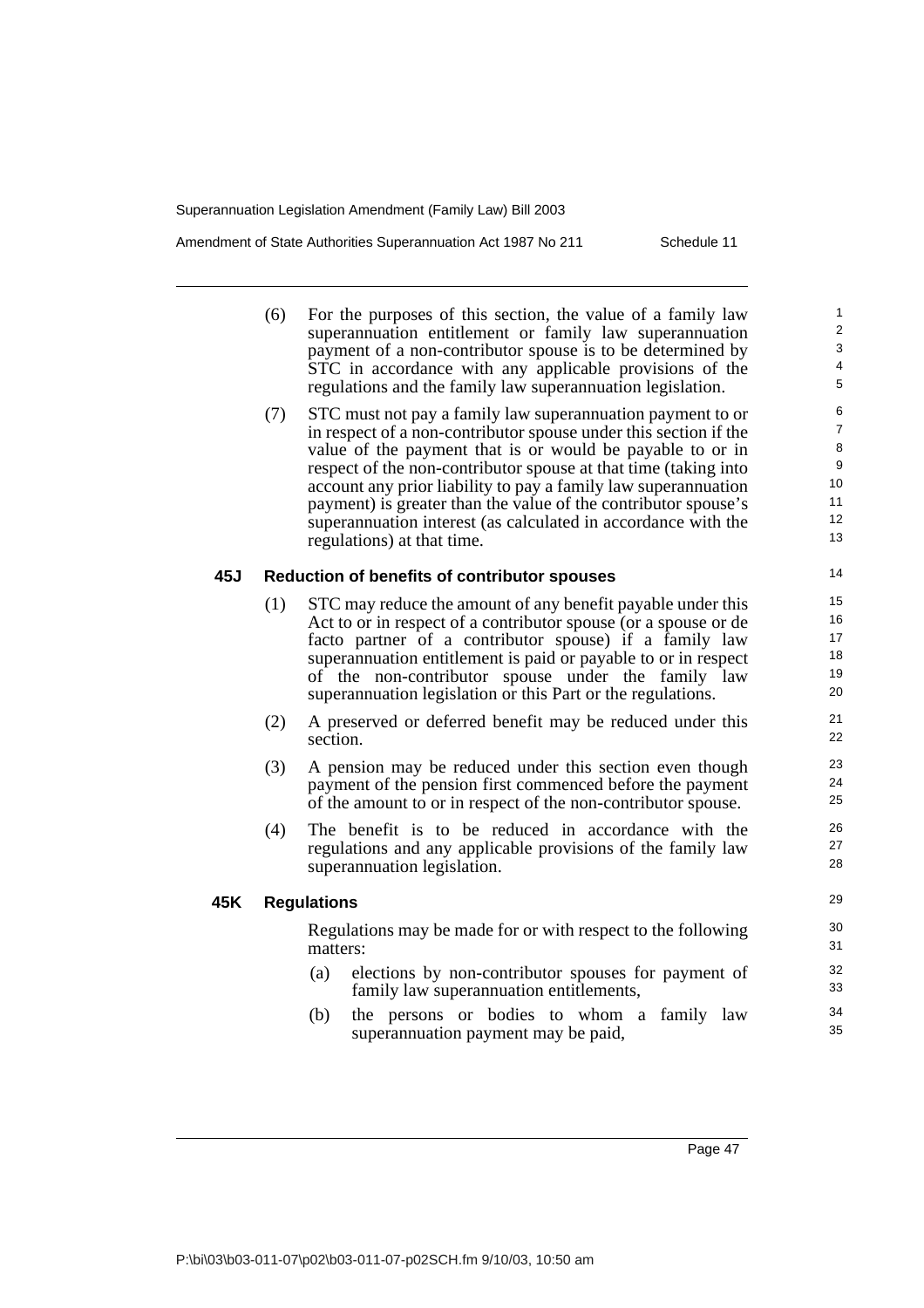(6) For the purposes of this section, the value of a family law superannuation entitlement or family law superannuation payment of a non-contributor spouse is to be determined by STC in accordance with any applicable provisions of the regulations and the family law superannuation legislation.

(7) STC must not pay a family law superannuation payment to or in respect of a non-contributor spouse under this section if the value of the payment that is or would be payable to or in respect of the non-contributor spouse at that time (taking into account any prior liability to pay a family law superannuation payment) is greater than the value of the contributor spouse's superannuation interest (as calculated in accordance with the regulations) at that time.

### 45J Reduction of benefits of contributor spouses

(1) STC may reduce the amount of any benefit payable under this Act to or in respect of a contributor spouse (or a spouse or de facto partner of a contributor spouse) if a family law superannuation entitlement is paid or payable to or in respect of the non-contributor spouse under the family law superannuation legislation or this Part or the regulations.

(2) A preserved or deferred benefit may be reduced under this section.

(3) A pension may be reduced under this section even though payment of the pension first commenced before the payment of the amount to or in respect of the non-contributor spouse.

(4) The benefit is to be reduced in accordance with the regulations and any applicable provisions of the family law superannuation legislation.

### 45K Regulations

Regulations may be made for or with respect to the following matters:

(a) elections by non-contributor spouses for payment of family law superannuation entitlements,

(b) the persons or bodies to whom a family law superannuation payment may be paid,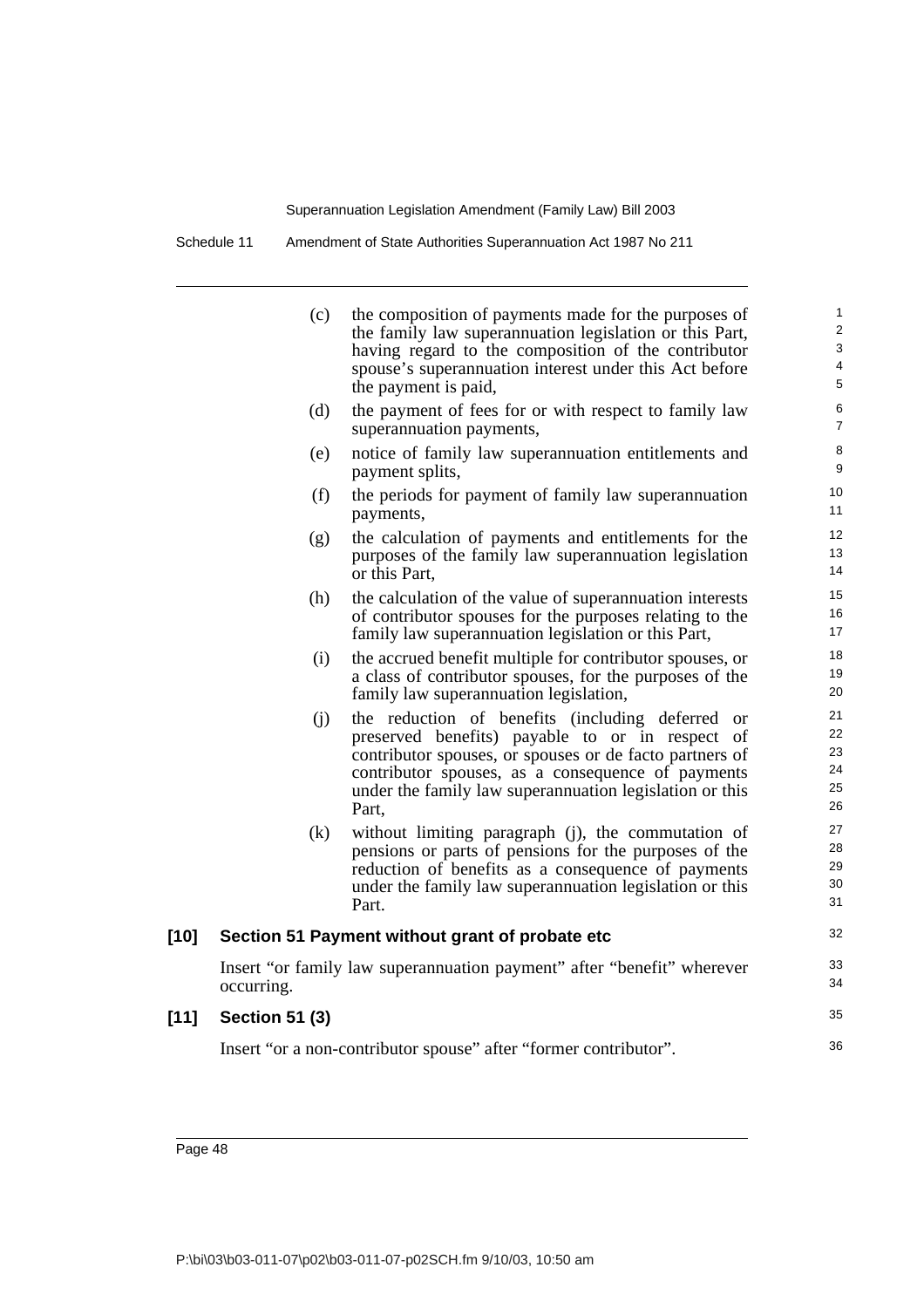(c) the composition of payments made for the purposes of the family law superannuation legislation or this Part, having regard to the composition of the contributor spouse's superannuation interest under this Act before the payment is paid,

(d) the payment of fees for or with respect to family law superannuation payments,

(e) notice of family law superannuation entitlements and payment splits,

(f) the periods for payment of family law superannuation payments,

(g) the calculation of payments and entitlements for the purposes of the family law superannuation legislation or this Part,

(h) the calculation of the value of superannuation interests of contributor spouses for the purposes relating to the family law superannuation legislation or this Part,

(i) the accrued benefit multiple for contributor spouses, or a class of contributor spouses, for the purposes of the family law superannuation legislation,

(j) the reduction of benefits (including deferred or preserved benefits) payable to or in respect of contributor spouses, or spouses or de facto partners of contributor spouses, as a consequence of payments under the family law superannuation legislation or this Part,

(k) without limiting paragraph (j), the commutation of pensions or parts of pensions for the purposes of the reduction of benefits as a consequence of payments under the family law superannuation legislation or this Part.

### [10] Section 51 Payment without grant of probate etc

Insert "or family law superannuation payment" after "benefit" wherever occurring.

### [11] Section 51 (3)

Insert "or a non-contributor spouse" after "former contributor".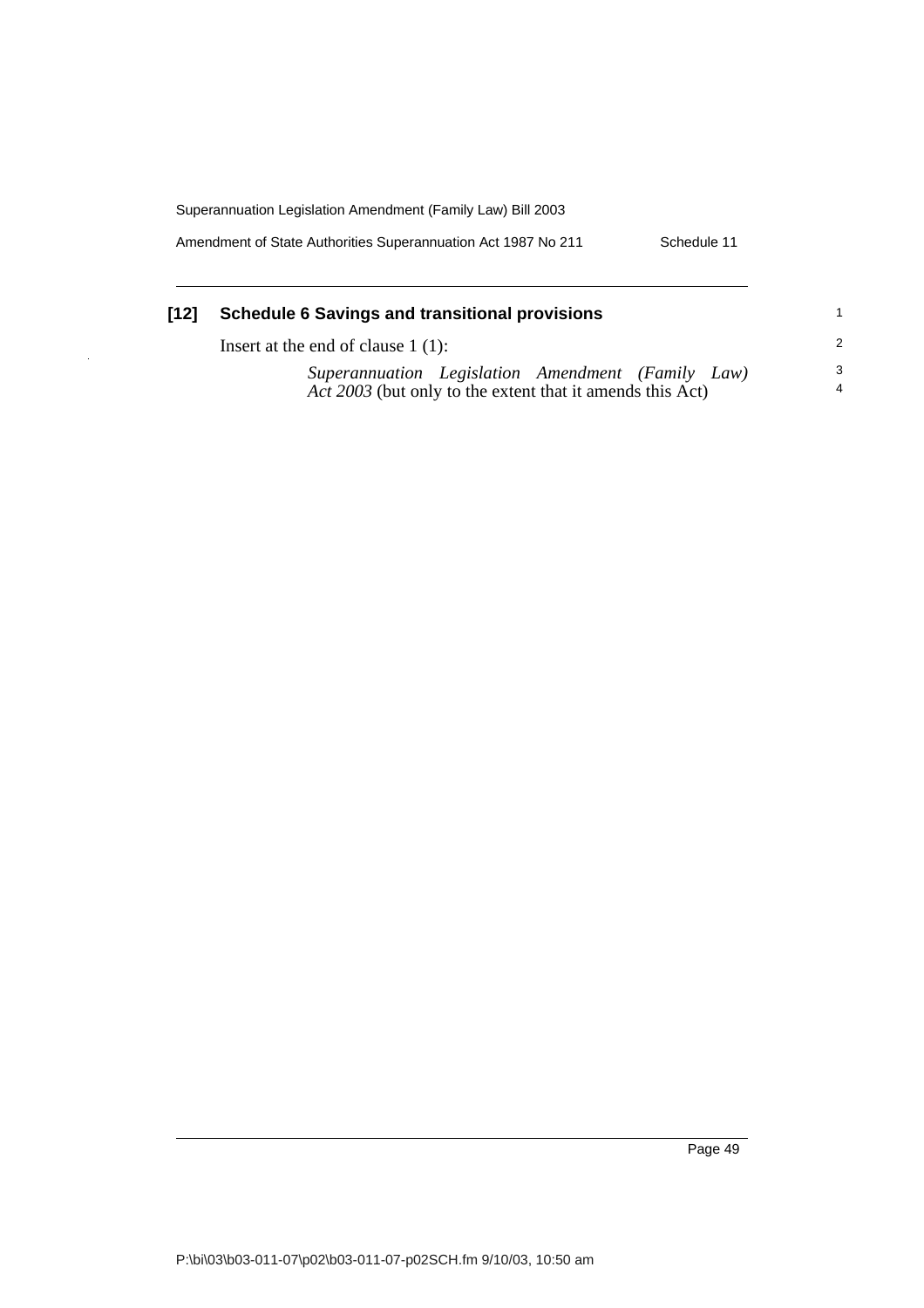### [12] Schedule 6 Savings and transitional provisions

Insert at the end of clause 1 (1):

> *Superannuation Legislation Amendment (Family Law) Act 2003* (but only to the extent that it amends this Act)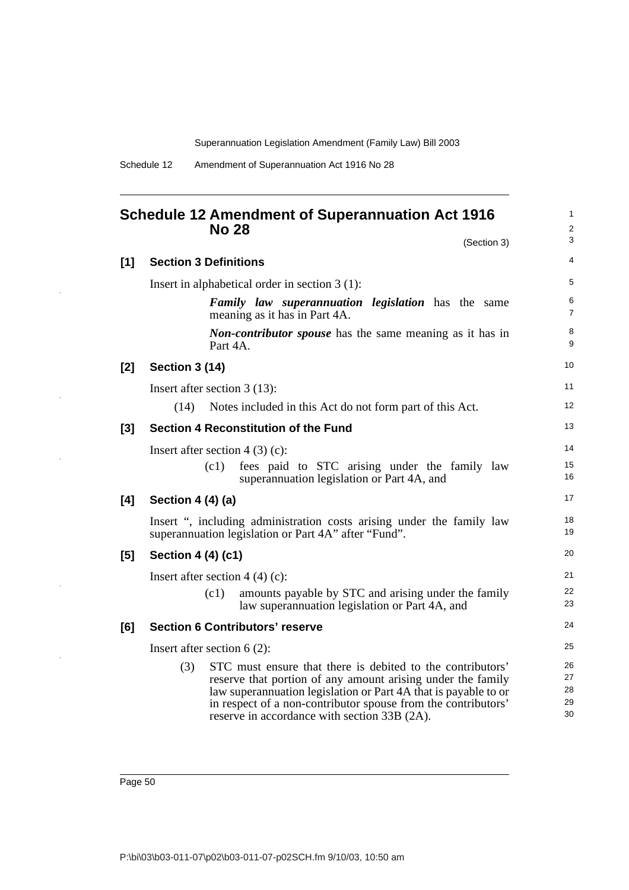# Schedule 12 Amendment of Superannuation Act 1916 No 28

(Section 3)

## [1] Section 3 Definitions

Insert in alphabetical order in section 3 (1):

> ***Family law superannuation legislation*** has the same meaning as it has in Part 4A.
>
> ***Non-contributor spouse*** has the same meaning as it has in Part 4A.

## [2] Section 3 (14)

Insert after section 3 (13):

> (14) Notes included in this Act do not form part of this Act.

## [3] Section 4 Reconstitution of the Fund

Insert after section 4 (3) (c):

> (c1) fees paid to STC arising under the family law superannuation legislation or Part 4A, and

## [4] Section 4 (4) (a)

Insert ", including administration costs arising under the family law superannuation legislation or Part 4A" after "Fund".

## [5] Section 4 (4) (c1)

Insert after section 4 (4) (c):

> (c1) amounts payable by STC and arising under the family law superannuation legislation or Part 4A, and

## [6] Section 6 Contributors' reserve

Insert after section 6 (2):

> (3) STC must ensure that there is debited to the contributors' reserve that portion of any amount arising under the family law superannuation legislation or Part 4A that is payable to or in respect of a non-contributor spouse from the contributors' reserve in accordance with section 33B (2A).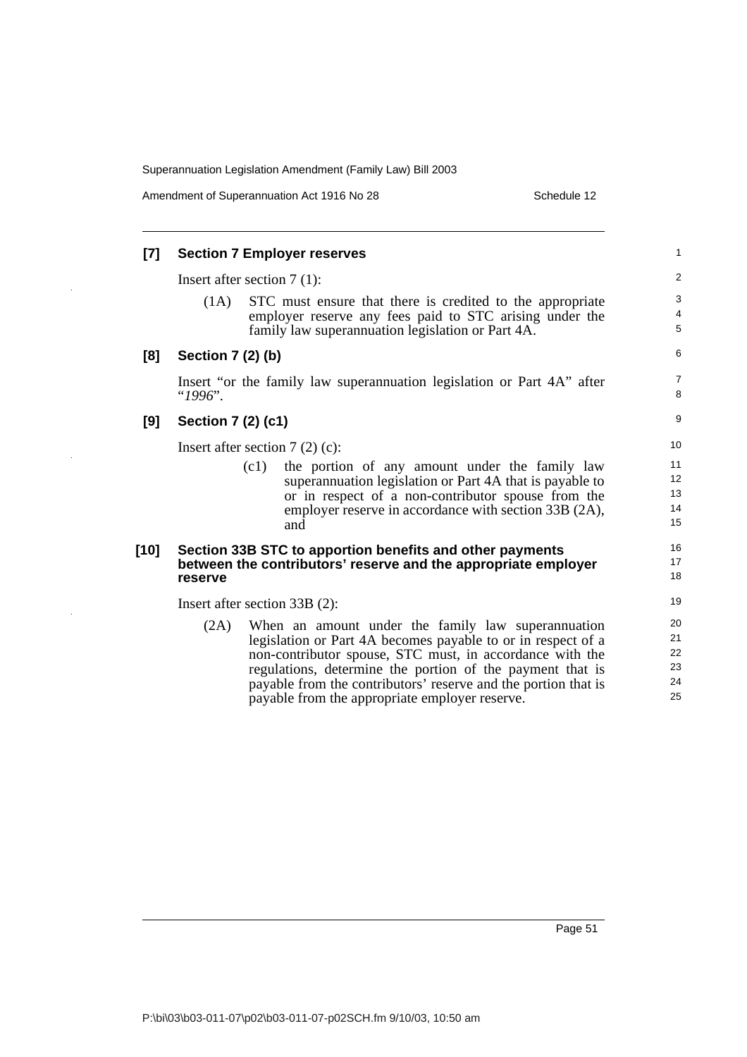### [7] Section 7 Employer reserves

Insert after section 7 (1):

(1A) STC must ensure that there is credited to the appropriate employer reserve any fees paid to STC arising under the family law superannuation legislation or Part 4A.

### [8] Section 7 (2) (b)

Insert "or the family law superannuation legislation or Part 4A" after "*1996*".

### [9] Section 7 (2) (c1)

Insert after section 7 (2) (c):

(c1) the portion of any amount under the family law superannuation legislation or Part 4A that is payable to or in respect of a non-contributor spouse from the employer reserve in accordance with section 33B (2A), and

### [10] Section 33B STC to apportion benefits and other payments between the contributors' reserve and the appropriate employer reserve

Insert after section 33B (2):

(2A) When an amount under the family law superannuation legislation or Part 4A becomes payable to or in respect of a non-contributor spouse, STC must, in accordance with the regulations, determine the portion of the payment that is payable from the contributors' reserve and the portion that is payable from the appropriate employer reserve.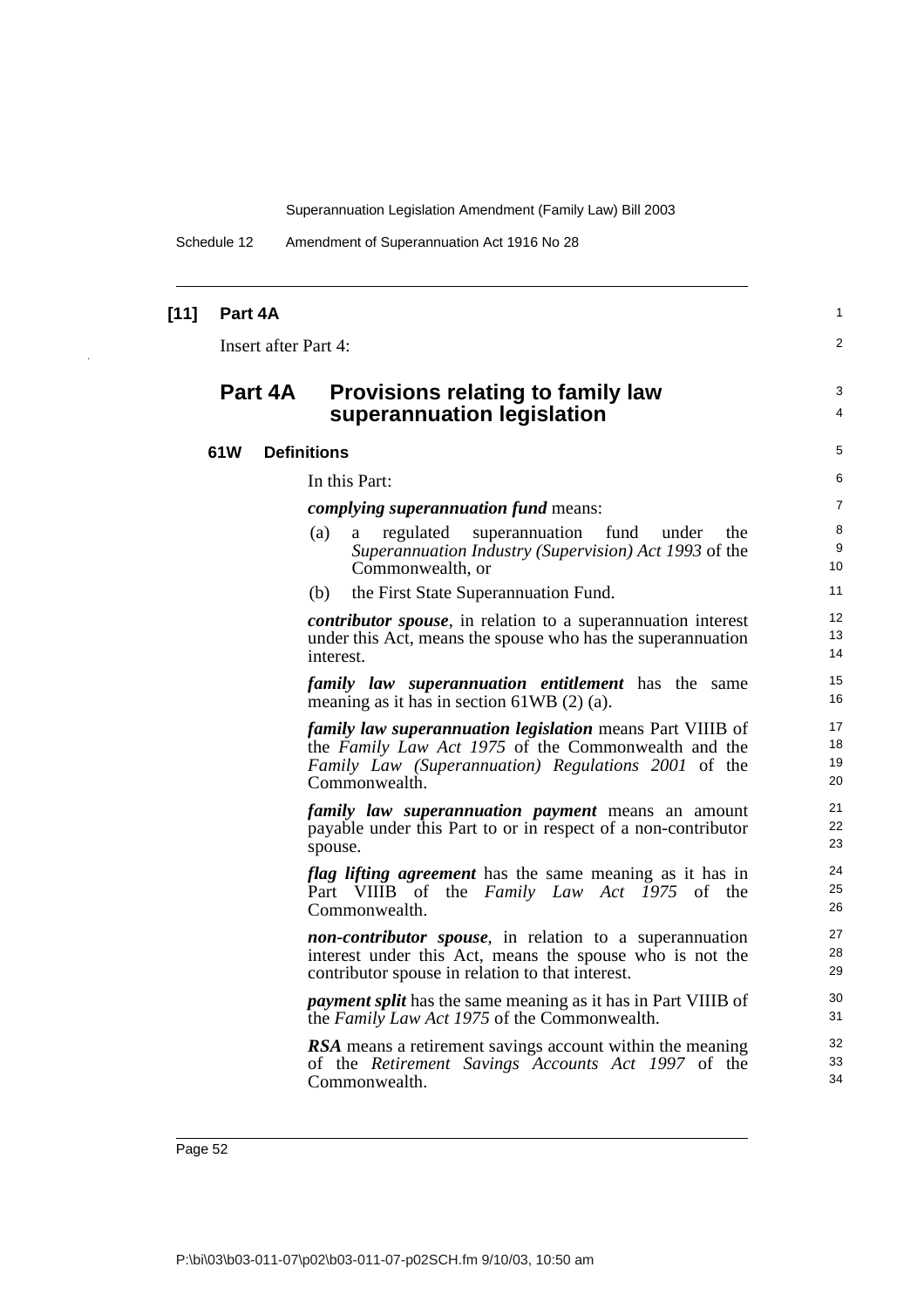**[11] Part 4A**

Insert after Part 4:

## Part 4A Provisions relating to family law superannuation legislation

### 61W Definitions

In this Part:

***complying superannuation fund*** means:

(a) a regulated superannuation fund under the *Superannuation Industry (Supervision) Act 1993* of the Commonwealth, or

(b) the First State Superannuation Fund.

***contributor spouse***, in relation to a superannuation interest under this Act, means the spouse who has the superannuation interest.

***family law superannuation entitlement*** has the same meaning as it has in section 61WB (2) (a).

***family law superannuation legislation*** means Part VIIIB of the *Family Law Act 1975* of the Commonwealth and the *Family Law (Superannuation) Regulations 2001* of the Commonwealth.

***family law superannuation payment*** means an amount payable under this Part to or in respect of a non-contributor spouse.

***flag lifting agreement*** has the same meaning as it has in Part VIIIB of the *Family Law Act 1975* of the Commonwealth.

***non-contributor spouse***, in relation to a superannuation interest under this Act, means the spouse who is not the contributor spouse in relation to that interest.

***payment split*** has the same meaning as it has in Part VIIIB of the *Family Law Act 1975* of the Commonwealth.

***RSA*** means a retirement savings account within the meaning of the *Retirement Savings Accounts Act 1997* of the Commonwealth.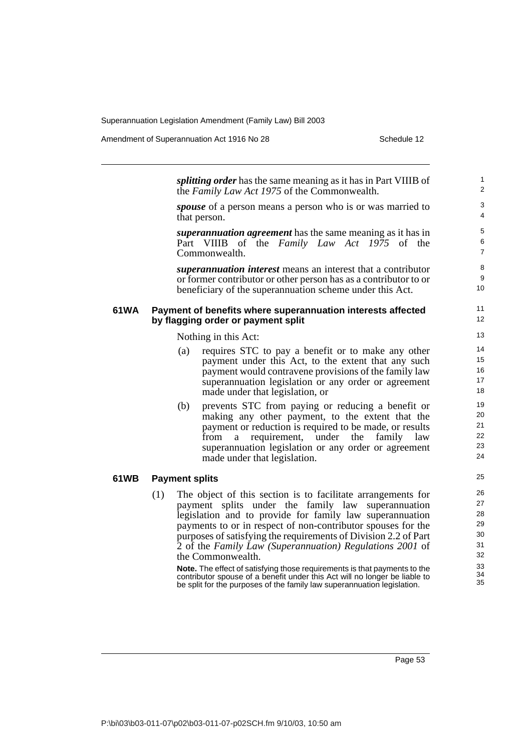***splitting order*** has the same meaning as it has in Part VIIIB of the *Family Law Act 1975* of the Commonwealth.

***spouse*** of a person means a person who is or was married to that person.

***superannuation agreement*** has the same meaning as it has in Part VIIIB of the *Family Law Act 1975* of the Commonwealth.

***superannuation interest*** means an interest that a contributor or former contributor or other person has as a contributor to or beneficiary of the superannuation scheme under this Act.

### 61WA Payment of benefits where superannuation interests affected by flagging order or payment split

Nothing in this Act:

(a) requires STC to pay a benefit or to make any other payment under this Act, to the extent that any such payment would contravene provisions of the family law superannuation legislation or any order or agreement made under that legislation, or

(b) prevents STC from paying or reducing a benefit or making any other payment, to the extent that the payment or reduction is required to be made, or results from a requirement, under the family law superannuation legislation or any order or agreement made under that legislation.

### 61WB Payment splits

(1) The object of this section is to facilitate arrangements for payment splits under the family law superannuation legislation and to provide for family law superannuation payments to or in respect of non-contributor spouses for the purposes of satisfying the requirements of Division 2.2 of Part 2 of the *Family Law (Superannuation) Regulations 2001* of the Commonwealth.

**Note.** The effect of satisfying those requirements is that payments to the contributor spouse of a benefit under this Act will no longer be liable to be split for the purposes of the family law superannuation legislation.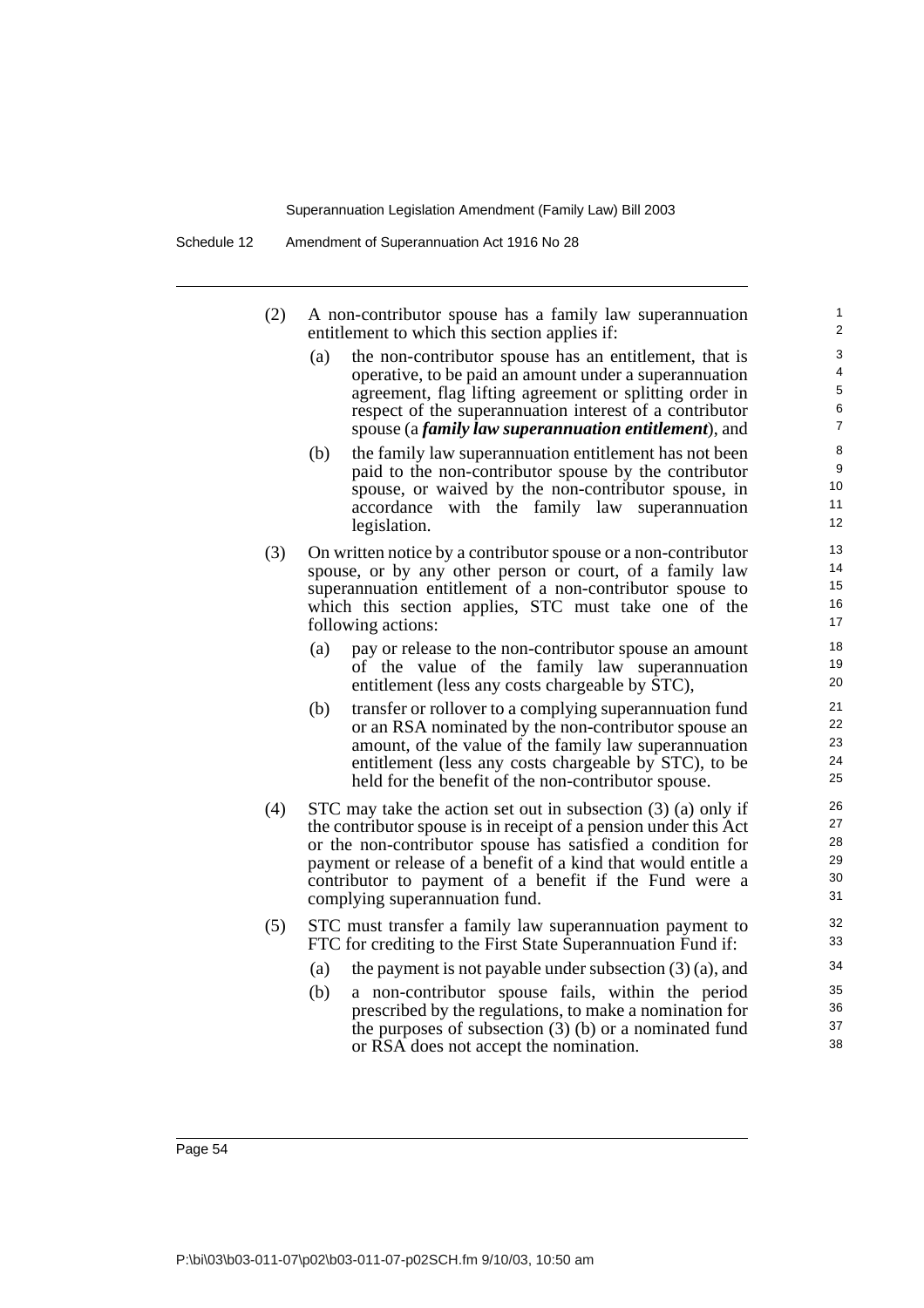(2) A non-contributor spouse has a family law superannuation entitlement to which this section applies if:

   (a) the non-contributor spouse has an entitlement, that is operative, to be paid an amount under a superannuation agreement, flag lifting agreement or splitting order in respect of the superannuation interest of a contributor spouse (a ***family law superannuation entitlement***), and

   (b) the family law superannuation entitlement has not been paid to the non-contributor spouse by the contributor spouse, or waived by the non-contributor spouse, in accordance with the family law superannuation legislation.

(3) On written notice by a contributor spouse or a non-contributor spouse, or by any other person or court, of a family law superannuation entitlement of a non-contributor spouse to which this section applies, STC must take one of the following actions:

   (a) pay or release to the non-contributor spouse an amount of the value of the family law superannuation entitlement (less any costs chargeable by STC),

   (b) transfer or rollover to a complying superannuation fund or an RSA nominated by the non-contributor spouse an amount, of the value of the family law superannuation entitlement (less any costs chargeable by STC), to be held for the benefit of the non-contributor spouse.

(4) STC may take the action set out in subsection (3) (a) only if the contributor spouse is in receipt of a pension under this Act or the non-contributor spouse has satisfied a condition for payment or release of a benefit of a kind that would entitle a contributor to payment of a benefit if the Fund were a complying superannuation fund.

(5) STC must transfer a family law superannuation payment to FTC for crediting to the First State Superannuation Fund if:

   (a) the payment is not payable under subsection (3) (a), and

   (b) a non-contributor spouse fails, within the period prescribed by the regulations, to make a nomination for the purposes of subsection (3) (b) or a nominated fund or RSA does not accept the nomination.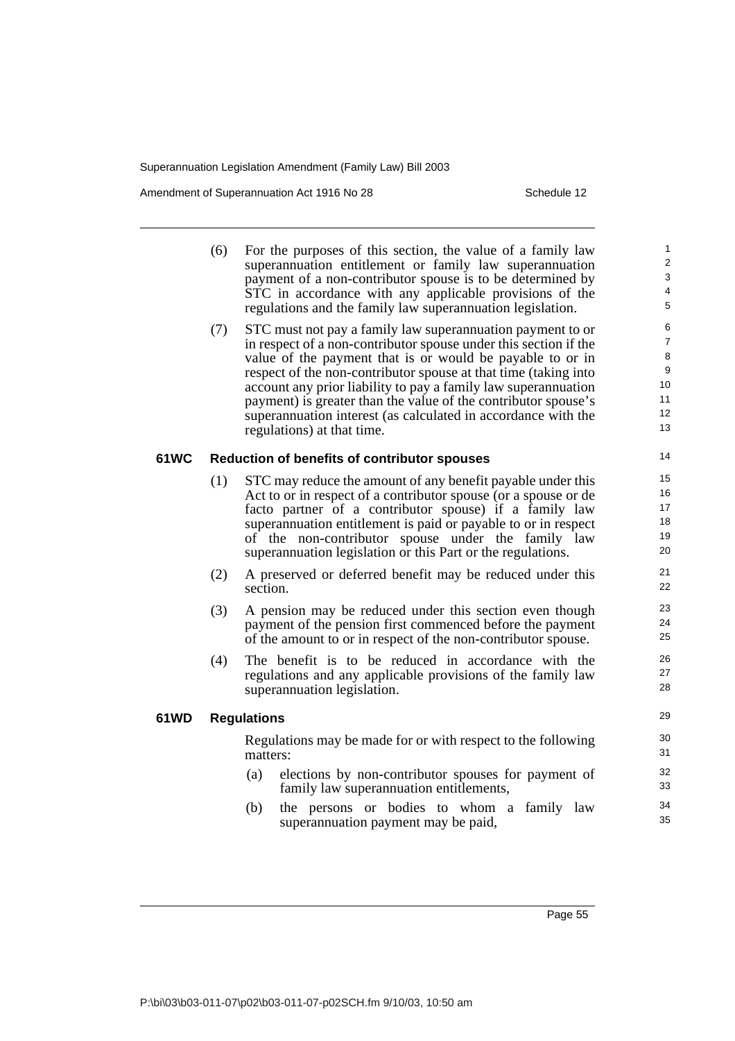(6) For the purposes of this section, the value of a family law superannuation entitlement or family law superannuation payment of a non-contributor spouse is to be determined by STC in accordance with any applicable provisions of the regulations and the family law superannuation legislation.

(7) STC must not pay a family law superannuation payment to or in respect of a non-contributor spouse under this section if the value of the payment that is or would be payable to or in respect of the non-contributor spouse at that time (taking into account any prior liability to pay a family law superannuation payment) is greater than the value of the contributor spouse's superannuation interest (as calculated in accordance with the regulations) at that time.

**61WC Reduction of benefits of contributor spouses**

(1) STC may reduce the amount of any benefit payable under this Act to or in respect of a contributor spouse (or a spouse or de facto partner of a contributor spouse) if a family law superannuation entitlement is paid or payable to or in respect of the non-contributor spouse under the family law superannuation legislation or this Part or the regulations.

(2) A preserved or deferred benefit may be reduced under this section.

(3) A pension may be reduced under this section even though payment of the pension first commenced before the payment of the amount to or in respect of the non-contributor spouse.

(4) The benefit is to be reduced in accordance with the regulations and any applicable provisions of the family law superannuation legislation.

**61WD Regulations**

Regulations may be made for or with respect to the following matters:

(a) elections by non-contributor spouses for payment of family law superannuation entitlements,

(b) the persons or bodies to whom a family law superannuation payment may be paid,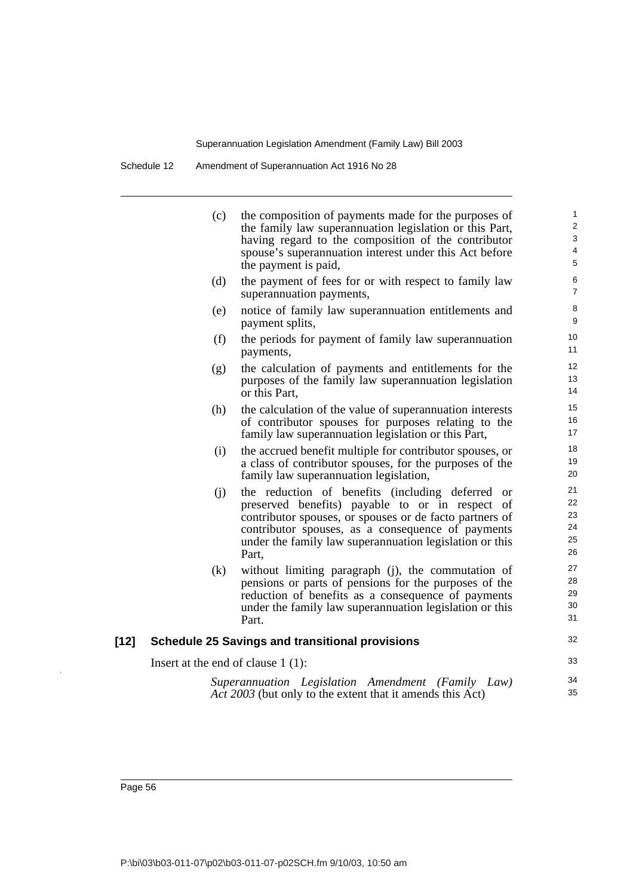(c) the composition of payments made for the purposes of the family law superannuation legislation or this Part, having regard to the composition of the contributor spouse's superannuation interest under this Act before the payment is paid,

(d) the payment of fees for or with respect to family law superannuation payments,

(e) notice of family law superannuation entitlements and payment splits,

(f) the periods for payment of family law superannuation payments,

(g) the calculation of payments and entitlements for the purposes of the family law superannuation legislation or this Part,

(h) the calculation of the value of superannuation interests of contributor spouses for purposes relating to the family law superannuation legislation or this Part,

(i) the accrued benefit multiple for contributor spouses, or a class of contributor spouses, for the purposes of the family law superannuation legislation,

(j) the reduction of benefits (including deferred or preserved benefits) payable to or in respect of contributor spouses, or spouses or de facto partners of contributor spouses, as a consequence of payments under the family law superannuation legislation or this Part,

(k) without limiting paragraph (j), the commutation of pensions or parts of pensions for the purposes of the reduction of benefits as a consequence of payments under the family law superannuation legislation or this Part.

### [12] Schedule 25 Savings and transitional provisions

Insert at the end of clause 1 (1):

*Superannuation Legislation Amendment (Family Law) Act 2003* (but only to the extent that it amends this Act)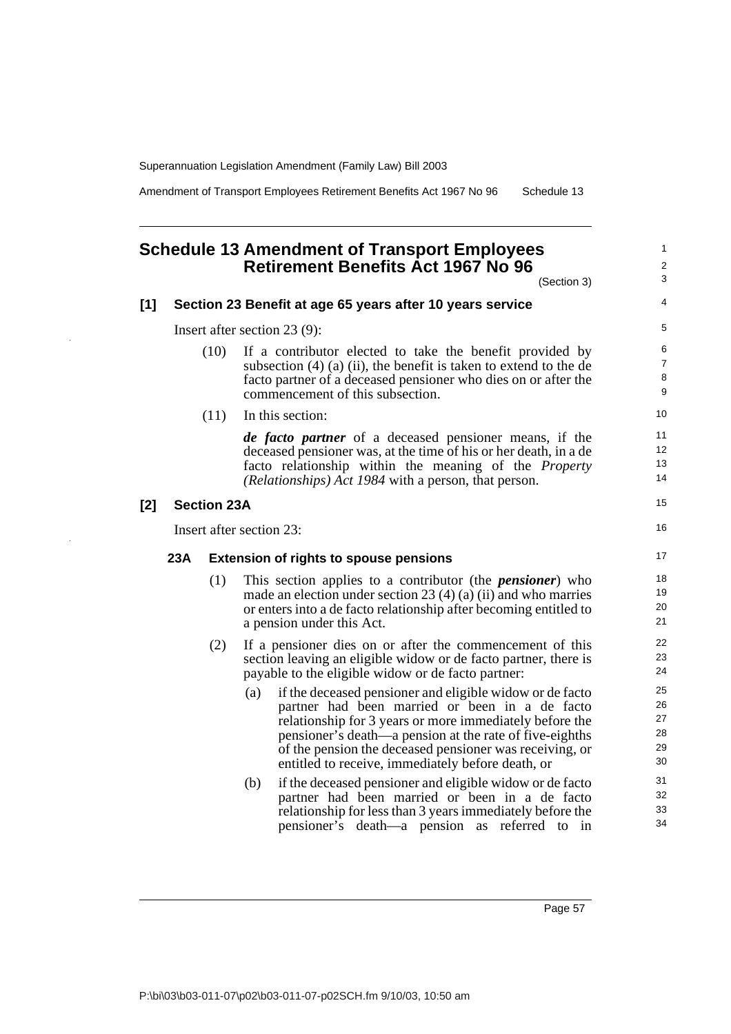# Schedule 13 Amendment of Transport Employees Retirement Benefits Act 1967 No 96

(Section 3)

## [1] Section 23 Benefit at age 65 years after 10 years service

Insert after section 23 (9):

(10) If a contributor elected to take the benefit provided by subsection (4) (a) (ii), the benefit is taken to extend to the de facto partner of a deceased pensioner who dies on or after the commencement of this subsection.

(11) In this section:

***de facto partner*** of a deceased pensioner means, if the deceased pensioner was, at the time of his or her death, in a de facto relationship within the meaning of the *Property (Relationships) Act 1984* with a person, that person.

## [2] Section 23A

Insert after section 23:

### 23A Extension of rights to spouse pensions

(1) This section applies to a contributor (the ***pensioner***) who made an election under section 23 (4) (a) (ii) and who marries or enters into a de facto relationship after becoming entitled to a pension under this Act.

(2) If a pensioner dies on or after the commencement of this section leaving an eligible widow or de facto partner, there is payable to the eligible widow or de facto partner:

(a) if the deceased pensioner and eligible widow or de facto partner had been married or been in a de facto relationship for 3 years or more immediately before the pensioner's death—a pension at the rate of five-eighths of the pension the deceased pensioner was receiving, or entitled to receive, immediately before death, or

(b) if the deceased pensioner and eligible widow or de facto partner had been married or been in a de facto relationship for less than 3 years immediately before the pensioner's death—a pension as referred to in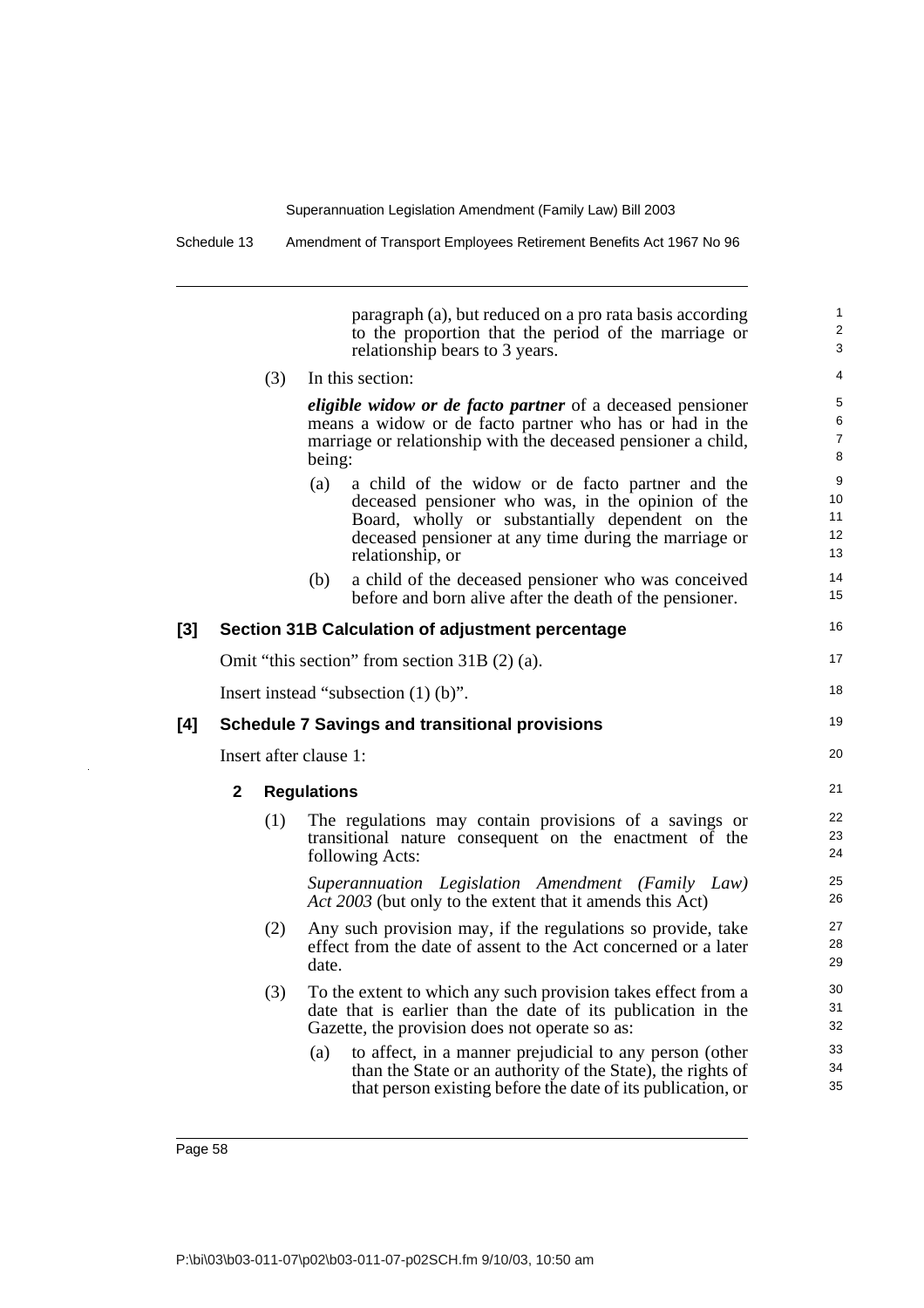paragraph (a), but reduced on a pro rata basis according to the proportion that the period of the marriage or relationship bears to 3 years.

(3) In this section:

***eligible widow or de facto partner*** of a deceased pensioner means a widow or de facto partner who has or had in the marriage or relationship with the deceased pensioner a child, being:

(a) a child of the widow or de facto partner and the deceased pensioner who was, in the opinion of the Board, wholly or substantially dependent on the deceased pensioner at any time during the marriage or relationship, or

(b) a child of the deceased pensioner who was conceived before and born alive after the death of the pensioner.

### [3] Section 31B Calculation of adjustment percentage

Omit "this section" from section 31B (2) (a).

Insert instead "subsection (1) (b)".

### [4] Schedule 7 Savings and transitional provisions

Insert after clause 1:

#### 2 Regulations

(1) The regulations may contain provisions of a savings or transitional nature consequent on the enactment of the following Acts:

*Superannuation Legislation Amendment (Family Law) Act 2003* (but only to the extent that it amends this Act)

(2) Any such provision may, if the regulations so provide, take effect from the date of assent to the Act concerned or a later date.

(3) To the extent to which any such provision takes effect from a date that is earlier than the date of its publication in the Gazette, the provision does not operate so as:

(a) to affect, in a manner prejudicial to any person (other than the State or an authority of the State), the rights of that person existing before the date of its publication, or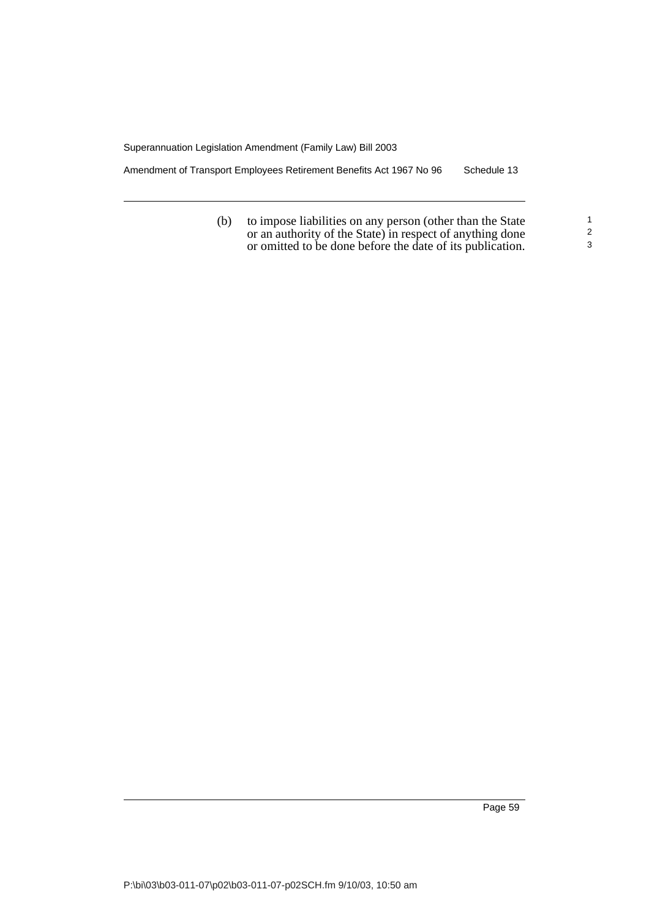(b) to impose liabilities on any person (other than the State or an authority of the State) in respect of anything done or omitted to be done before the date of its publication.